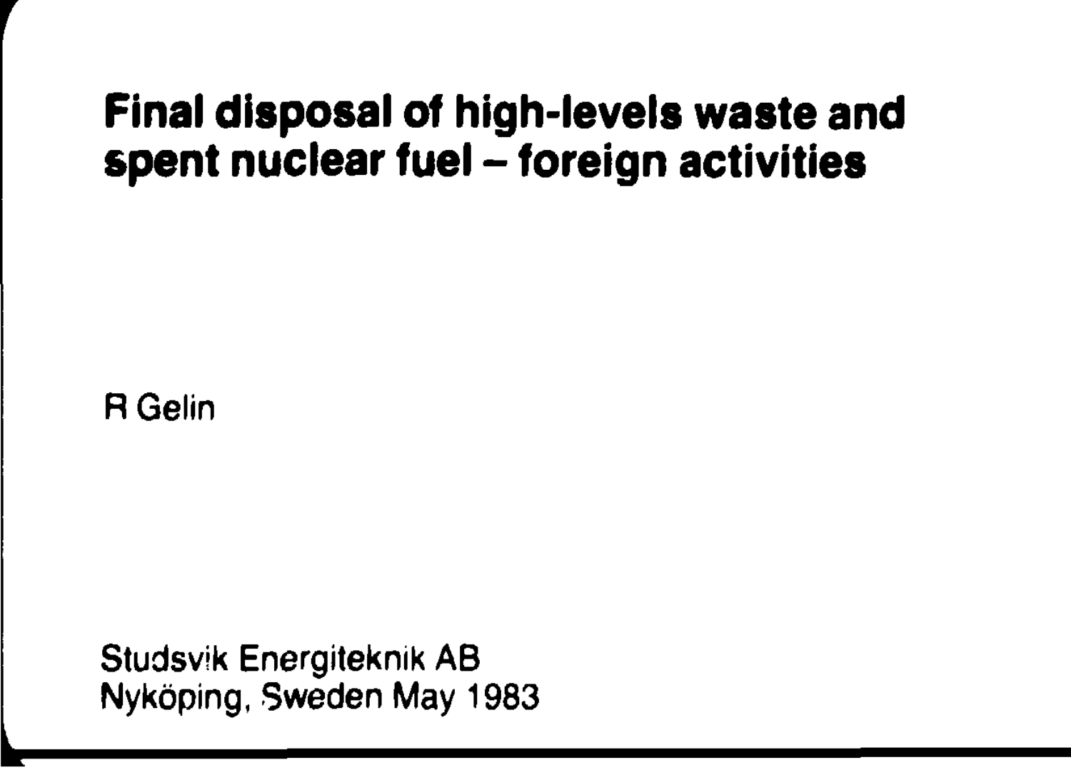# Final disposal of high-levels waste and spent nuclear fuel – foreign activities

R Gelin

Studsvik Energiteknik AB
Nyköping, Sweden May 1983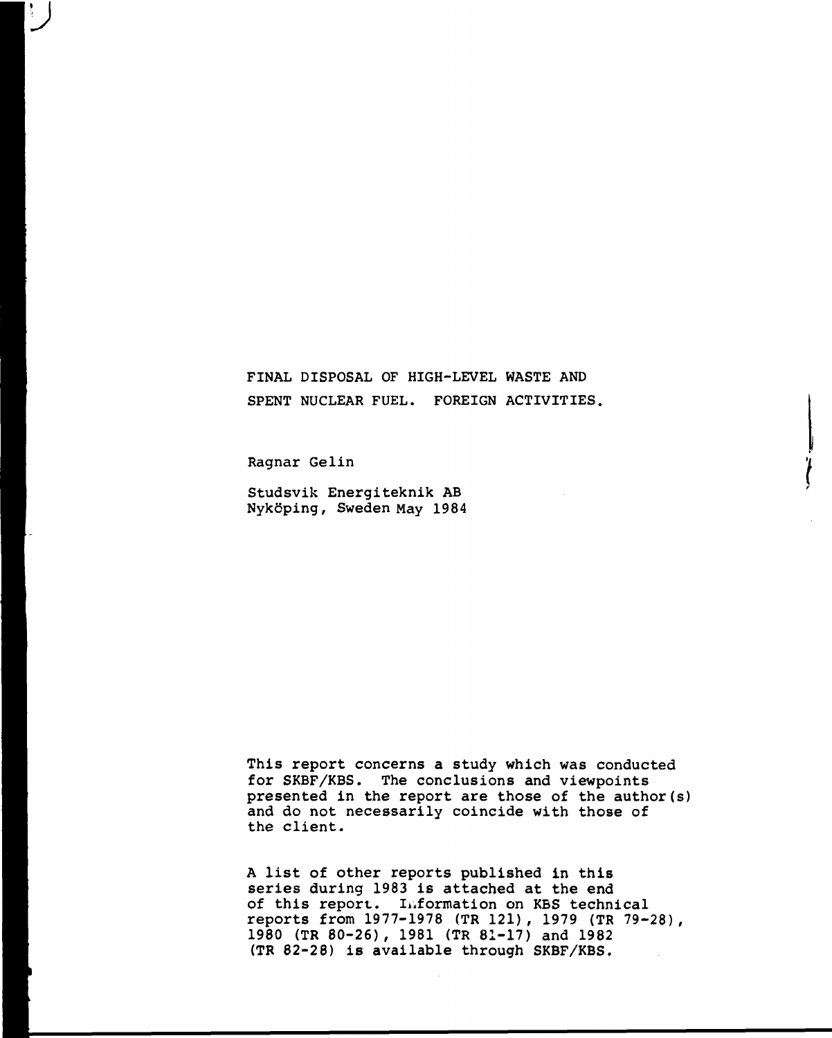# FINAL DISPOSAL OF HIGH-LEVEL WASTE AND SPENT NUCLEAR FUEL. FOREIGN ACTIVITIES.

Ragnar Gelin

Studsvik Energiteknik AB
Nyköping, Sweden May 1984

This report concerns a study which was conducted for SKBF/KBS. The conclusions and viewpoints presented in the report are those of the author(s) and do not necessarily coincide with those of the client.

A list of other reports published in this series during 1983 is attached at the end of this report. Information on KBS technical reports from 1977-1978 (TR 121), 1979 (TR 79-28), 1980 (TR 80-26), 1981 (TR 81-17) and 1982 (TR 82-28) is available through SKBF/KBS.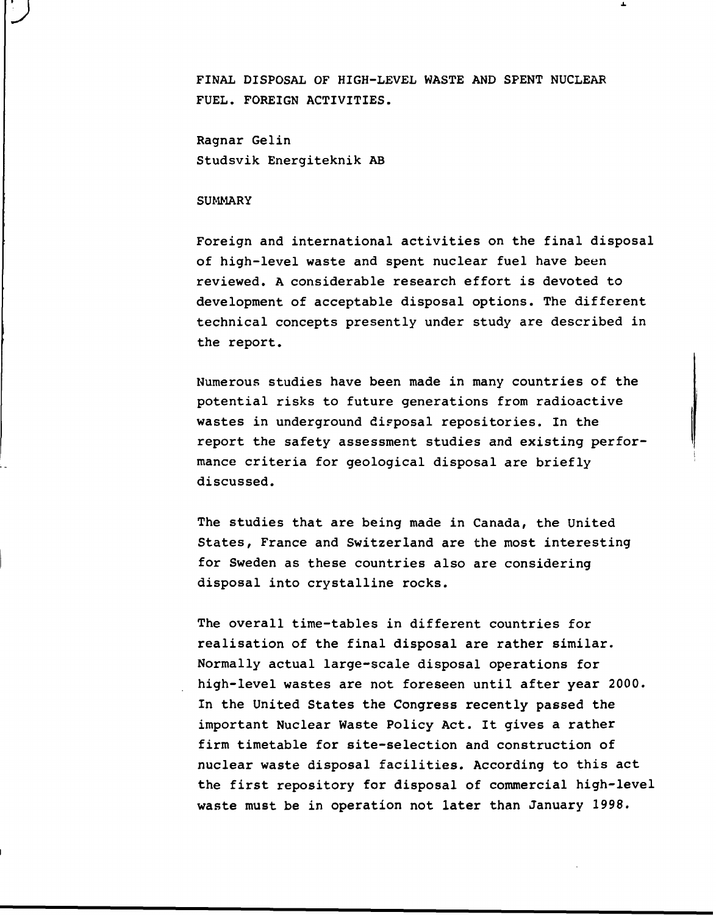# FINAL DISPOSAL OF HIGH-LEVEL WASTE AND SPENT NUCLEAR FUEL. FOREIGN ACTIVITIES.

Ragnar Gelin
Studsvik Energiteknik AB

## SUMMARY

Foreign and international activities on the final disposal of high-level waste and spent nuclear fuel have been reviewed. A considerable research effort is devoted to development of acceptable disposal options. The different technical concepts presently under study are described in the report.

Numerous studies have been made in many countries of the potential risks to future generations from radioactive wastes in underground disposal repositories. In the report the safety assessment studies and existing performance criteria for geological disposal are briefly discussed.

The studies that are being made in Canada, the United States, France and Switzerland are the most interesting for Sweden as these countries also are considering disposal into crystalline rocks.

The overall time-tables in different countries for realisation of the final disposal are rather similar. Normally actual large-scale disposal operations for high-level wastes are not foreseen until after year 2000. In the United States the Congress recently passed the important Nuclear Waste Policy Act. It gives a rather firm timetable for site-selection and construction of nuclear waste disposal facilities. According to this act the first repository for disposal of commercial high-level waste must be in operation not later than January 1998.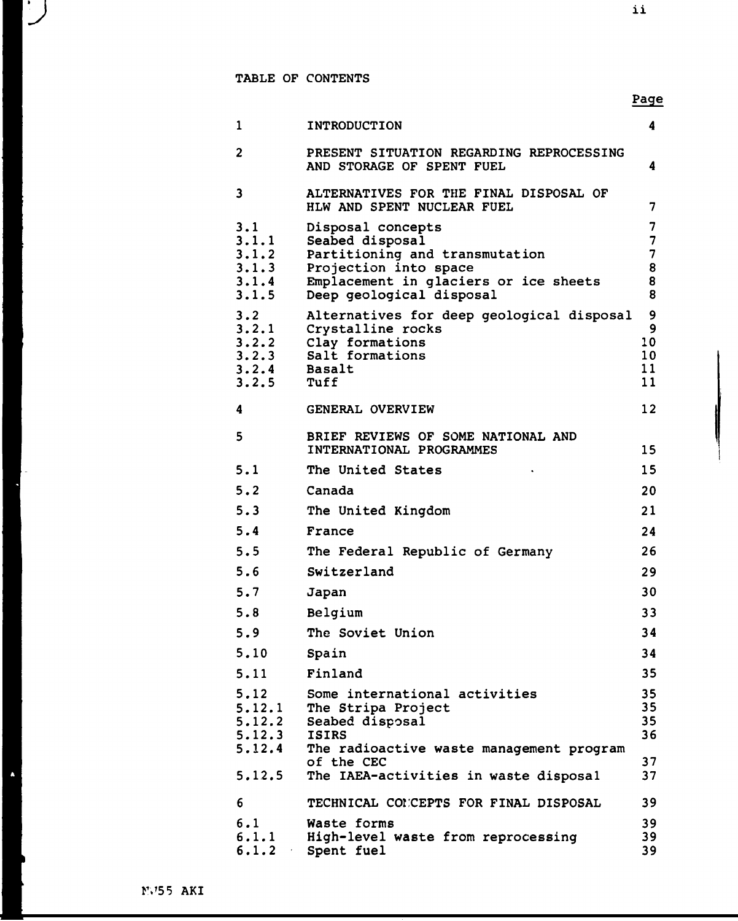TABLE OF CONTENTS

| | | Page |
|---|---|---|
| 1 | INTRODUCTION | 4 |
| 2 | PRESENT SITUATION REGARDING REPROCESSING AND STORAGE OF SPENT FUEL | 4 |
| 3 | ALTERNATIVES FOR THE FINAL DISPOSAL OF HLW AND SPENT NUCLEAR FUEL | 7 |
| 3.1 | Disposal concepts | 7 |
| 3.1.1 | Seabed disposal | 7 |
| 3.1.2 | Partitioning and transmutation | 7 |
| 3.1.3 | Projection into space | 8 |
| 3.1.4 | Emplacement in glaciers or ice sheets | 8 |
| 3.1.5 | Deep geological disposal | 8 |
| 3.2 | Alternatives for deep geological disposal | 9 |
| 3.2.1 | Crystalline rocks | 9 |
| 3.2.2 | Clay formations | 10 |
| 3.2.3 | Salt formations | 10 |
| 3.2.4 | Basalt | 11 |
| 3.2.5 | Tuff | 11 |
| 4 | GENERAL OVERVIEW | 12 |
| 5 | BRIEF REVIEWS OF SOME NATIONAL AND INTERNATIONAL PROGRAMMES | 15 |
| 5.1 | The United States | 15 |
| 5.2 | Canada | 20 |
| 5.3 | The United Kingdom | 21 |
| 5.4 | France | 24 |
| 5.5 | The Federal Republic of Germany | 26 |
| 5.6 | Switzerland | 29 |
| 5.7 | Japan | 30 |
| 5.8 | Belgium | 33 |
| 5.9 | The Soviet Union | 34 |
| 5.10 | Spain | 34 |
| 5.11 | Finland | 35 |
| 5.12 | Some international activities | 35 |
| 5.12.1 | The Stripa Project | 35 |
| 5.12.2 | Seabed disposal | 35 |
| 5.12.3 | ISIRS | 36 |
| 5.12.4 | The radioactive waste management program of the CEC | 37 |
| 5.12.5 | The IAEA-activities in waste disposal | 37 |
| 6 | TECHNICAL CONCEPTS FOR FINAL DISPOSAL | 39 |
| 6.1 | Waste forms | 39 |
| 6.1.1 | High-level waste from reprocessing | 39 |
| 6.1.2 | Spent fuel | 39 |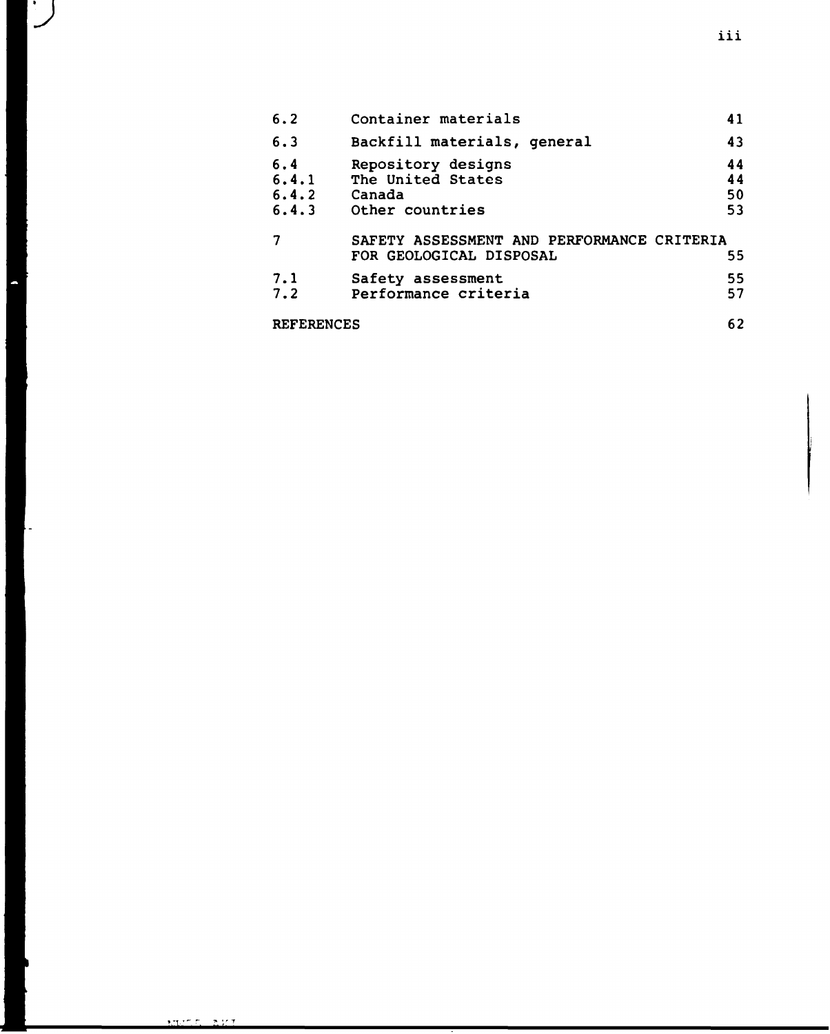| | | |
|---|---|---|
| 6.2 | Container materials | 41 |
| 6.3 | Backfill materials, general | 43 |
| 6.4 | Repository designs | 44 |
| 6.4.1 | The United States | 44 |
| 6.4.2 | Canada | 50 |
| 6.4.3 | Other countries | 53 |
| 7 | SAFETY ASSESSMENT AND PERFORMANCE CRITERIA FOR GEOLOGICAL DISPOSAL | 55 |
| 7.1 | Safety assessment | 55 |
| 7.2 | Performance criteria | 57 |
| REFERENCES | | 62 |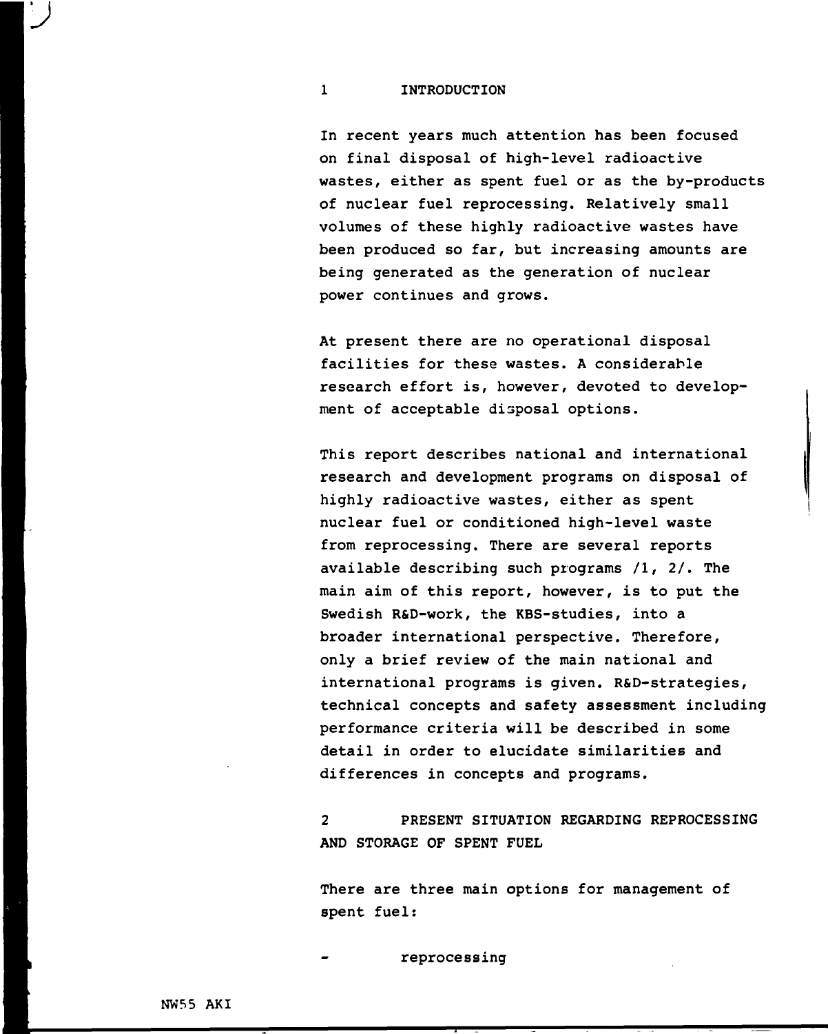# 1 INTRODUCTION

In recent years much attention has been focused on final disposal of high-level radioactive wastes, either as spent fuel or as the by-products of nuclear fuel reprocessing. Relatively small volumes of these highly radioactive wastes have been produced so far, but increasing amounts are being generated as the generation of nuclear power continues and grows.

At present there are no operational disposal facilities for these wastes. A considerable research effort is, however, devoted to development of acceptable disposal options.

This report describes national and international research and development programs on disposal of highly radioactive wastes, either as spent nuclear fuel or conditioned high-level waste from reprocessing. There are several reports available describing such programs /1, 2/. The main aim of this report, however, is to put the Swedish R&D-work, the KBS-studies, into a broader international perspective. Therefore, only a brief review of the main national and international programs is given. R&D-strategies, technical concepts and safety assessment including performance criteria will be described in some detail in order to elucidate similarities and differences in concepts and programs.

# 2 PRESENT SITUATION REGARDING REPROCESSING AND STORAGE OF SPENT FUEL

There are three main options for management of spent fuel:

- reprocessing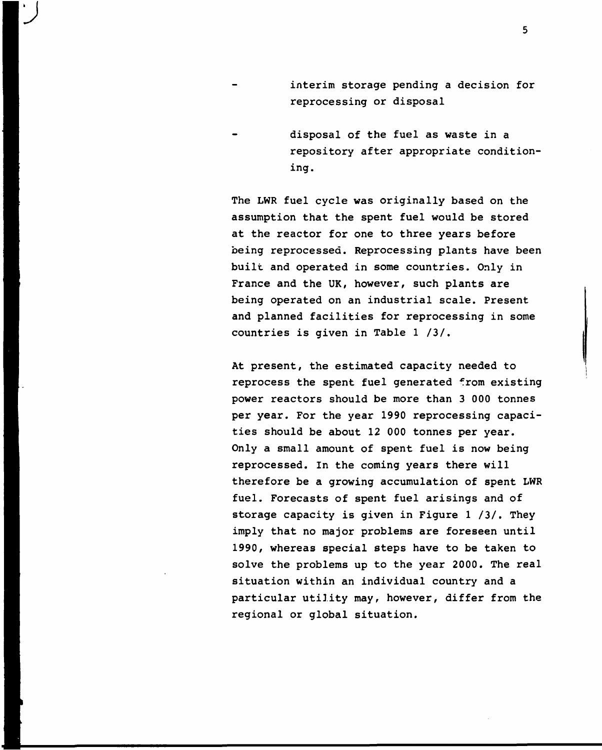- interim storage pending a decision for reprocessing or disposal

- disposal of the fuel as waste in a repository after appropriate conditioning.

The LWR fuel cycle was originally based on the assumption that the spent fuel would be stored at the reactor for one to three years before being reprocessed. Reprocessing plants have been built and operated in some countries. Only in France and the UK, however, such plants are being operated on an industrial scale. Present and planned facilities for reprocessing in some countries is given in Table 1 /3/.

At present, the estimated capacity needed to reprocess the spent fuel generated from existing power reactors should be more than 3 000 tonnes per year. For the year 1990 reprocessing capacities should be about 12 000 tonnes per year. Only a small amount of spent fuel is now being reprocessed. In the coming years there will therefore be a growing accumulation of spent LWR fuel. Forecasts of spent fuel arisings and of storage capacity is given in Figure 1 /3/. They imply that no major problems are foreseen until 1990, whereas special steps have to be taken to solve the problems up to the year 2000. The real situation within an individual country and a particular utility may, however, differ from the regional or global situation.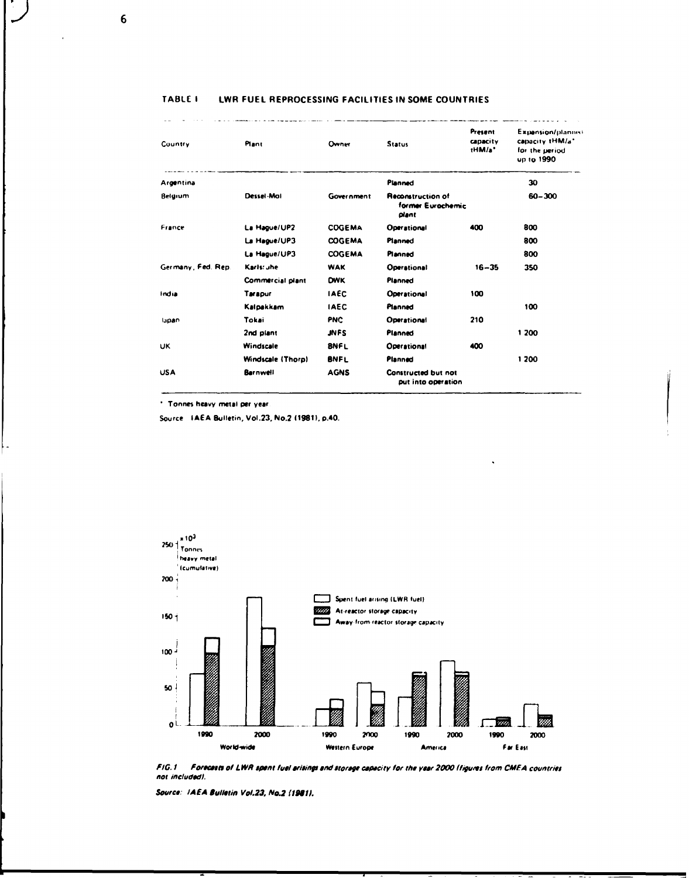TABLE I LWR FUEL REPROCESSING FACILITIES IN SOME COUNTRIES

| Country | Plant | Owner | Status | Present capacity tHM/a* | Expansion/planned capacity tHM/a* for the period up to 1990 |
|---|---|---|---|---|---|
| Argentina | | | Planned | | 30 |
| Belgium | Dessel-Mol | Government | Reconstruction of former Eurochemic plant | | 60–300 |
| France | La Hague/UP2 | COGEMA | Operational | 400 | 800 |
| | La Hague/UP3 | COGEMA | Planned | | 800 |
| | La Hague/UP3 | COGEMA | Planned | | 800 |
| Germany, Fed. Rep. | Karlsruhe | WAK | Operational | 16–35 | 350 |
| | Commercial plant | DWK | Planned | | |
| India | Tarapur | IAEC | Operational | 100 | |
| | Kalpakkam | IAEC | Planned | | 100 |
| Japan | Tokai | PNC | Operational | 210 | |
| | 2nd plant | JNFS | Planned | | 1 200 |
| UK | Windscale | BNFL | Operational | 400 | |
| | Windscale (Thorp) | BNFL | Planned | | 1 200 |
| USA | Barnwell | AGNS | Constructed but not put into operation | | |

\* Tonnes heavy metal per year

Source: IAEA Bulletin, Vol.23, No.2 (1981), p.40.

*FIG. 1 Forecasts of LWR spent fuel arisings and storage capacity for the year 2000 (figures from CMEA countries not included).*

*Source: IAEA Bulletin Vol.23, No.2 (1981).*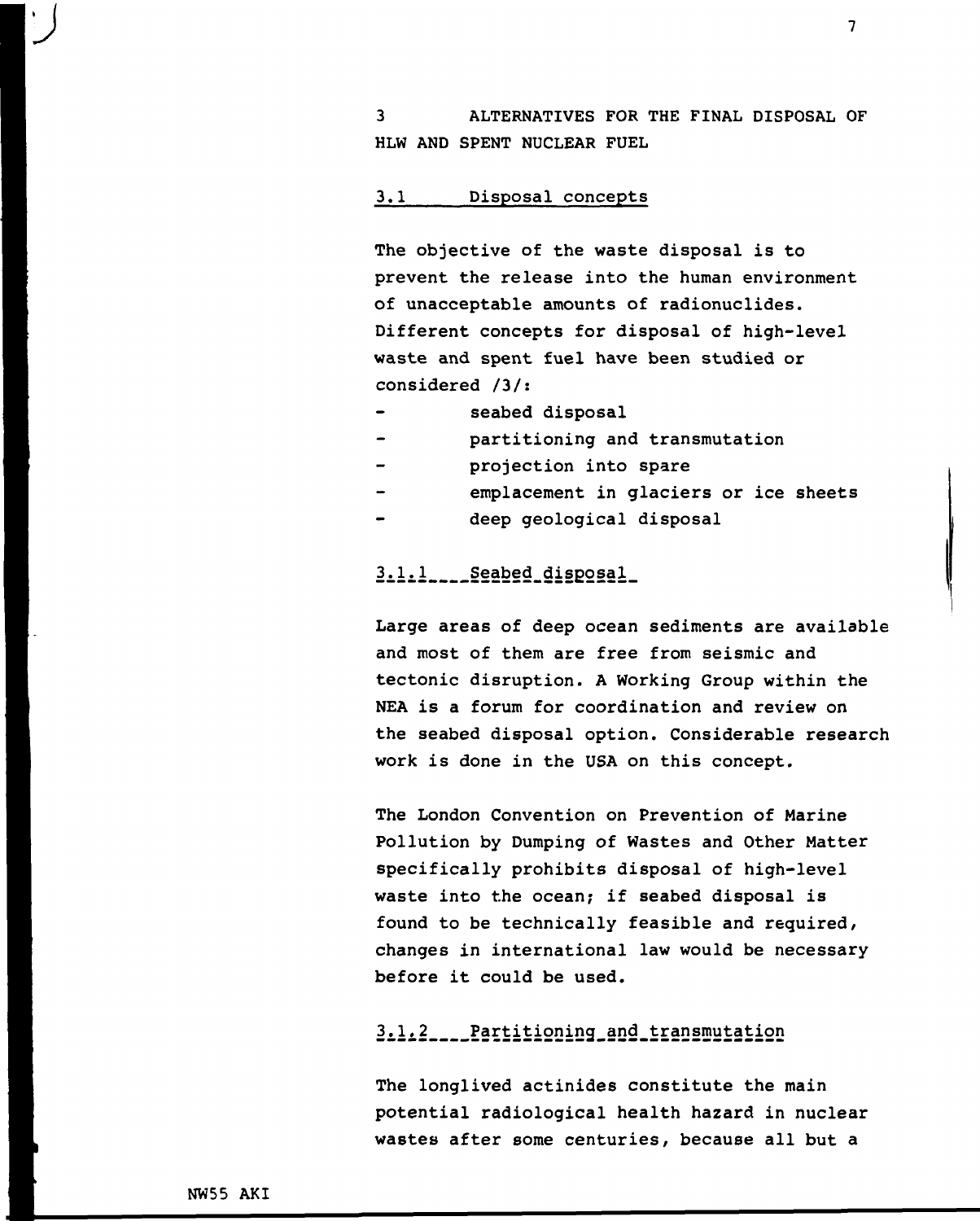## 3 ALTERNATIVES FOR THE FINAL DISPOSAL OF HLW AND SPENT NUCLEAR FUEL

### 3.1 Disposal concepts

The objective of the waste disposal is to prevent the release into the human environment of unacceptable amounts of radionuclides. Different concepts for disposal of high-level waste and spent fuel have been studied or considered /3/:

- seabed disposal
- partitioning and transmutation
- projection into spare
- emplacement in glaciers or ice sheets
- deep geological disposal

#### 3.1.1 Seabed disposal

Large areas of deep ocean sediments are available and most of them are free from seismic and tectonic disruption. A Working Group within the NEA is a forum for coordination and review on the seabed disposal option. Considerable research work is done in the USA on this concept.

The London Convention on Prevention of Marine Pollution by Dumping of Wastes and Other Matter specifically prohibits disposal of high-level waste into the ocean; if seabed disposal is found to be technically feasible and required, changes in international law would be necessary before it could be used.

#### 3.1.2 Partitioning and transmutation

The longlived actinides constitute the main potential radiological health hazard in nuclear wastes after some centuries, because all but a

NW55 AKI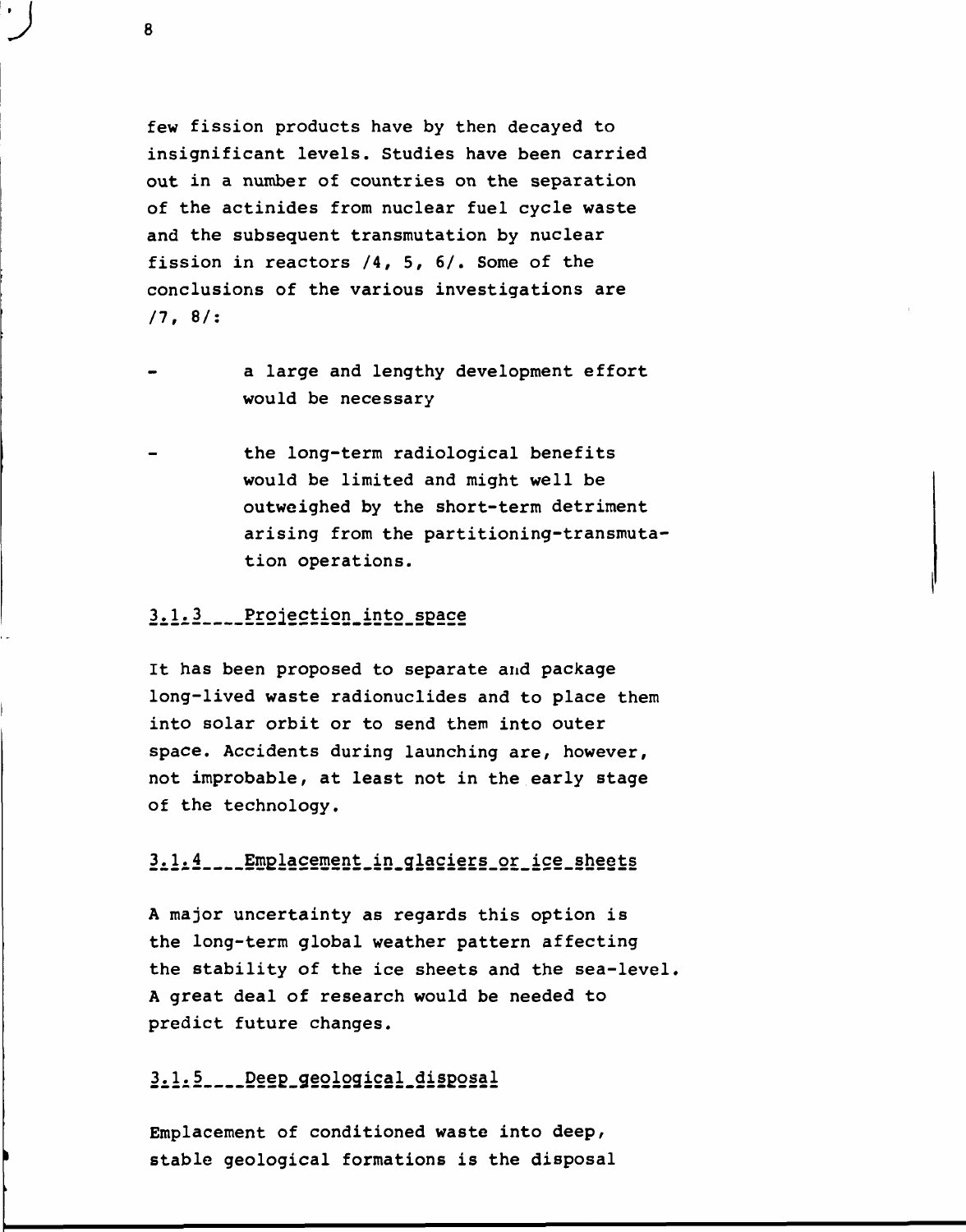few fission products have by then decayed to insignificant levels. Studies have been carried out in a number of countries on the separation of the actinides from nuclear fuel cycle waste and the subsequent transmutation by nuclear fission in reactors /4, 5, 6/. Some of the conclusions of the various investigations are /7, 8/:

- a large and lengthy development effort would be necessary

- the long-term radiological benefits would be limited and might well be outweighed by the short-term detriment arising from the partitioning-transmutation operations.

#### 3.1.3 Projection into space

It has been proposed to separate and package long-lived waste radionuclides and to place them into solar orbit or to send them into outer space. Accidents during launching are, however, not improbable, at least not in the early stage of the technology.

#### 3.1.4 Emplacement in glaciers or ice sheets

A major uncertainty as regards this option is the long-term global weather pattern affecting the stability of the ice sheets and the sea-level. A great deal of research would be needed to predict future changes.

#### 3.1.5 Deep geological disposal

Emplacement of conditioned waste into deep, stable geological formations is the disposal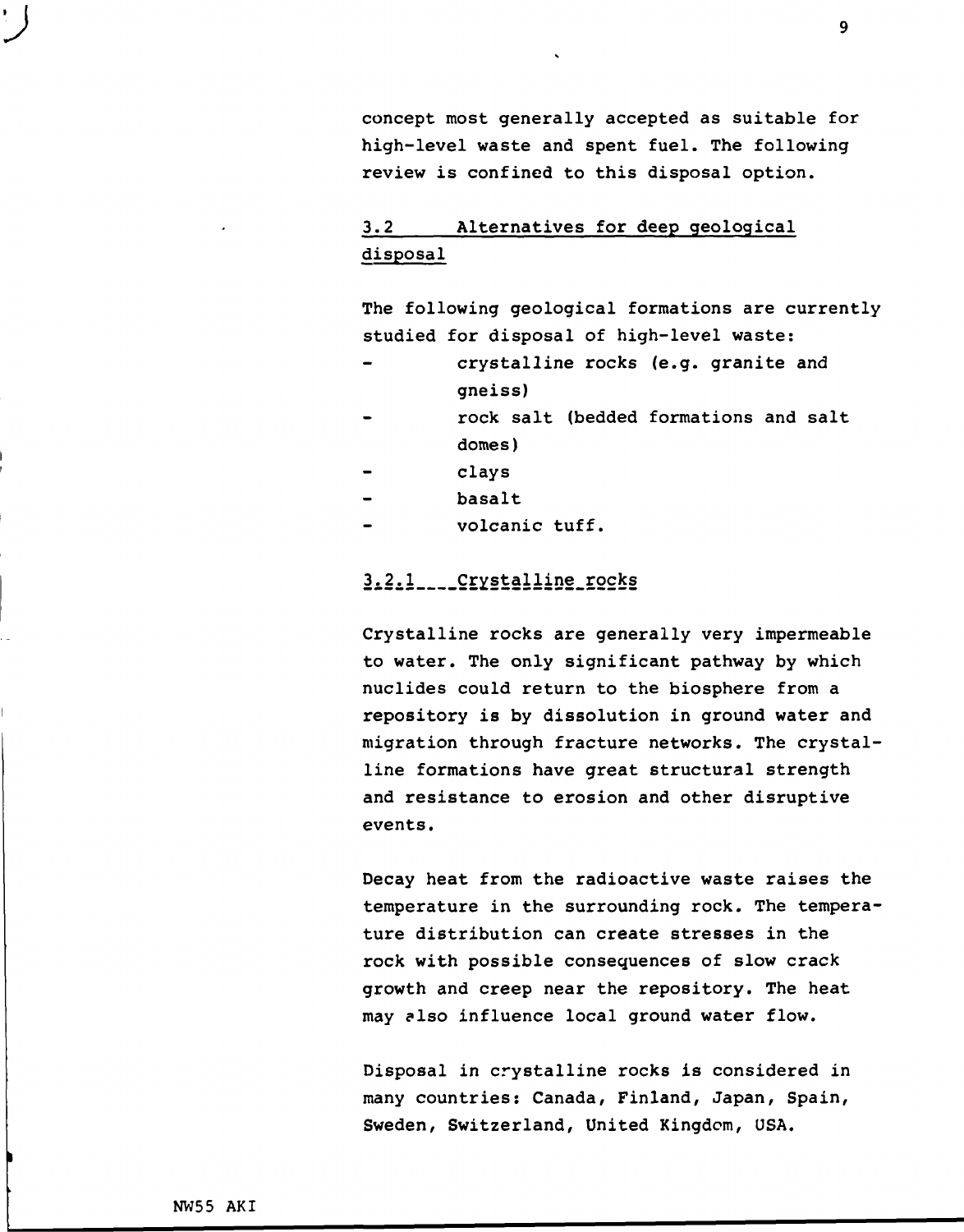concept most generally accepted as suitable for high-level waste and spent fuel. The following review is confined to this disposal option.

## 3.2 Alternatives for deep geological disposal

The following geological formations are currently studied for disposal of high-level waste:

- crystalline rocks (e.g. granite and gneiss)
- rock salt (bedded formations and salt domes)
- clays
- basalt
- volcanic tuff.

### 3.2.1 Crystalline rocks

Crystalline rocks are generally very impermeable to water. The only significant pathway by which nuclides could return to the biosphere from a repository is by dissolution in ground water and migration through fracture networks. The crystalline formations have great structural strength and resistance to erosion and other disruptive events.

Decay heat from the radioactive waste raises the temperature in the surrounding rock. The temperature distribution can create stresses in the rock with possible consequences of slow crack growth and creep near the repository. The heat may also influence local ground water flow.

Disposal in crystalline rocks is considered in many countries: Canada, Finland, Japan, Spain, Sweden, Switzerland, United Kingdom, USA.

NW55 AKI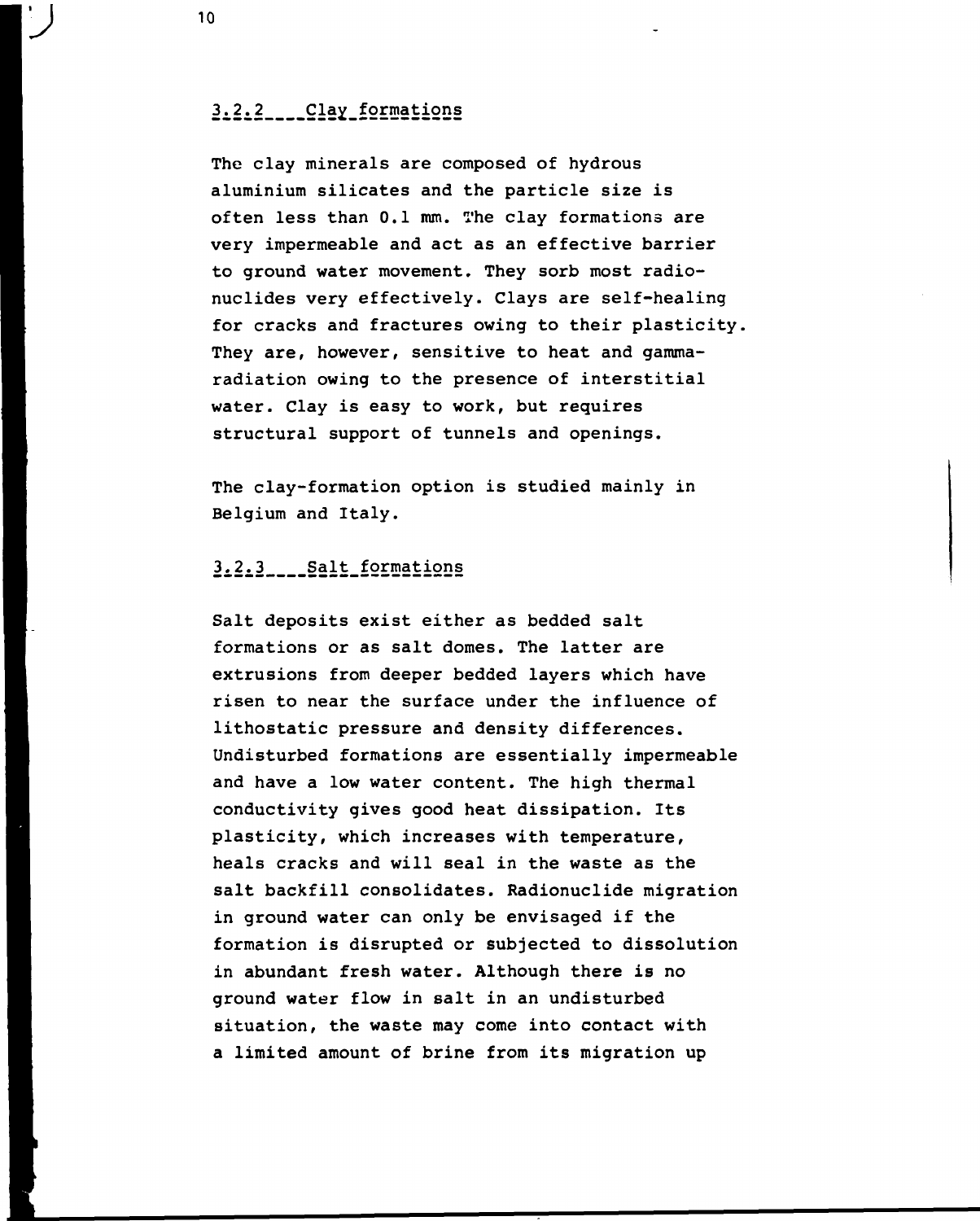### 3.2.2 Clay formations

The clay minerals are composed of hydrous aluminium silicates and the particle size is often less than 0.1 mm. The clay formations are very impermeable and act as an effective barrier to ground water movement. They sorb most radionuclides very effectively. Clays are self-healing for cracks and fractures owing to their plasticity. They are, however, sensitive to heat and gamma-radiation owing to the presence of interstitial water. Clay is easy to work, but requires structural support of tunnels and openings.

The clay-formation option is studied mainly in Belgium and Italy.

### 3.2.3 Salt formations

Salt deposits exist either as bedded salt formations or as salt domes. The latter are extrusions from deeper bedded layers which have risen to near the surface under the influence of lithostatic pressure and density differences. Undisturbed formations are essentially impermeable and have a low water content. The high thermal conductivity gives good heat dissipation. Its plasticity, which increases with temperature, heals cracks and will seal in the waste as the salt backfill consolidates. Radionuclide migration in ground water can only be envisaged if the formation is disrupted or subjected to dissolution in abundant fresh water. Although there is no ground water flow in salt in an undisturbed situation, the waste may come into contact with a limited amount of brine from its migration up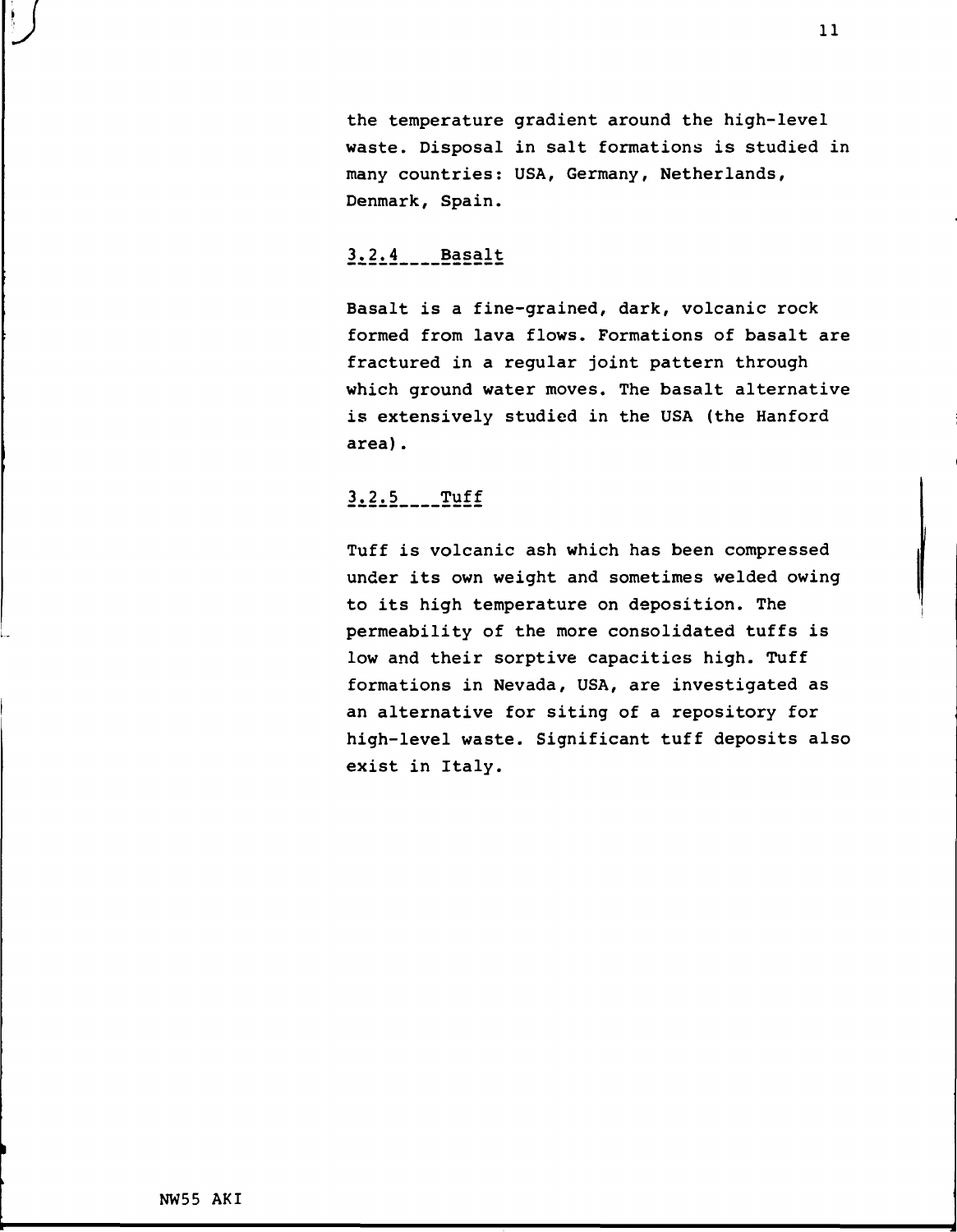the temperature gradient around the high-level waste. Disposal in salt formations is studied in many countries: USA, Germany, Netherlands, Denmark, Spain.

### 3.2.4 Basalt

Basalt is a fine-grained, dark, volcanic rock formed from lava flows. Formations of basalt are fractured in a regular joint pattern through which ground water moves. The basalt alternative is extensively studied in the USA (the Hanford area).

### 3.2.5 Tuff

Tuff is volcanic ash which has been compressed under its own weight and sometimes welded owing to its high temperature on deposition. The permeability of the more consolidated tuffs is low and their sorptive capacities high. Tuff formations in Nevada, USA, are investigated as an alternative for siting of a repository for high-level waste. Significant tuff deposits also exist in Italy.

NW55 AKI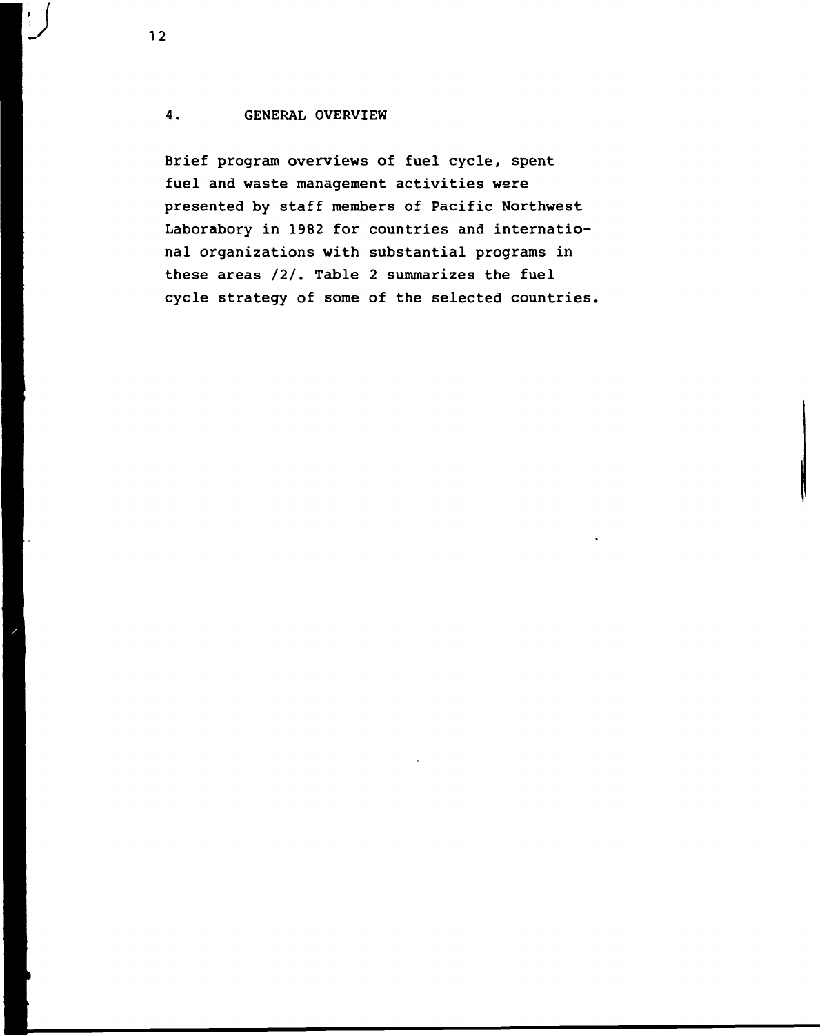## 4. GENERAL OVERVIEW

Brief program overviews of fuel cycle, spent fuel and waste management activities were presented by staff members of Pacific Northwest Laborabory in 1982 for countries and international organizations with substantial programs in these areas /2/. Table 2 summarizes the fuel cycle strategy of some of the selected countries.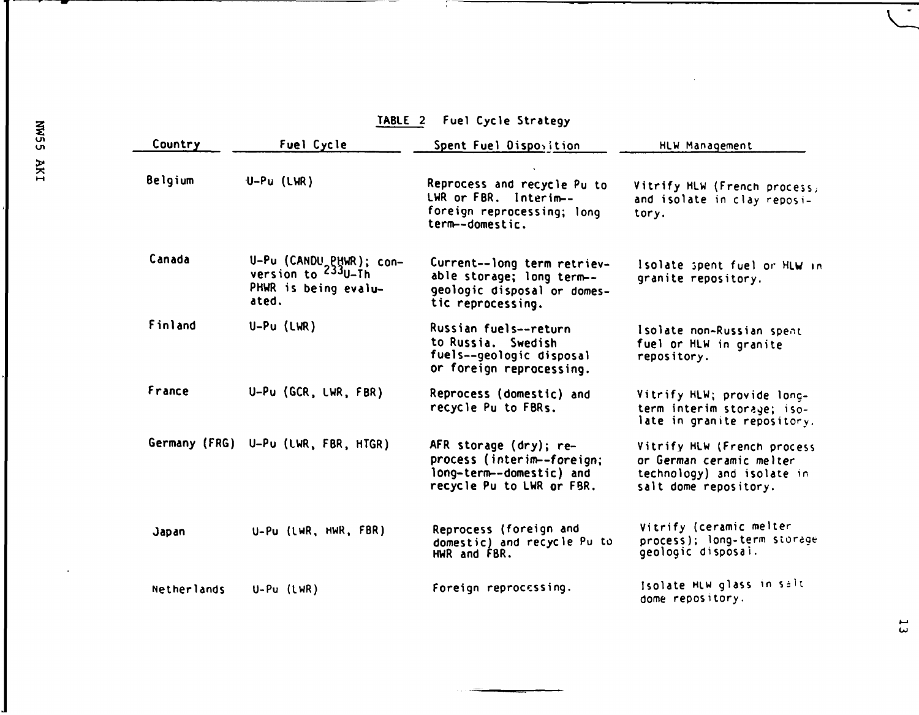TABLE 2 Fuel Cycle Strategy

| Country | Fuel Cycle | Spent Fuel Disposition | HLW Management |
|---|---|---|---|
| Belgium | U-Pu (LWR) | Reprocess and recycle Pu to LWR or FBR. Interim--foreign reprocessing; long term--domestic. | Vitrify HLW (French process) and isolate in clay repository. |
| Canada | U-Pu (CANDU PHWR); conversion to $^{233}$U-Th PHWR is being evaluated. | Current--long term retrievable storage; long term--geologic disposal or domestic reprocessing. | Isolate spent fuel or HLW in granite repository. |
| Finland | U-Pu (LWR) | Russian fuels--return to Russia. Swedish fuels--geologic disposal or foreign reprocessing. | Isolate non-Russian spent fuel or HLW in granite repository. |
| France | U-Pu (GCR, LWR, FBR) | Reprocess (domestic) and recycle Pu to FBRs. | Vitrify HLW; provide long-term interim storage; isolate in granite repository. |
| Germany (FRG) | U-Pu (LWR, FBR, HTGR) | AFR storage (dry); reprocess (interim--foreign; long-term--domestic) and recycle Pu to LWR or FBR. | Vitrify HLW (French process or German ceramic melter technology) and isolate in salt dome repository. |
| Japan | U-Pu (LWR, HWR, FBR) | Reprocess (foreign and domestic) and recycle Pu to HWR and FBR. | Vitrify (ceramic melter process); long-term storage geologic disposal. |
| Netherlands | U-Pu (LWR) | Foreign reprocessing. | Isolate HLW glass in salt dome repository. |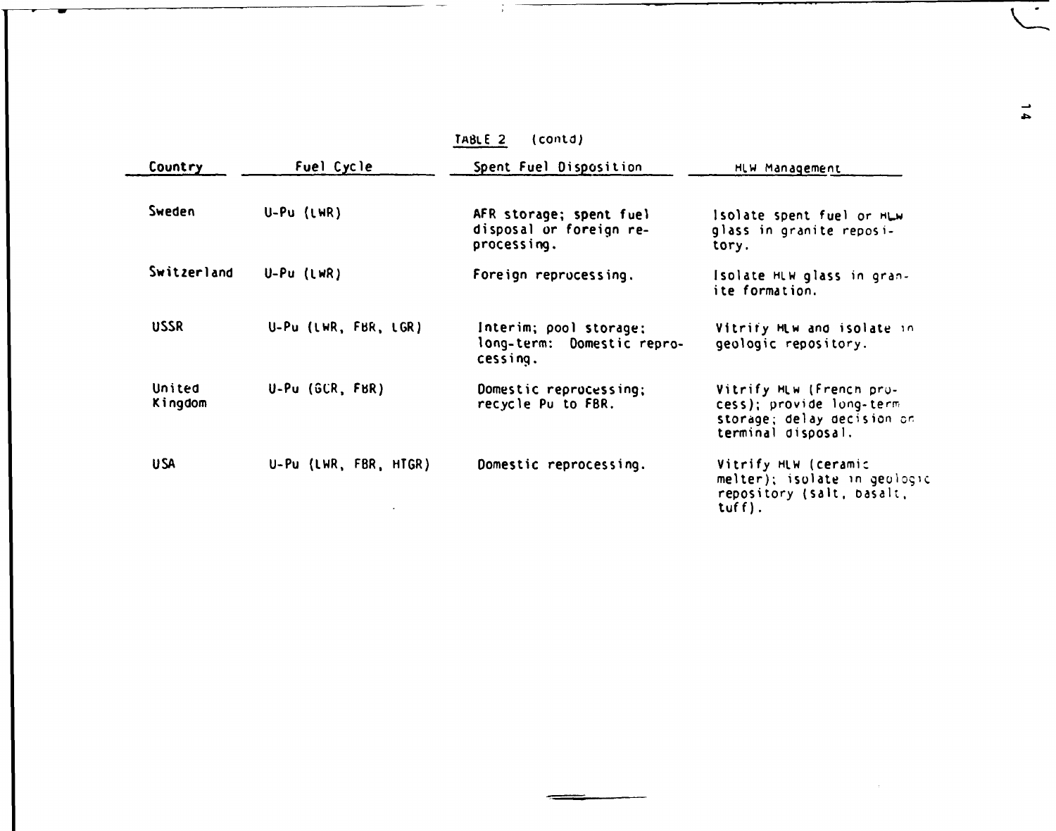TABLE 2 (contd)

| Country | Fuel Cycle | Spent Fuel Disposition | HLW Management |
|---|---|---|---|
| Sweden | U-Pu (LWR) | AFR storage; spent fuel disposal or foreign reprocessing. | Isolate spent fuel or HLW glass in granite repository. |
| Switzerland | U-Pu (LWR) | Foreign reprocessing. | Isolate HLW glass in granite formation. |
| USSR | U-Pu (LWR, FBR, LGR) | Interim; pool storage; long-term: Domestic reprocessing. | Vitrify HLW and isolate in geologic repository. |
| United Kingdom | U-Pu (GCR, FBR) | Domestic reprocessing; recycle Pu to FBR. | Vitrify HLW (French process); provide long-term storage; delay decision on terminal disposal. |
| USA | U-Pu (LWR, FBR, HTGR) | Domestic reprocessing. | Vitrify HLW (ceramic melter); isolate in geologic repository (salt, basalt, tuff). |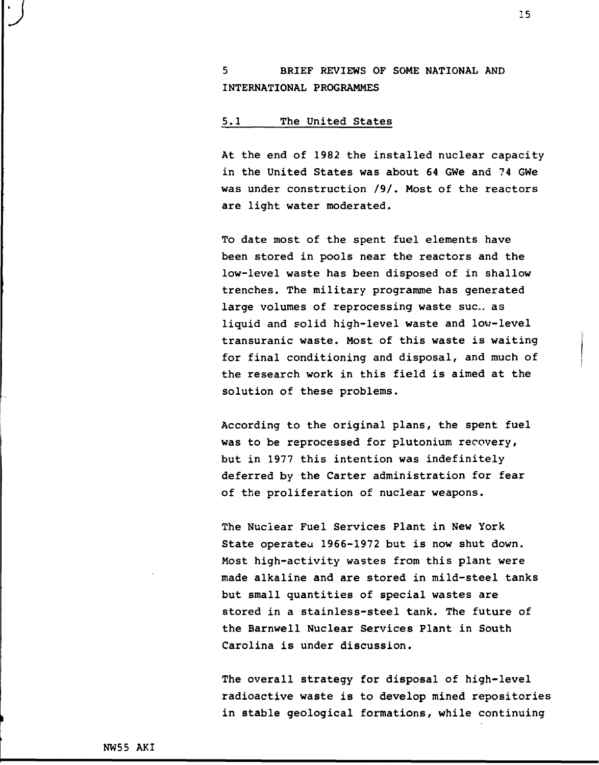# 5 BRIEF REVIEWS OF SOME NATIONAL AND INTERNATIONAL PROGRAMMES

## 5.1 The United States

At the end of 1982 the installed nuclear capacity in the United States was about 64 GWe and 74 GWe was under construction /9/. Most of the reactors are light water moderated.

To date most of the spent fuel elements have been stored in pools near the reactors and the low-level waste has been disposed of in shallow trenches. The military programme has generated large volumes of reprocessing waste such as liquid and solid high-level waste and low-level transuranic waste. Most of this waste is waiting for final conditioning and disposal, and much of the research work in this field is aimed at the solution of these problems.

According to the original plans, the spent fuel was to be reprocessed for plutonium recovery, but in 1977 this intention was indefinitely deferred by the Carter administration for fear of the proliferation of nuclear weapons.

The Nuclear Fuel Services Plant in New York State operated 1966-1972 but is now shut down. Most high-activity wastes from this plant were made alkaline and are stored in mild-steel tanks but small quantities of special wastes are stored in a stainless-steel tank. The future of the Barnwell Nuclear Services Plant in South Carolina is under discussion.

The overall strategy for disposal of high-level radioactive waste is to develop mined repositories in stable geological formations, while continuing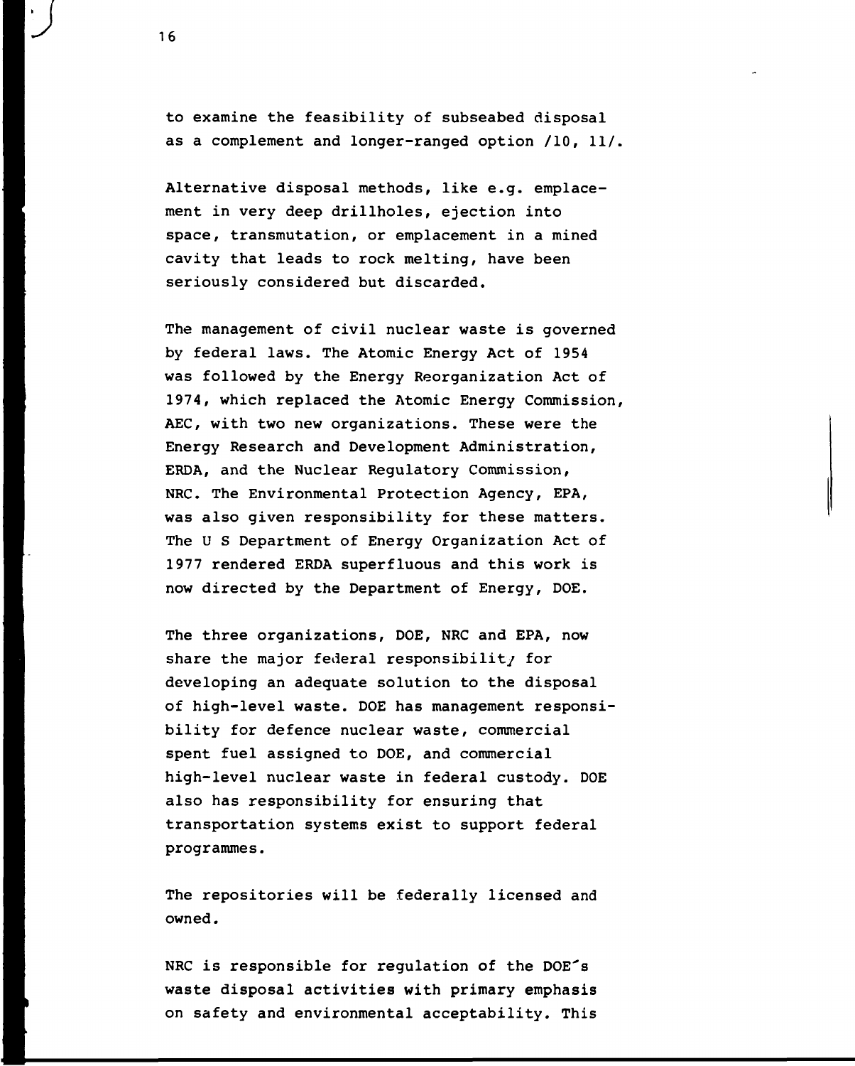to examine the feasibility of subseabed disposal as a complement and longer-ranged option /10, 11/.

Alternative disposal methods, like e.g. emplacement in very deep drillholes, ejection into space, transmutation, or emplacement in a mined cavity that leads to rock melting, have been seriously considered but discarded.

The management of civil nuclear waste is governed by federal laws. The Atomic Energy Act of 1954 was followed by the Energy Reorganization Act of 1974, which replaced the Atomic Energy Commission, AEC, with two new organizations. These were the Energy Research and Development Administration, ERDA, and the Nuclear Regulatory Commission, NRC. The Environmental Protection Agency, EPA, was also given responsibility for these matters. The U S Department of Energy Organization Act of 1977 rendered ERDA superfluous and this work is now directed by the Department of Energy, DOE.

The three organizations, DOE, NRC and EPA, now share the major federal responsibility for developing an adequate solution to the disposal of high-level waste. DOE has management responsibility for defence nuclear waste, commercial spent fuel assigned to DOE, and commercial high-level nuclear waste in federal custody. DOE also has responsibility for ensuring that transportation systems exist to support federal programmes.

The repositories will be federally licensed and owned.

NRC is responsible for regulation of the DOE's waste disposal activities with primary emphasis on safety and environmental acceptability. This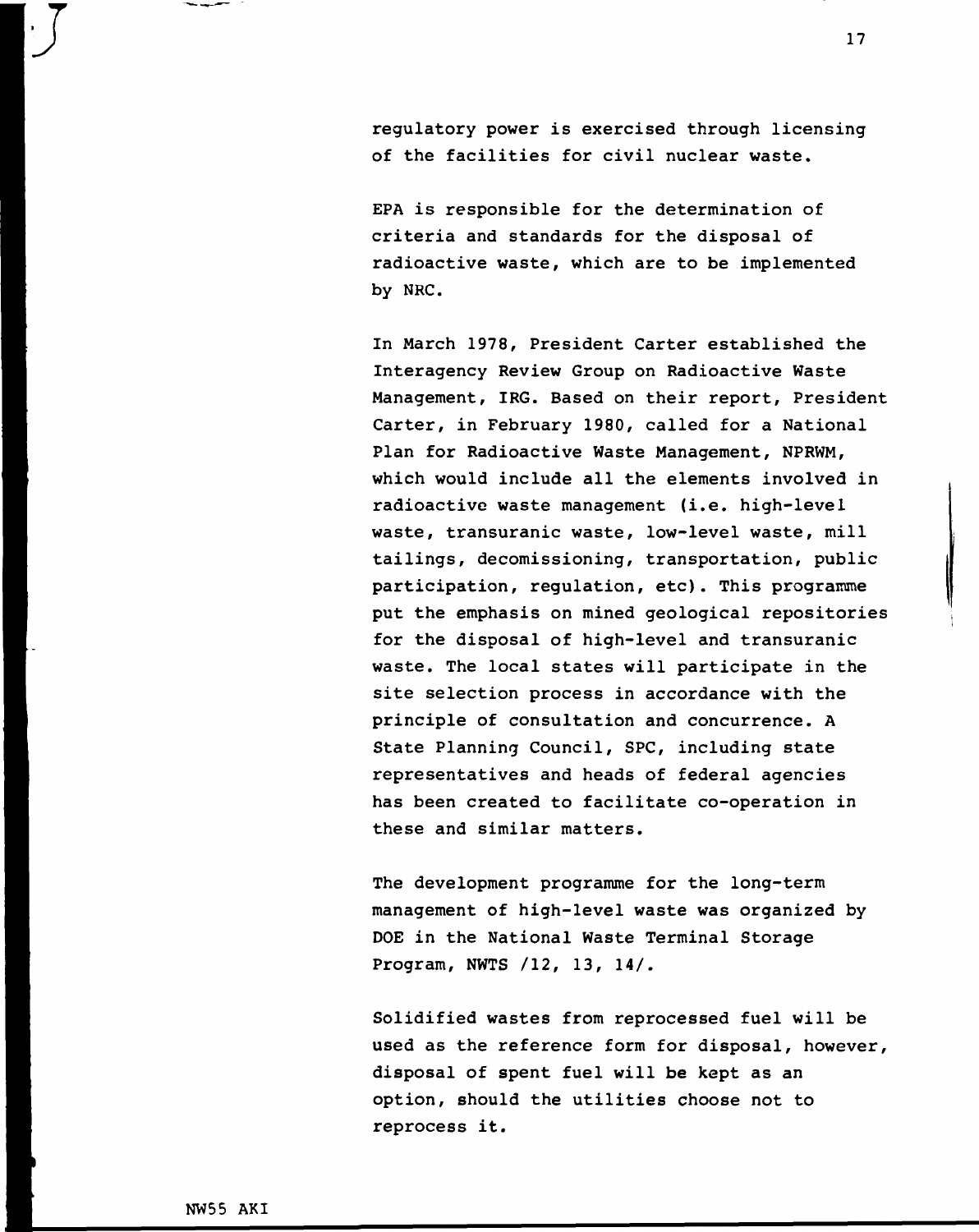regulatory power is exercised through licensing of the facilities for civil nuclear waste.

EPA is responsible for the determination of criteria and standards for the disposal of radioactive waste, which are to be implemented by NRC.

In March 1978, President Carter established the Interagency Review Group on Radioactive Waste Management, IRG. Based on their report, President Carter, in February 1980, called for a National Plan for Radioactive Waste Management, NPRWM, which would include all the elements involved in radioactive waste management (i.e. high-level waste, transuranic waste, low-level waste, mill tailings, decomissioning, transportation, public participation, regulation, etc). This programme put the emphasis on mined geological repositories for the disposal of high-level and transuranic waste. The local states will participate in the site selection process in accordance with the principle of consultation and concurrence. A State Planning Council, SPC, including state representatives and heads of federal agencies has been created to facilitate co-operation in these and similar matters.

The development programme for the long-term management of high-level waste was organized by DOE in the National Waste Terminal Storage Program, NWTS /12, 13, 14/.

Solidified wastes from reprocessed fuel will be used as the reference form for disposal, however, disposal of spent fuel will be kept as an option, should the utilities choose not to reprocess it.

NW55 AKI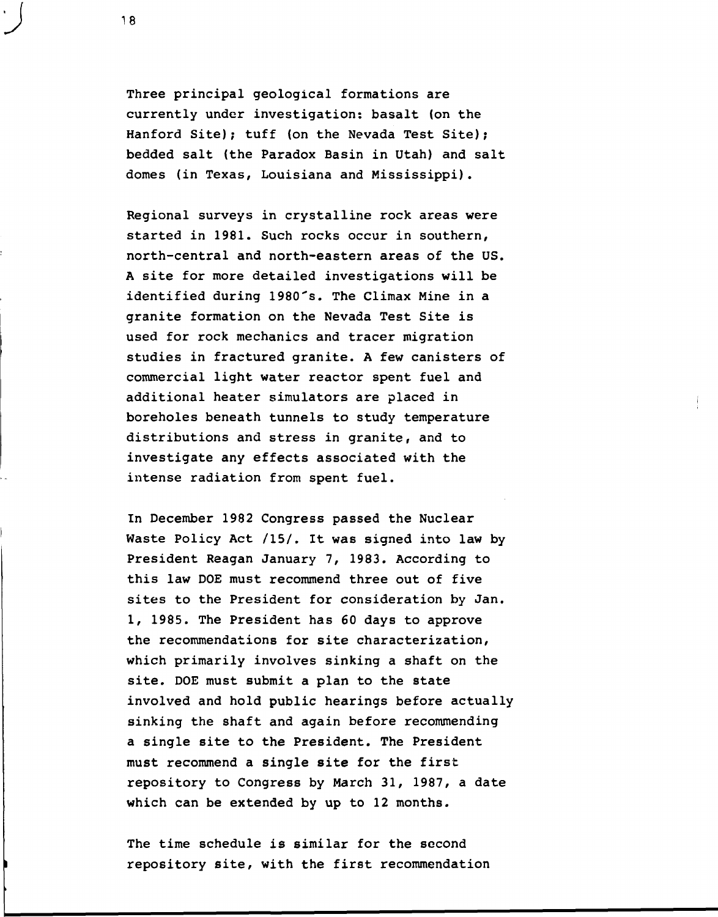Three principal geological formations are currently under investigation: basalt (on the Hanford Site); tuff (on the Nevada Test Site); bedded salt (the Paradox Basin in Utah) and salt domes (in Texas, Louisiana and Mississippi).

Regional surveys in crystalline rock areas were started in 1981. Such rocks occur in southern, north-central and north-eastern areas of the US. A site for more detailed investigations will be identified during 1980's. The Climax Mine in a granite formation on the Nevada Test Site is used for rock mechanics and tracer migration studies in fractured granite. A few canisters of commercial light water reactor spent fuel and additional heater simulators are placed in boreholes beneath tunnels to study temperature distributions and stress in granite, and to investigate any effects associated with the intense radiation from spent fuel.

In December 1982 Congress passed the Nuclear Waste Policy Act /15/. It was signed into law by President Reagan January 7, 1983. According to this law DOE must recommend three out of five sites to the President for consideration by Jan. 1, 1985. The President has 60 days to approve the recommendations for site characterization, which primarily involves sinking a shaft on the site. DOE must submit a plan to the state involved and hold public hearings before actually sinking the shaft and again before recommending a single site to the President. The President must recommend a single site for the first repository to Congress by March 31, 1987, a date which can be extended by up to 12 months.

The time schedule is similar for the second repository site, with the first recommendation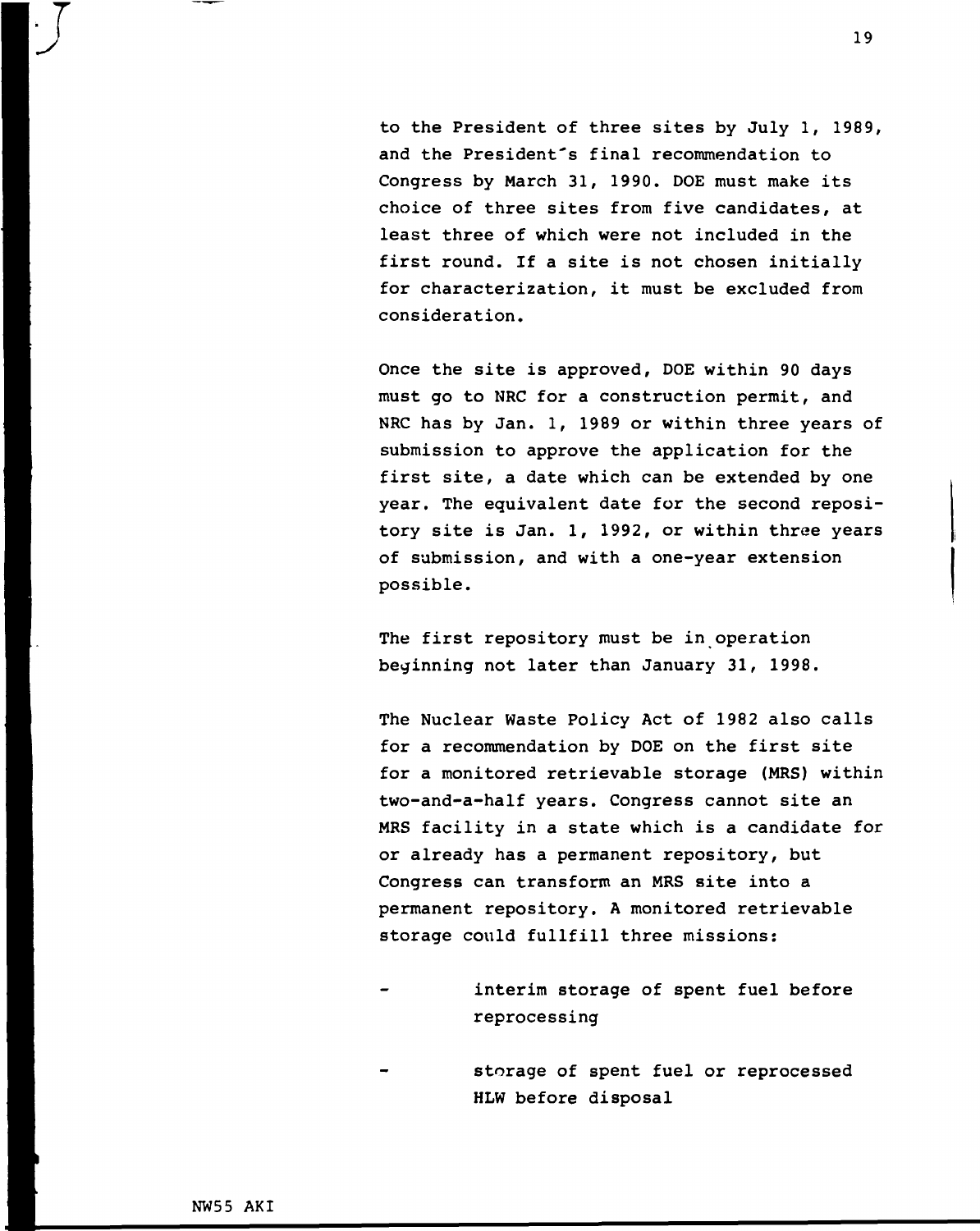to the President of three sites by July 1, 1989, and the President's final recommendation to Congress by March 31, 1990. DOE must make its choice of three sites from five candidates, at least three of which were not included in the first round. If a site is not chosen initially for characterization, it must be excluded from consideration.

Once the site is approved, DOE within 90 days must go to NRC for a construction permit, and NRC has by Jan. 1, 1989 or within three years of submission to approve the application for the first site, a date which can be extended by one year. The equivalent date for the second repository site is Jan. 1, 1992, or within three years of submission, and with a one-year extension possible.

The first repository must be in operation beginning not later than January 31, 1998.

The Nuclear Waste Policy Act of 1982 also calls for a recommendation by DOE on the first site for a monitored retrievable storage (MRS) within two-and-a-half years. Congress cannot site an MRS facility in a state which is a candidate for or already has a permanent repository, but Congress can transform an MRS site into a permanent repository. A monitored retrievable storage could fullfill three missions:

- interim storage of spent fuel before reprocessing
- storage of spent fuel or reprocessed HLW before disposal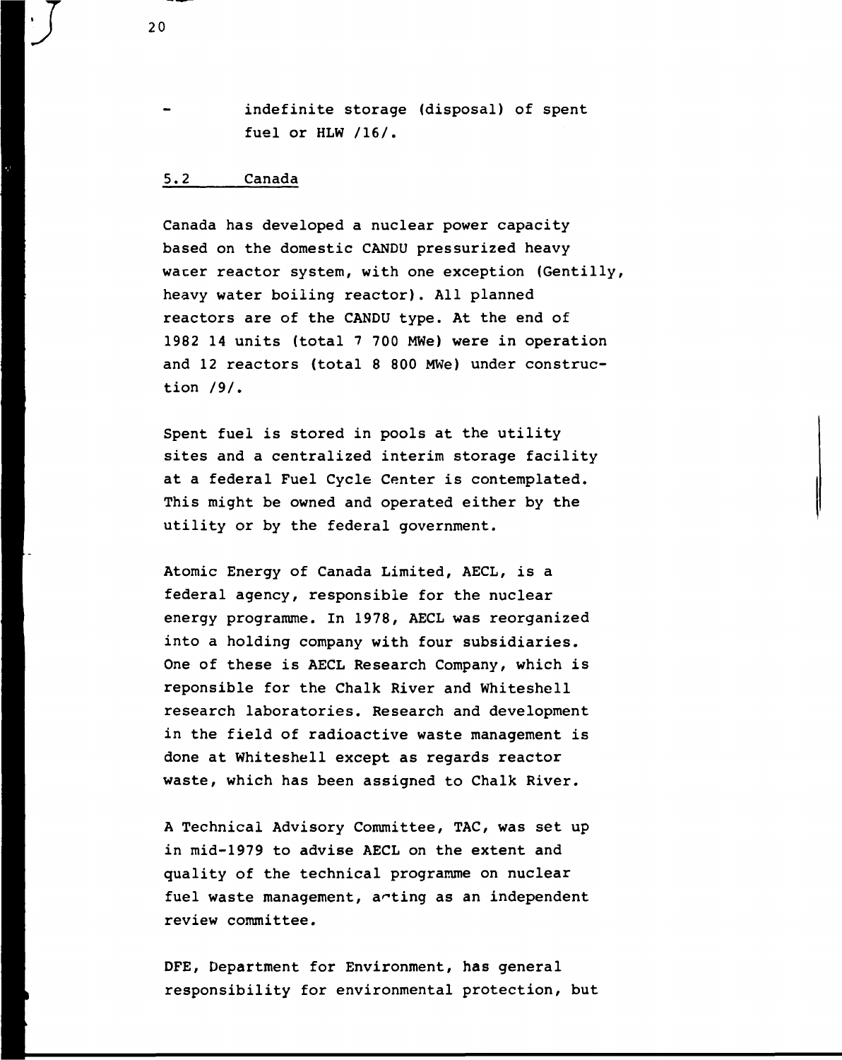- indefinite storage (disposal) of spent fuel or HLW /16/.

## 5.2 Canada

Canada has developed a nuclear power capacity based on the domestic CANDU pressurized heavy water reactor system, with one exception (Gentilly, heavy water boiling reactor). All planned reactors are of the CANDU type. At the end of 1982 14 units (total 7 700 MWe) were in operation and 12 reactors (total 8 800 MWe) under construction /9/.

Spent fuel is stored in pools at the utility sites and a centralized interim storage facility at a federal Fuel Cycle Center is contemplated. This might be owned and operated either by the utility or by the federal government.

Atomic Energy of Canada Limited, AECL, is a federal agency, responsible for the nuclear energy programme. In 1978, AECL was reorganized into a holding company with four subsidiaries. One of these is AECL Research Company, which is reponsible for the Chalk River and Whiteshell research laboratories. Research and development in the field of radioactive waste management is done at Whiteshell except as regards reactor waste, which has been assigned to Chalk River.

A Technical Advisory Committee, TAC, was set up in mid-1979 to advise AECL on the extent and quality of the technical programme on nuclear fuel waste management, acting as an independent review committee.

DFE, Department for Environment, has general responsibility for environmental protection, but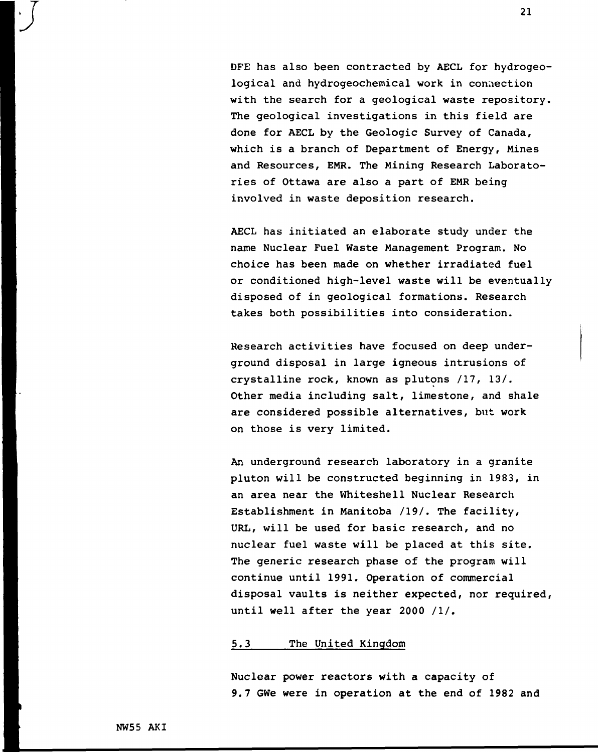DFE has also been contracted by AECL for hydrogeological and hydrogeochemical work in connection with the search for a geological waste repository. The geological investigations in this field are done for AECL by the Geologic Survey of Canada, which is a branch of Department of Energy, Mines and Resources, EMR. The Mining Research Laboratories of Ottawa are also a part of EMR being involved in waste deposition research.

AECL has initiated an elaborate study under the name Nuclear Fuel Waste Management Program. No choice has been made on whether irradiated fuel or conditioned high-level waste will be eventually disposed of in geological formations. Research takes both possibilities into consideration.

Research activities have focused on deep underground disposal in large igneous intrusions of crystalline rock, known as plutons /17, 13/. Other media including salt, limestone, and shale are considered possible alternatives, but work on those is very limited.

An underground research laboratory in a granite pluton will be constructed beginning in 1983, in an area near the Whiteshell Nuclear Research Establishment in Manitoba /19/. The facility, URL, will be used for basic research, and no nuclear fuel waste will be placed at this site. The generic research phase of the program will continue until 1991. Operation of commercial disposal vaults is neither expected, nor required, until well after the year 2000 /1/.

## 5.3 The United Kingdom

Nuclear power reactors with a capacity of 9.7 GWe were in operation at the end of 1982 and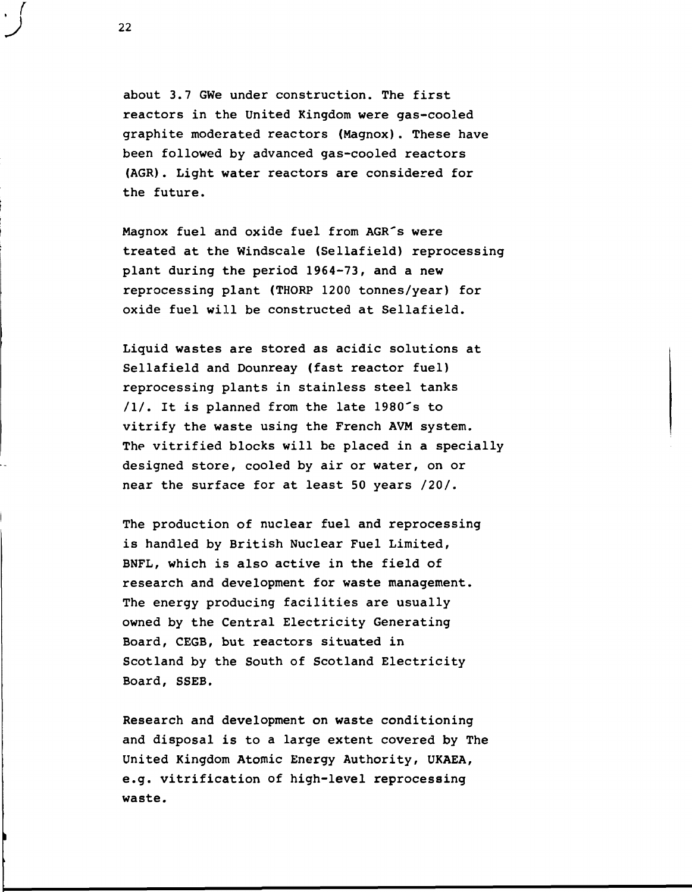about 3.7 GWe under construction. The first reactors in the United Kingdom were gas-cooled graphite moderated reactors (Magnox). These have been followed by advanced gas-cooled reactors (AGR). Light water reactors are considered for the future.

Magnox fuel and oxide fuel from AGR´s were treated at the Windscale (Sellafield) reprocessing plant during the period 1964-73, and a new reprocessing plant (THORP 1200 tonnes/year) for oxide fuel will be constructed at Sellafield.

Liquid wastes are stored as acidic solutions at Sellafield and Dounreay (fast reactor fuel) reprocessing plants in stainless steel tanks /1/. It is planned from the late 1980´s to vitrify the waste using the French AVM system. The vitrified blocks will be placed in a specially designed store, cooled by air or water, on or near the surface for at least 50 years /20/.

The production of nuclear fuel and reprocessing is handled by British Nuclear Fuel Limited, BNFL, which is also active in the field of research and development for waste management. The energy producing facilities are usually owned by the Central Electricity Generating Board, CEGB, but reactors situated in Scotland by the South of Scotland Electricity Board, SSEB.

Research and development on waste conditioning and disposal is to a large extent covered by The United Kingdom Atomic Energy Authority, UKAEA, e.g. vitrification of high-level reprocessing waste.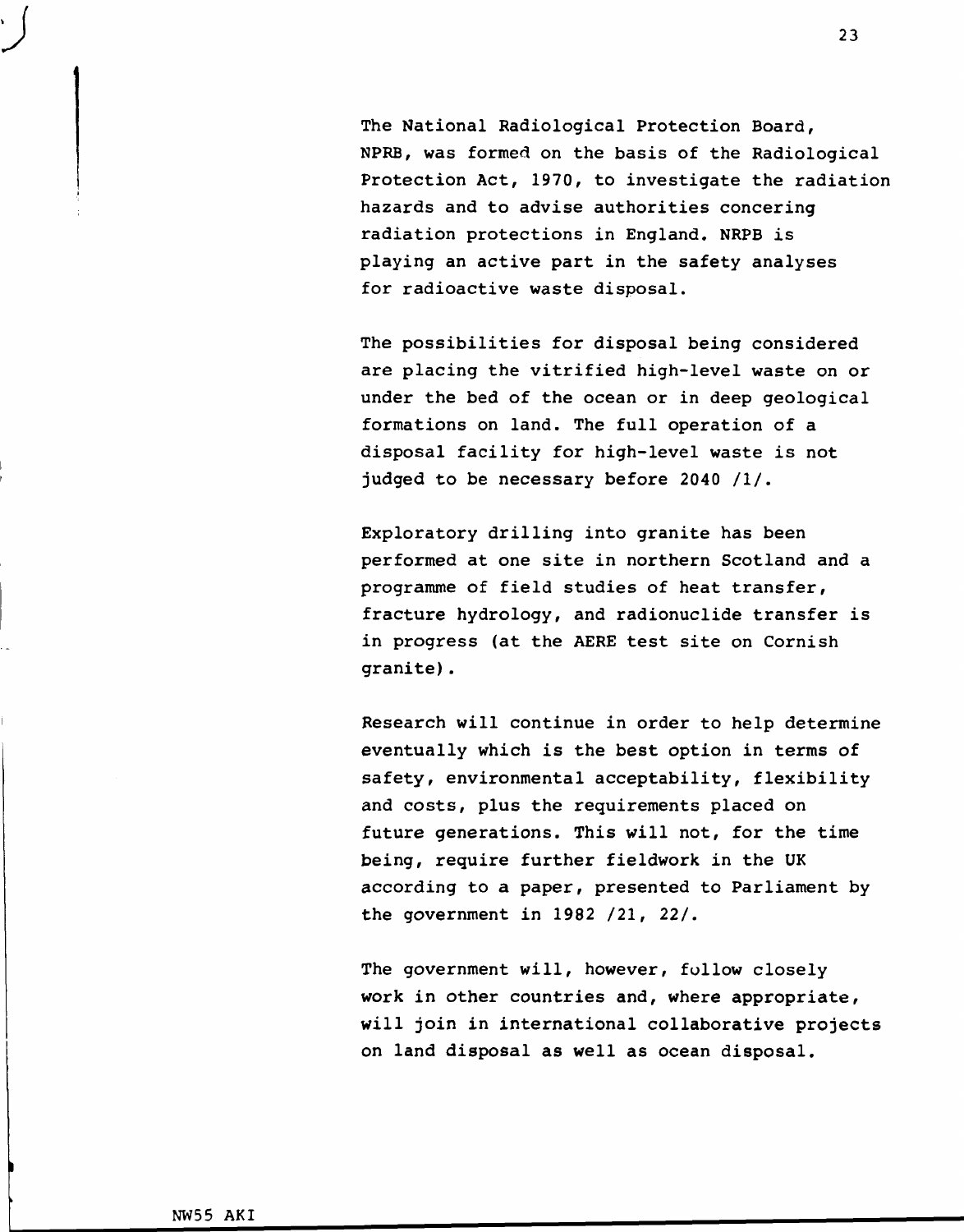The National Radiological Protection Board, NPRB, was formed on the basis of the Radiological Protection Act, 1970, to investigate the radiation hazards and to advise authorities concering radiation protections in England. NRPB is playing an active part in the safety analyses for radioactive waste disposal.

The possibilities for disposal being considered are placing the vitrified high-level waste on or under the bed of the ocean or in deep geological formations on land. The full operation of a disposal facility for high-level waste is not judged to be necessary before 2040 /1/.

Exploratory drilling into granite has been performed at one site in northern Scotland and a programme of field studies of heat transfer, fracture hydrology, and radionuclide transfer is in progress (at the AERE test site on Cornish granite).

Research will continue in order to help determine eventually which is the best option in terms of safety, environmental acceptability, flexibility and costs, plus the requirements placed on future generations. This will not, for the time being, require further fieldwork in the UK according to a paper, presented to Parliament by the government in 1982 /21, 22/.

The government will, however, follow closely work in other countries and, where appropriate, will join in international collaborative projects on land disposal as well as ocean disposal.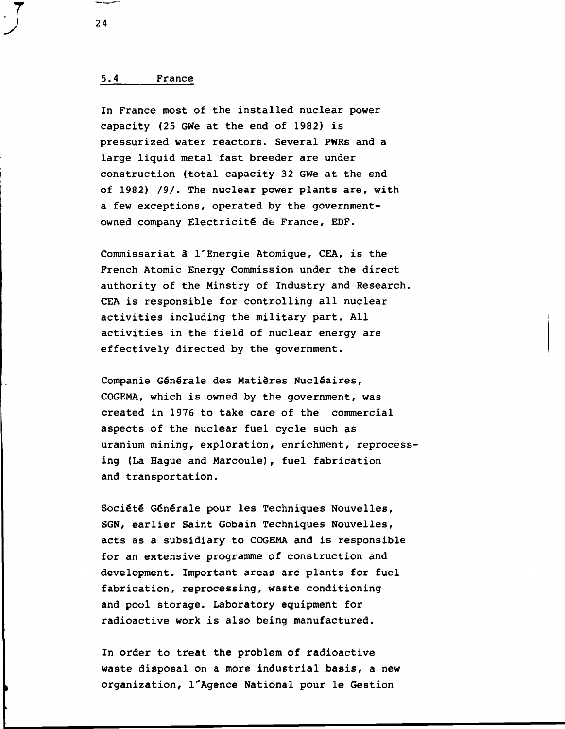## 5.4 France

In France most of the installed nuclear power capacity (25 GWe at the end of 1982) is pressurized water reactors. Several PWRs and a large liquid metal fast breeder are under construction (total capacity 32 GWe at the end of 1982) /9/. The nuclear power plants are, with a few exceptions, operated by the government-owned company Electricité de France, EDF.

Commissariat à l´Energie Atomique, CEA, is the French Atomic Energy Commission under the direct authority of the Minstry of Industry and Research. CEA is responsible for controlling all nuclear activities including the military part. All activities in the field of nuclear energy are effectively directed by the government.

Companie Générale des Matières Nucléaires, COGEMA, which is owned by the government, was created in 1976 to take care of the commercial aspects of the nuclear fuel cycle such as uranium mining, exploration, enrichment, reprocessing (La Hague and Marcoule), fuel fabrication and transportation.

Société Générale pour les Techniques Nouvelles, SGN, earlier Saint Gobain Techniques Nouvelles, acts as a subsidiary to COGEMA and is responsible for an extensive programme of construction and development. Important areas are plants for fuel fabrication, reprocessing, waste conditioning and pool storage. Laboratory equipment for radioactive work is also being manufactured.

In order to treat the problem of radioactive waste disposal on a more industrial basis, a new organization, l´Agence National pour le Gestion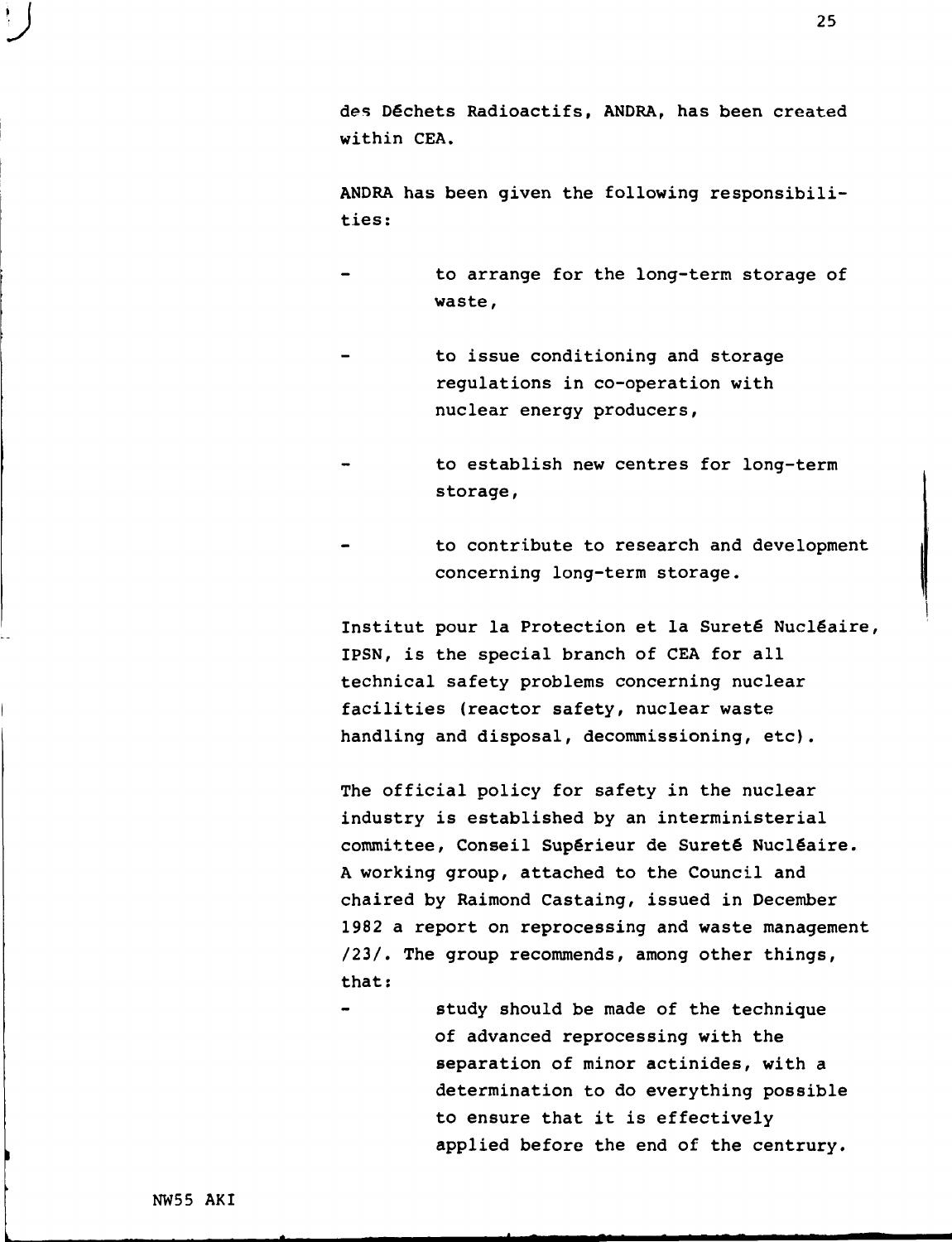des Déchets Radioactifs, ANDRA, has been created within CEA.

ANDRA has been given the following responsibilities:

- to arrange for the long-term storage of waste,
- to issue conditioning and storage regulations in co-operation with nuclear energy producers,
- to establish new centres for long-term storage,
- to contribute to research and development concerning long-term storage.

Institut pour la Protection et la Sureté Nucléaire, IPSN, is the special branch of CEA for all technical safety problems concerning nuclear facilities (reactor safety, nuclear waste handling and disposal, decommissioning, etc).

The official policy for safety in the nuclear industry is established by an interministerial committee, Conseil Supérieur de Sureté Nucléaire. A working group, attached to the Council and chaired by Raimond Castaing, issued in December 1982 a report on reprocessing and waste management /23/. The group recommends, among other things, that:

- study should be made of the technique of advanced reprocessing with the separation of minor actinides, with a determination to do everything possible to ensure that it is effectively applied before the end of the centrury.

NW55 AKI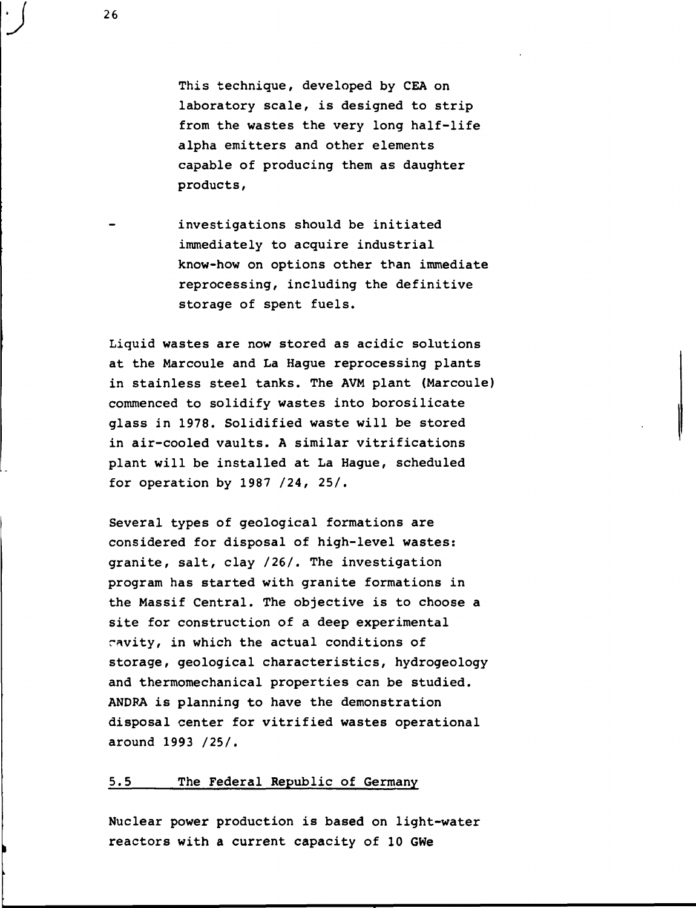This technique, developed by CEA on laboratory scale, is designed to strip from the wastes the very long half-life alpha emitters and other elements capable of producing them as daughter products,

- investigations should be initiated immediately to acquire industrial know-how on options other than immediate reprocessing, including the definitive storage of spent fuels.

Liquid wastes are now stored as acidic solutions at the Marcoule and La Hague reprocessing plants in stainless steel tanks. The AVM plant (Marcoule) commenced to solidify wastes into borosilicate glass in 1978. Solidified waste will be stored in air-cooled vaults. A similar vitrifications plant will be installed at La Hague, scheduled for operation by 1987 /24, 25/.

Several types of geological formations are considered for disposal of high-level wastes: granite, salt, clay /26/. The investigation program has started with granite formations in the Massif Central. The objective is to choose a site for construction of a deep experimental cavity, in which the actual conditions of storage, geological characteristics, hydrogeology and thermomechanical properties can be studied. ANDRA is planning to have the demonstration disposal center for vitrified wastes operational around 1993 /25/.

## 5.5 The Federal Republic of Germany

Nuclear power production is based on light-water reactors with a current capacity of 10 GWe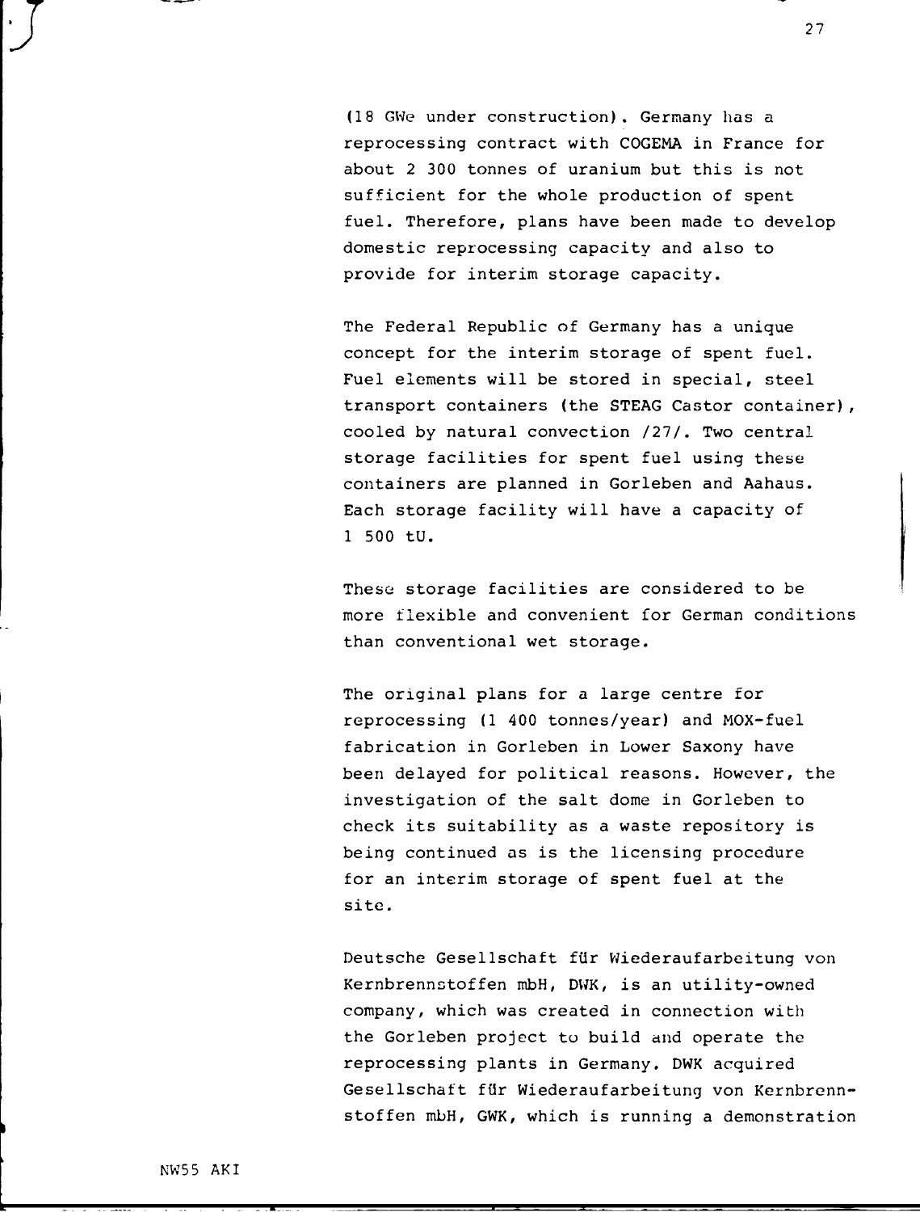(18 GWe under construction). Germany has a reprocessing contract with COGEMA in France for about 2 300 tonnes of uranium but this is not sufficient for the whole production of spent fuel. Therefore, plans have been made to develop domestic reprocessing capacity and also to provide for interim storage capacity.

The Federal Republic of Germany has a unique concept for the interim storage of spent fuel. Fuel elements will be stored in special, steel transport containers (the STEAG Castor container), cooled by natural convection /27/. Two central storage facilities for spent fuel using these containers are planned in Gorleben and Aahaus. Each storage facility will have a capacity of 1 500 tU.

These storage facilities are considered to be more flexible and convenient for German conditions than conventional wet storage.

The original plans for a large centre for reprocessing (1 400 tonnes/year) and MOX-fuel fabrication in Gorleben in Lower Saxony have been delayed for political reasons. However, the investigation of the salt dome in Gorleben to check its suitability as a waste repository is being continued as is the licensing procedure for an interim storage of spent fuel at the site.

Deutsche Gesellschaft für Wiederaufarbeitung von Kernbrennstoffen mbH, DWK, is an utility-owned company, which was created in connection with the Gorleben project to build and operate the reprocessing plants in Germany. DWK acquired Gesellschaft für Wiederaufarbeitung von Kernbrennstoffen mbH, GWK, which is running a demonstration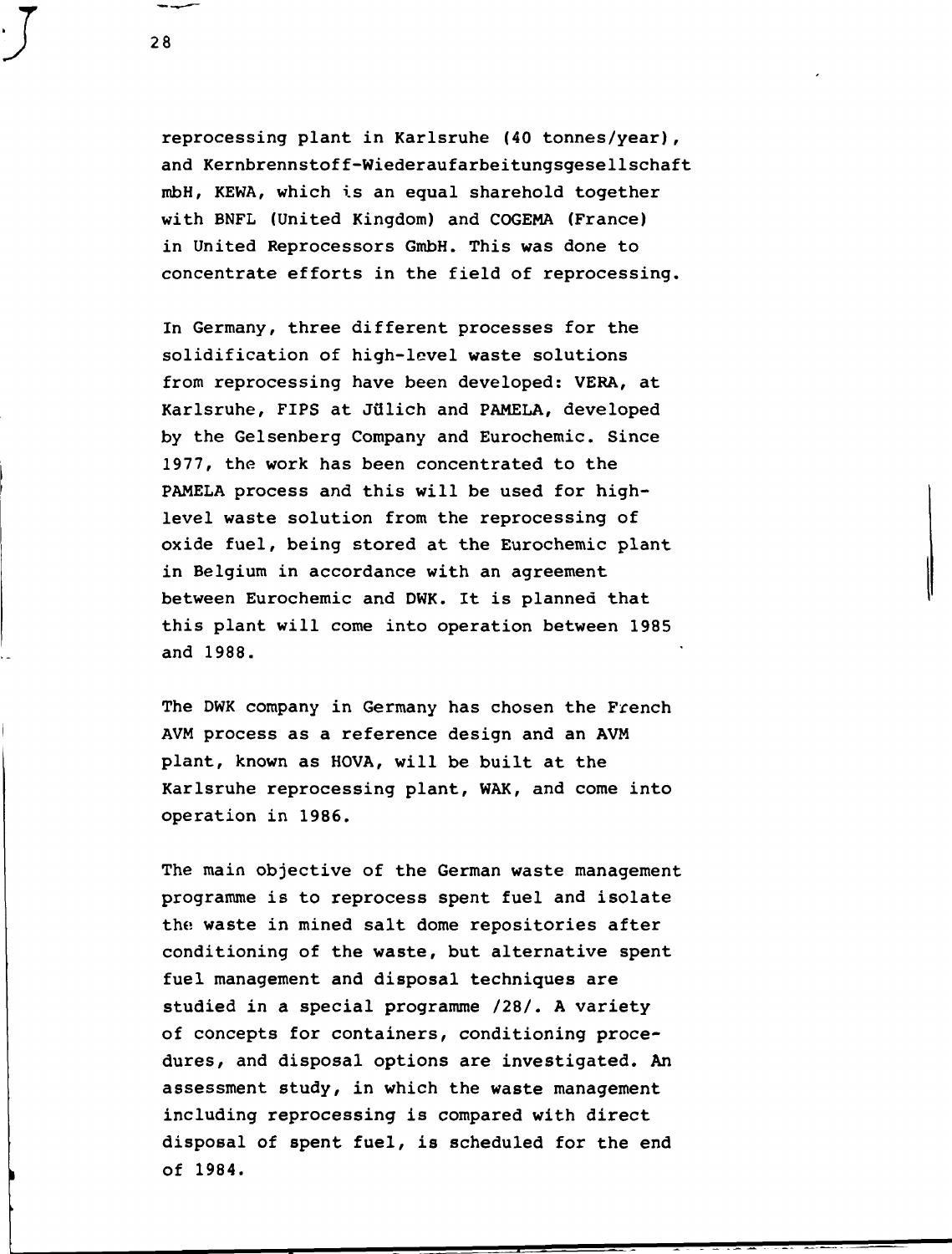reprocessing plant in Karlsruhe (40 tonnes/year), and Kernbrennstoff-Wiederaufarbeitungsgesellschaft mbH, KEWA, which is an equal sharehold together with BNFL (United Kingdom) and COGEMA (France) in United Reprocessors GmbH. This was done to concentrate efforts in the field of reprocessing.

In Germany, three different processes for the solidification of high-level waste solutions from reprocessing have been developed: VERA, at Karlsruhe, FIPS at Jülich and PAMELA, developed by the Gelsenberg Company and Eurochemic. Since 1977, the work has been concentrated to the PAMELA process and this will be used for high-level waste solution from the reprocessing of oxide fuel, being stored at the Eurochemic plant in Belgium in accordance with an agreement between Eurochemic and DWK. It is planned that this plant will come into operation between 1985 and 1988.

The DWK company in Germany has chosen the French AVM process as a reference design and an AVM plant, known as HOVA, will be built at the Karlsruhe reprocessing plant, WAK, and come into operation in 1986.

The main objective of the German waste management programme is to reprocess spent fuel and isolate the waste in mined salt dome repositories after conditioning of the waste, but alternative spent fuel management and disposal techniques are studied in a special programme /28/. A variety of concepts for containers, conditioning procedures, and disposal options are investigated. An assessment study, in which the waste management including reprocessing is compared with direct disposal of spent fuel, is scheduled for the end of 1984.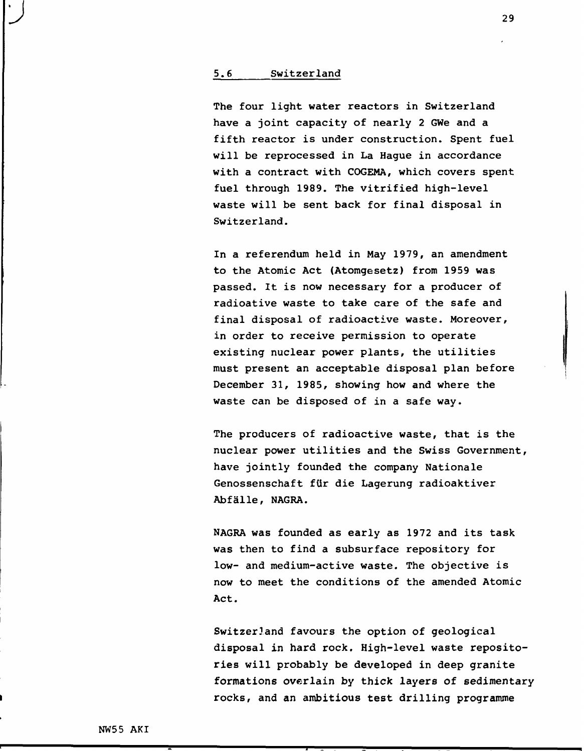## 5.6 Switzerland

The four light water reactors in Switzerland have a joint capacity of nearly 2 GWe and a fifth reactor is under construction. Spent fuel will be reprocessed in La Hague in accordance with a contract with COGEMA, which covers spent fuel through 1989. The vitrified high-level waste will be sent back for final disposal in Switzerland.

In a referendum held in May 1979, an amendment to the Atomic Act (Atomgesetz) from 1959 was passed. It is now necessary for a producer of radioative waste to take care of the safe and final disposal of radioactive waste. Moreover, in order to receive permission to operate existing nuclear power plants, the utilities must present an acceptable disposal plan before December 31, 1985, showing how and where the waste can be disposed of in a safe way.

The producers of radioactive waste, that is the nuclear power utilities and the Swiss Government, have jointly founded the company Nationale Genossenschaft für die Lagerung radioaktiver Abfälle, NAGRA.

NAGRA was founded as early as 1972 and its task was then to find a subsurface repository for low- and medium-active waste. The objective is now to meet the conditions of the amended Atomic Act.

Switzerland favours the option of geological disposal in hard rock. High-level waste repositories will probably be developed in deep granite formations overlain by thick layers of sedimentary rocks, and an ambitious test drilling programme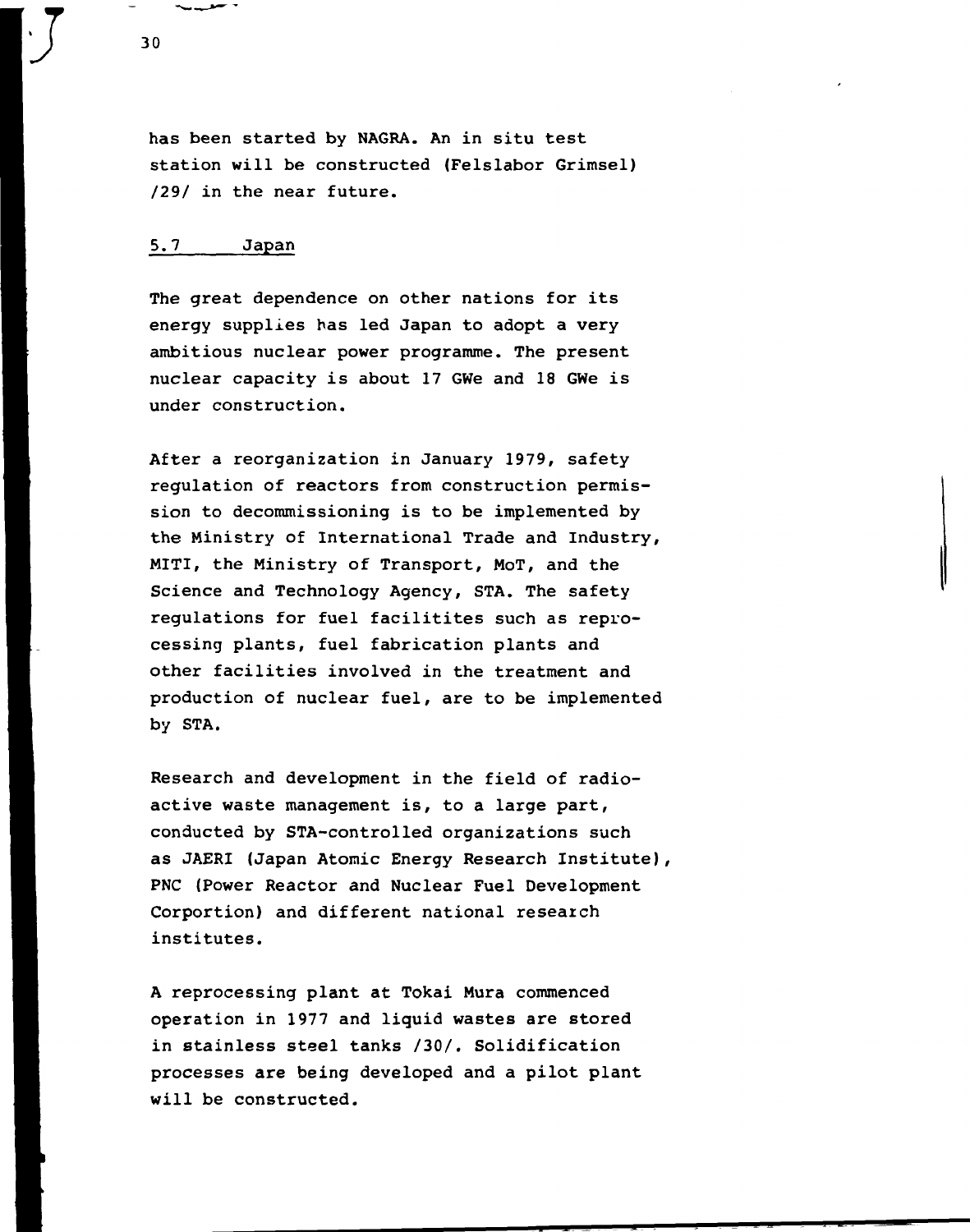has been started by NAGRA. An in situ test station will be constructed (Felslabor Grimsel) /29/ in the near future.

## 5.7 Japan

The great dependence on other nations for its energy supplies has led Japan to adopt a very ambitious nuclear power programme. The present nuclear capacity is about 17 GWe and 18 GWe is under construction.

After a reorganization in January 1979, safety regulation of reactors from construction permission to decommissioning is to be implemented by the Ministry of International Trade and Industry, MITI, the Ministry of Transport, MoT, and the Science and Technology Agency, STA. The safety regulations for fuel facilitites such as reprocessing plants, fuel fabrication plants and other facilities involved in the treatment and production of nuclear fuel, are to be implemented by STA.

Research and development in the field of radioactive waste management is, to a large part, conducted by STA-controlled organizations such as JAERI (Japan Atomic Energy Research Institute), PNC (Power Reactor and Nuclear Fuel Development Corportion) and different national research institutes.

A reprocessing plant at Tokai Mura commenced operation in 1977 and liquid wastes are stored in stainless steel tanks /30/. Solidification processes are being developed and a pilot plant will be constructed.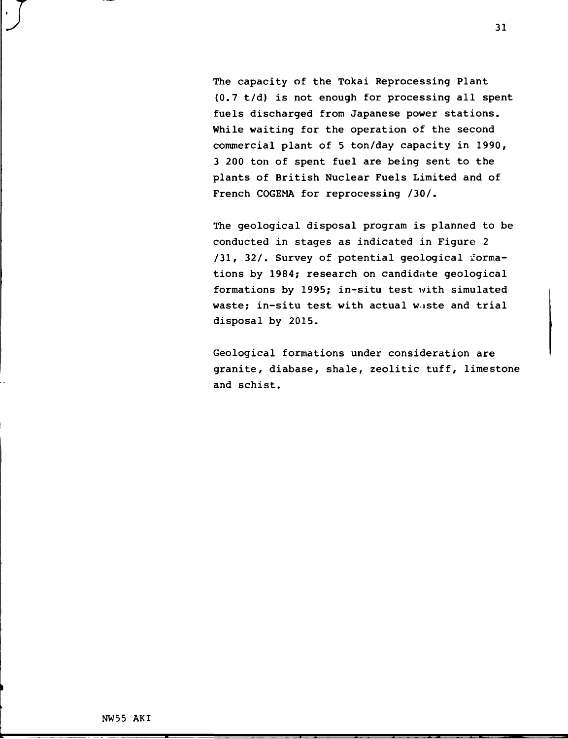The capacity of the Tokai Reprocessing Plant (0.7 t/d) is not enough for processing all spent fuels discharged from Japanese power stations. While waiting for the operation of the second commercial plant of 5 ton/day capacity in 1990, 3 200 ton of spent fuel are being sent to the plants of British Nuclear Fuels Limited and of French COGEMA for reprocessing /30/.

The geological disposal program is planned to be conducted in stages as indicated in Figure 2 /31, 32/. Survey of potential geological formations by 1984; research on candidate geological formations by 1995; in-situ test with simulated waste; in-situ test with actual waste and trial disposal by 2015.

Geological formations under consideration are granite, diabase, shale, zeolitic tuff, limestone and schist.

NW55 AKI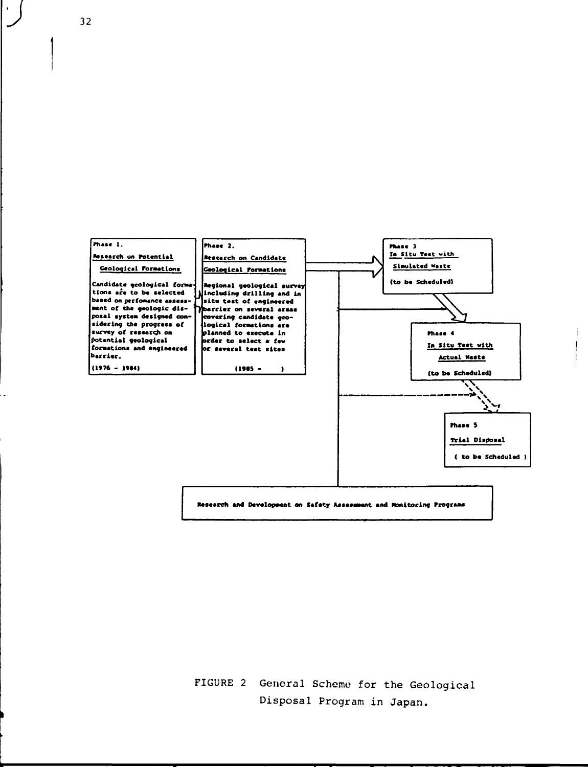**Phase 1.**

**Research on Potential Geological Formations**

Candidate geological formations are to be selected based on perfomance assessment of the geologic disposal system designed considering the progress of survey of research on potential geological formations and engineered barrier.

(1976 - 1984)

**Phase 2.**

**Research on Candidate Geological Formations**

Regional geological survey including drilling and in situ test of engineered barrier on several areas covering candidate geological formations are planned to execute in order to select a few or several test sites

(1985 - )

**Phase 3**

**In Situ Test with Simulated Waste**

(to be Scheduled)

**Phase 4**

**In Situ Test with Actual Waste**

(to be Scheduled)

**Phase 5**

**Trial Disposal**

( to be Scheduled )

**Research and Development on Safety Assessment and Monitoring Programs**

FIGURE 2 General Scheme for the Geological Disposal Program in Japan.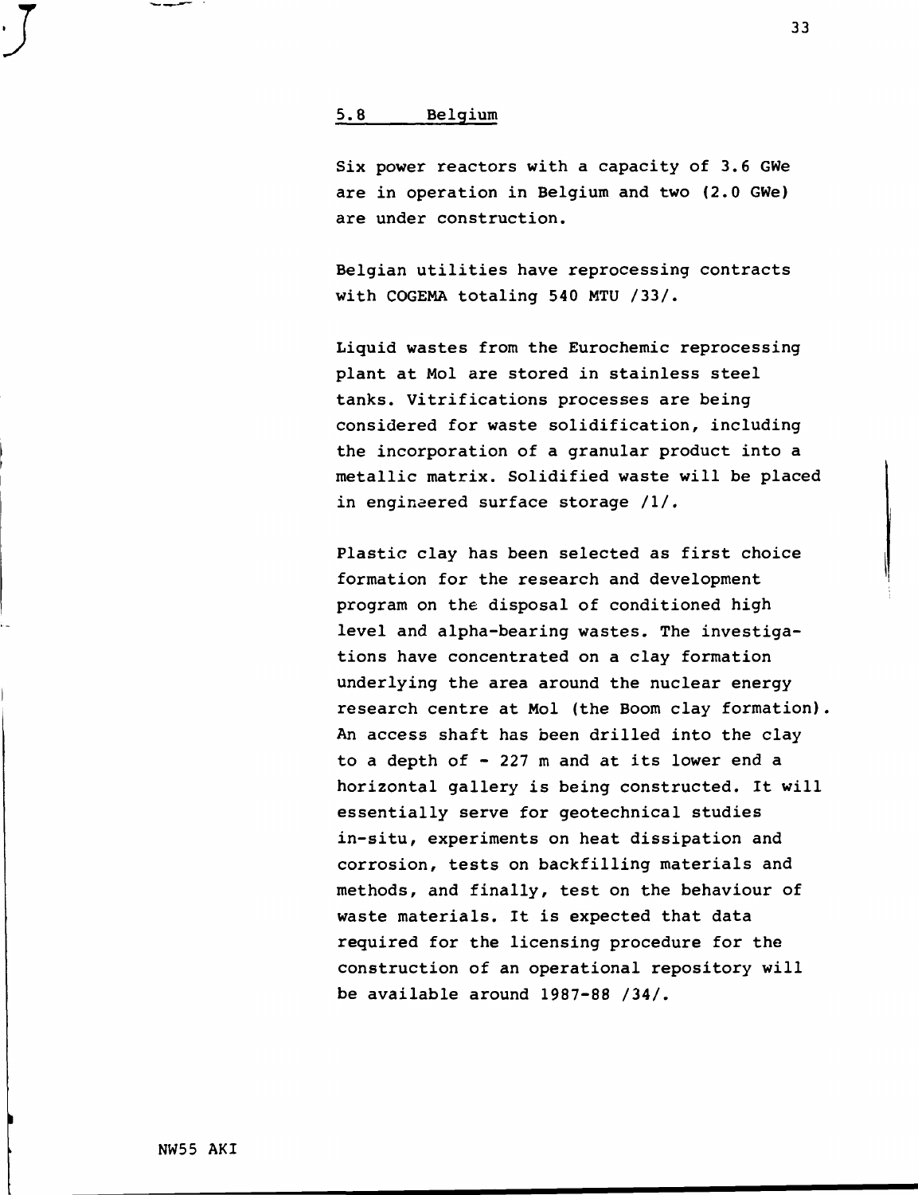## 5.8 Belgium

Six power reactors with a capacity of 3.6 GWe are in operation in Belgium and two (2.0 GWe) are under construction.

Belgian utilities have reprocessing contracts with COGEMA totaling 540 MTU /33/.

Liquid wastes from the Eurochemic reprocessing plant at Mol are stored in stainless steel tanks. Vitrifications processes are being considered for waste solidification, including the incorporation of a granular product into a metallic matrix. Solidified waste will be placed in engineered surface storage /1/.

Plastic clay has been selected as first choice formation for the research and development program on the disposal of conditioned high level and alpha-bearing wastes. The investigations have concentrated on a clay formation underlying the area around the nuclear energy research centre at Mol (the Boom clay formation). An access shaft has been drilled into the clay to a depth of - 227 m and at its lower end a horizontal gallery is being constructed. It will essentially serve for geotechnical studies in-situ, experiments on heat dissipation and corrosion, tests on backfilling materials and methods, and finally, test on the behaviour of waste materials. It is expected that data required for the licensing procedure for the construction of an operational repository will be available around 1987-88 /34/.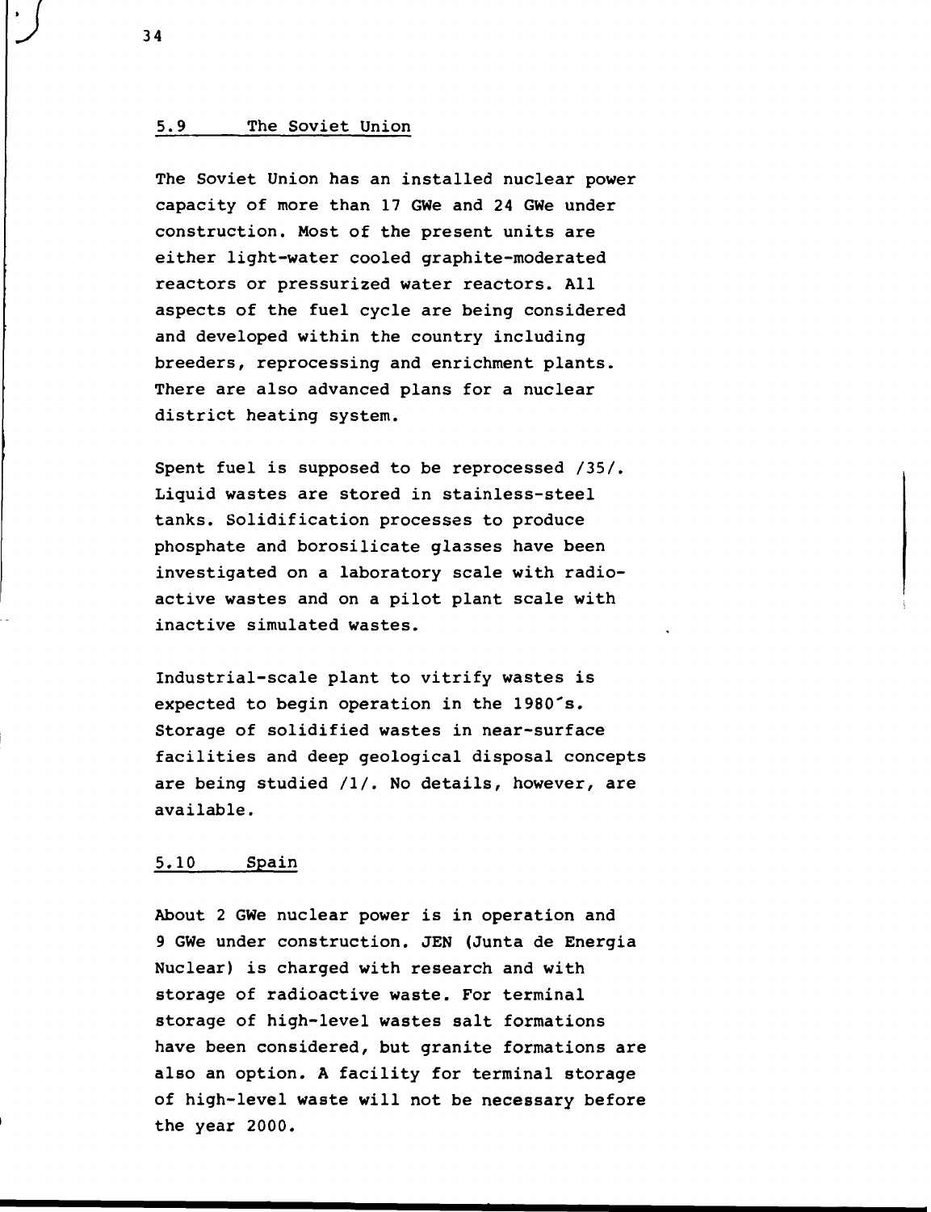## 5.9 The Soviet Union

The Soviet Union has an installed nuclear power capacity of more than 17 GWe and 24 GWe under construction. Most of the present units are either light-water cooled graphite-moderated reactors or pressurized water reactors. All aspects of the fuel cycle are being considered and developed within the country including breeders, reprocessing and enrichment plants. There are also advanced plans for a nuclear district heating system.

Spent fuel is supposed to be reprocessed /35/. Liquid wastes are stored in stainless-steel tanks. Solidification processes to produce phosphate and borosilicate glasses have been investigated on a laboratory scale with radioactive wastes and on a pilot plant scale with inactive simulated wastes.

Industrial-scale plant to vitrify wastes is expected to begin operation in the 1980's. Storage of solidified wastes in near-surface facilities and deep geological disposal concepts are being studied /1/. No details, however, are available.

## 5.10 Spain

About 2 GWe nuclear power is in operation and 9 GWe under construction. JEN (Junta de Energia Nuclear) is charged with research and with storage of radioactive waste. For terminal storage of high-level wastes salt formations have been considered, but granite formations are also an option. A facility for terminal storage of high-level waste will not be necessary before the year 2000.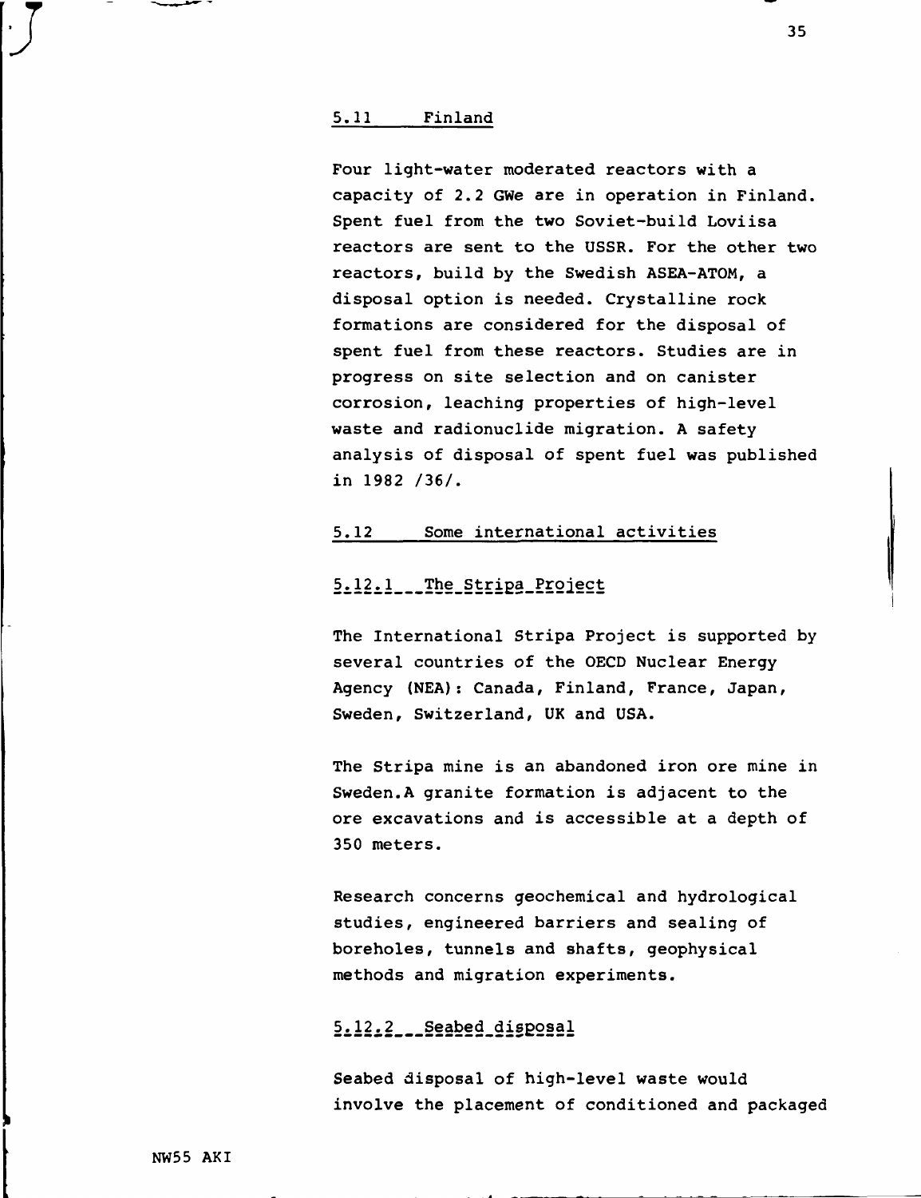## 5.11 Finland

Four light-water moderated reactors with a capacity of 2.2 GWe are in operation in Finland. Spent fuel from the two Soviet-build Loviisa reactors are sent to the USSR. For the other two reactors, build by the Swedish ASEA-ATOM, a disposal option is needed. Crystalline rock formations are considered for the disposal of spent fuel from these reactors. Studies are in progress on site selection and on canister corrosion, leaching properties of high-level waste and radionuclide migration. A safety analysis of disposal of spent fuel was published in 1982 /36/.

## 5.12 Some international activities

### 5.12.1 The Stripa Project

The International Stripa Project is supported by several countries of the OECD Nuclear Energy Agency (NEA): Canada, Finland, France, Japan, Sweden, Switzerland, UK and USA.

The Stripa mine is an abandoned iron ore mine in Sweden.A granite formation is adjacent to the ore excavations and is accessible at a depth of 350 meters.

Research concerns geochemical and hydrological studies, engineered barriers and sealing of boreholes, tunnels and shafts, geophysical methods and migration experiments.

### 5.12.2 Seabed disposal

Seabed disposal of high-level waste would involve the placement of conditioned and packaged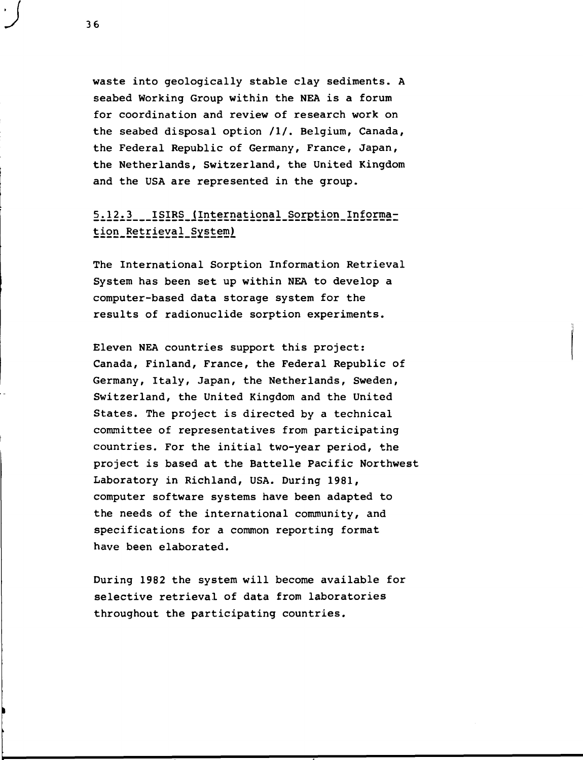waste into geologically stable clay sediments. A seabed Working Group within the NEA is a forum for coordination and review of research work on the seabed disposal option /1/. Belgium, Canada, the Federal Republic of Germany, France, Japan, the Netherlands, Switzerland, the United Kingdom and the USA are represented in the group.

### 5.12.3 ISIRS (International Sorption Information Retrieval System)

The International Sorption Information Retrieval System has been set up within NEA to develop a computer-based data storage system for the results of radionuclide sorption experiments.

Eleven NEA countries support this project: Canada, Finland, France, the Federal Republic of Germany, Italy, Japan, the Netherlands, Sweden, Switzerland, the United Kingdom and the United States. The project is directed by a technical committee of representatives from participating countries. For the initial two-year period, the project is based at the Battelle Pacific Northwest Laboratory in Richland, USA. During 1981, computer software systems have been adapted to the needs of the international community, and specifications for a common reporting format have been elaborated.

During 1982 the system will become available for selective retrieval of data from laboratories throughout the participating countries.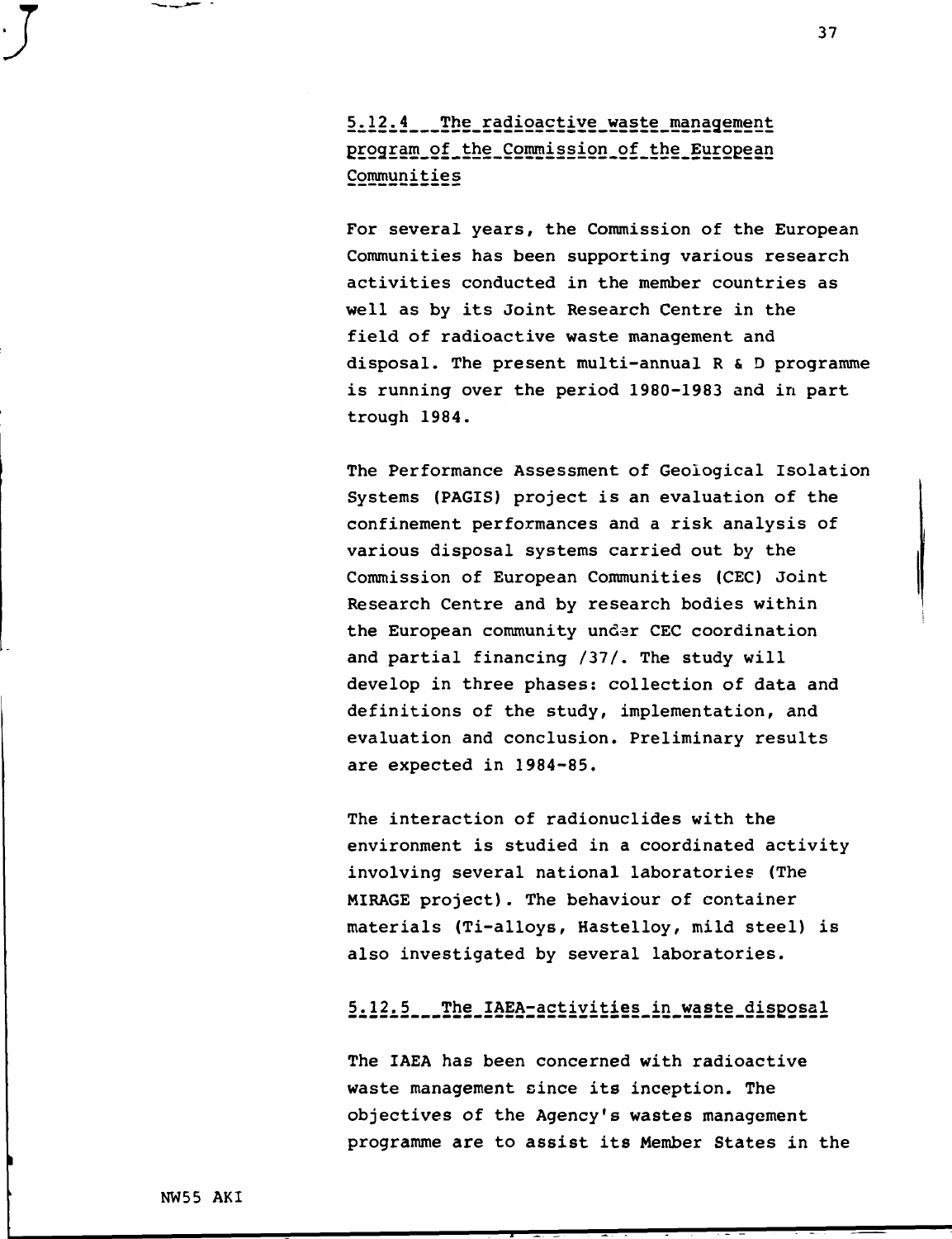### 5.12.4 The radioactive waste management program of the Commission of the European Communities

For several years, the Commission of the European Communities has been supporting various research activities conducted in the member countries as well as by its Joint Research Centre in the field of radioactive waste management and disposal. The present multi-annual R & D programme is running over the period 1980-1983 and in part trough 1984.

The Performance Assessment of Geological Isolation Systems (PAGIS) project is an evaluation of the confinement performances and a risk analysis of various disposal systems carried out by the Commission of European Communities (CEC) Joint Research Centre and by research bodies within the European community under CEC coordination and partial financing /37/. The study will develop in three phases: collection of data and definitions of the study, implementation, and evaluation and conclusion. Preliminary results are expected in 1984-85.

The interaction of radionuclides with the environment is studied in a coordinated activity involving several national laboratories (The MIRAGE project). The behaviour of container materials (Ti-alloys, Hastelloy, mild steel) is also investigated by several laboratories.

### 5.12.5 The IAEA-activities in waste disposal

The IAEA has been concerned with radioactive waste management since its inception. The objectives of the Agency's wastes management programme are to assist its Member States in the

NW55 AKI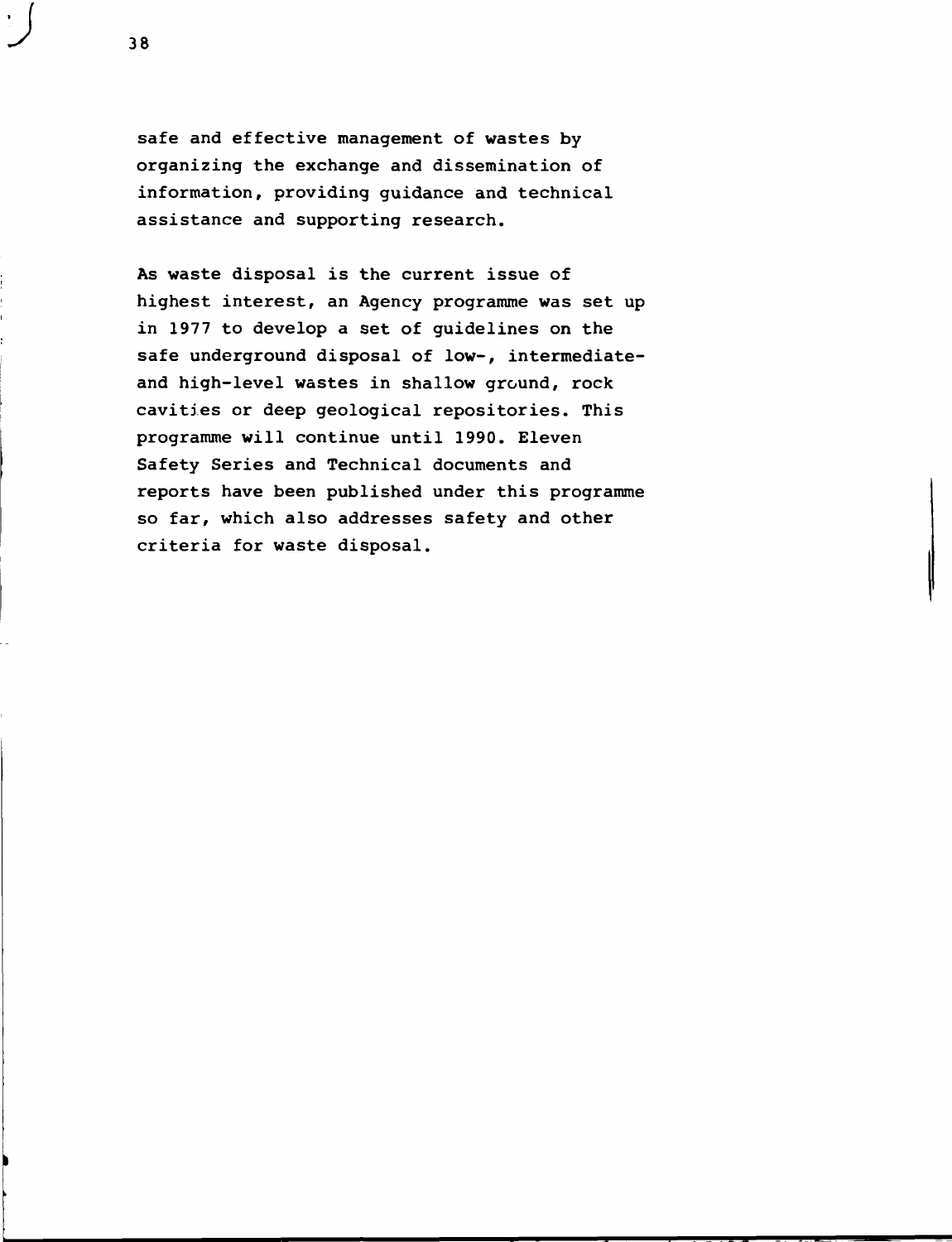safe and effective management of wastes by organizing the exchange and dissemination of information, providing guidance and technical assistance and supporting research.

As waste disposal is the current issue of highest interest, an Agency programme was set up in 1977 to develop a set of guidelines on the safe underground disposal of low-, intermediate- and high-level wastes in shallow ground, rock cavities or deep geological repositories. This programme will continue until 1990. Eleven Safety Series and Technical documents and reports have been published under this programme so far, which also addresses safety and other criteria for waste disposal.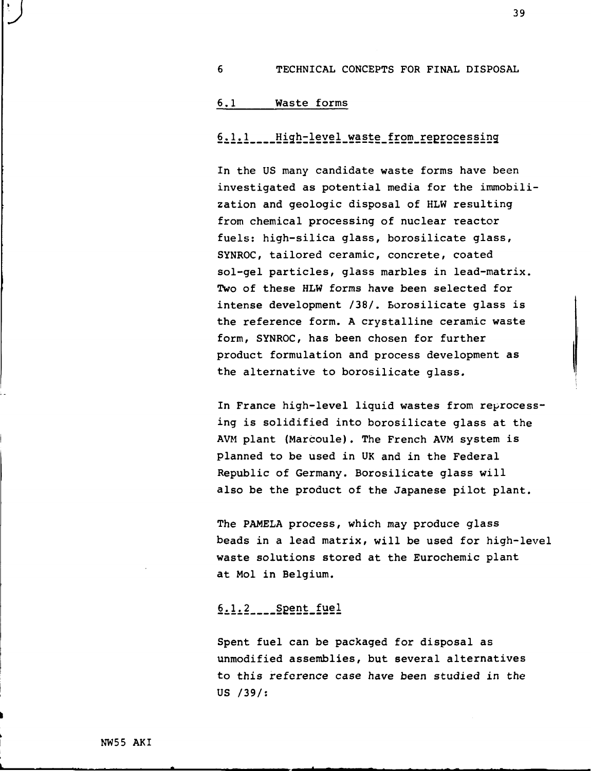# 6 TECHNICAL CONCEPTS FOR FINAL DISPOSAL

## 6.1 Waste forms

### 6.1.1 High-level waste from reprocessing

In the US many candidate waste forms have been investigated as potential media for the immobilization and geologic disposal of HLW resulting from chemical processing of nuclear reactor fuels: high-silica glass, borosilicate glass, SYNROC, tailored ceramic, concrete, coated sol-gel particles, glass marbles in lead-matrix. Two of these HLW forms have been selected for intense development /38/. Borosilicate glass is the reference form. A crystalline ceramic waste form, SYNROC, has been chosen for further product formulation and process development as the alternative to borosilicate glass.

In France high-level liquid wastes from reprocessing is solidified into borosilicate glass at the AVM plant (Marcoule). The French AVM system is planned to be used in UK and in the Federal Republic of Germany. Borosilicate glass will also be the product of the Japanese pilot plant.

The PAMELA process, which may produce glass beads in a lead matrix, will be used for high-level waste solutions stored at the Eurochemic plant at Mol in Belgium.

### 6.1.2 Spent fuel

Spent fuel can be packaged for disposal as unmodified assemblies, but several alternatives to this reference case have been studied in the US /39/: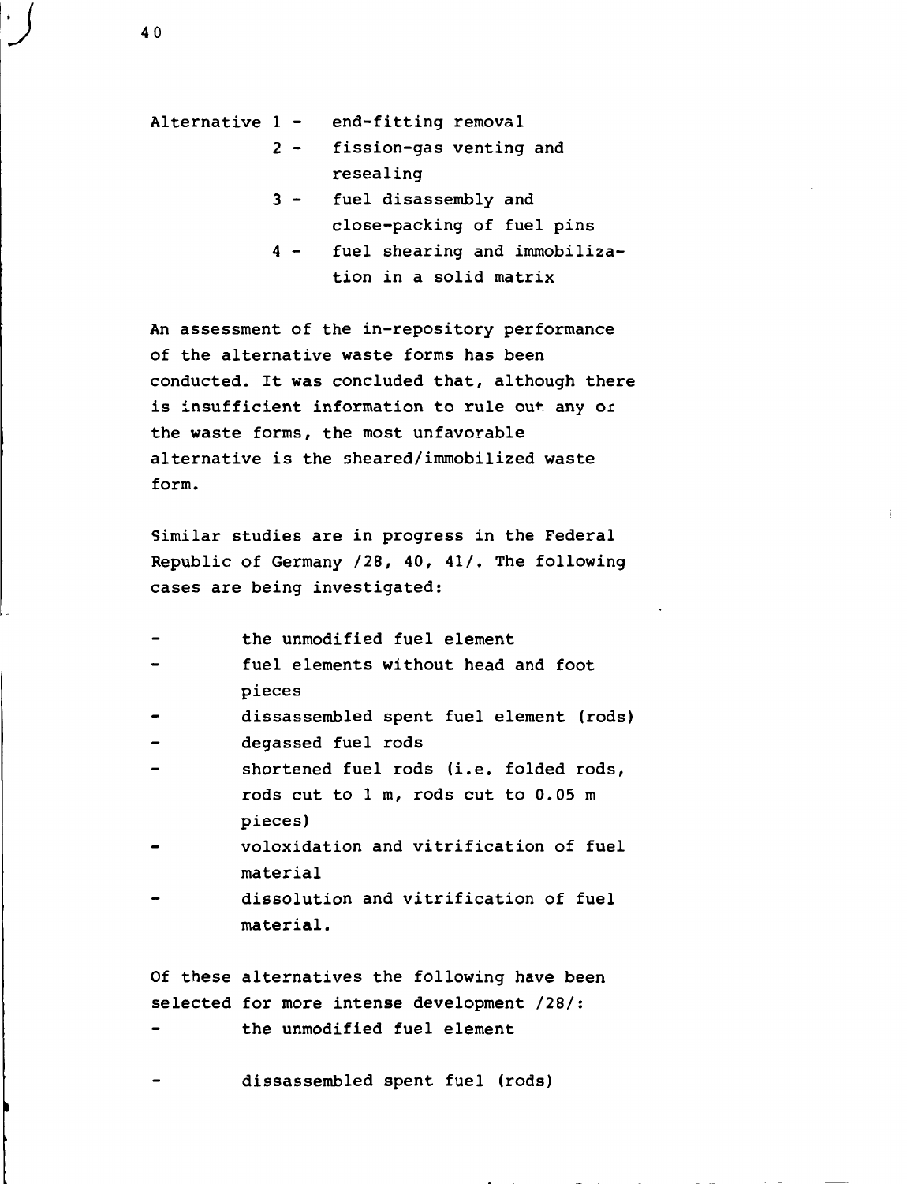Alternative 1 - end-fitting removal

2 - fission-gas venting and resealing

3 - fuel disassembly and close-packing of fuel pins

4 - fuel shearing and immobilization in a solid matrix

An assessment of the in-repository performance of the alternative waste forms has been conducted. It was concluded that, although there is insufficient information to rule out any or the waste forms, the most unfavorable alternative is the sheared/immobilized waste form.

Similar studies are in progress in the Federal Republic of Germany /28, 40, 41/. The following cases are being investigated:

- the unmodified fuel element
- fuel elements without head and foot pieces
- dissassembled spent fuel element (rods)
- degassed fuel rods
- shortened fuel rods (i.e. folded rods, rods cut to 1 m, rods cut to 0.05 m pieces)
- voloxidation and vitrification of fuel material
- dissolution and vitrification of fuel material.

Of these alternatives the following have been selected for more intense development /28/:

- the unmodified fuel element
- dissassembled spent fuel (rods)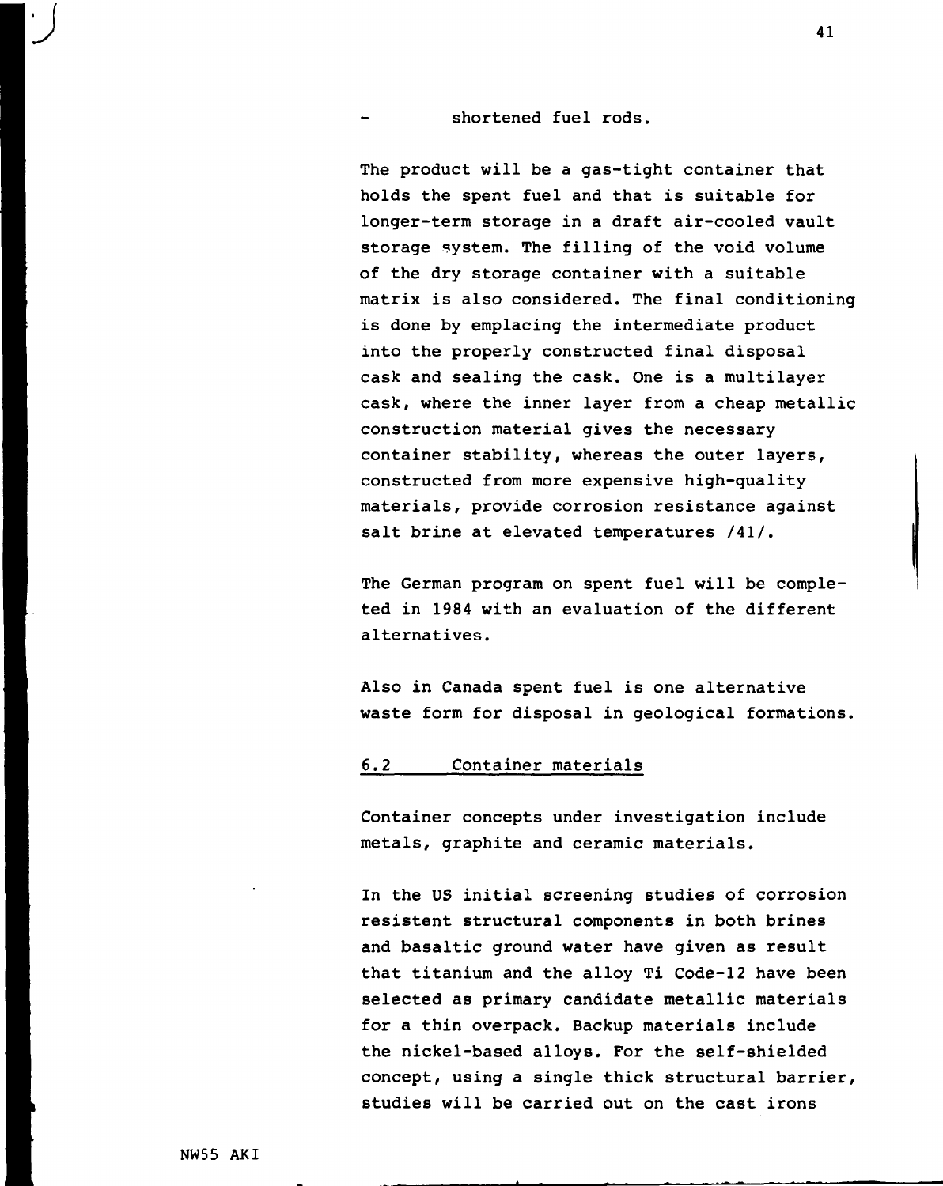- shortened fuel rods.

The product will be a gas-tight container that holds the spent fuel and that is suitable for longer-term storage in a draft air-cooled vault storage system. The filling of the void volume of the dry storage container with a suitable matrix is also considered. The final conditioning is done by emplacing the intermediate product into the properly constructed final disposal cask and sealing the cask. One is a multilayer cask, where the inner layer from a cheap metallic construction material gives the necessary container stability, whereas the outer layers, constructed from more expensive high-quality materials, provide corrosion resistance against salt brine at elevated temperatures /41/.

The German program on spent fuel will be completed in 1984 with an evaluation of the different alternatives.

Also in Canada spent fuel is one alternative waste form for disposal in geological formations.

### 6.2 Container materials

Container concepts under investigation include metals, graphite and ceramic materials.

In the US initial screening studies of corrosion resistent structural components in both brines and basaltic ground water have given as result that titanium and the alloy Ti Code-12 have been selected as primary candidate metallic materials for a thin overpack. Backup materials include the nickel-based alloys. For the self-shielded concept, using a single thick structural barrier, studies will be carried out on the cast irons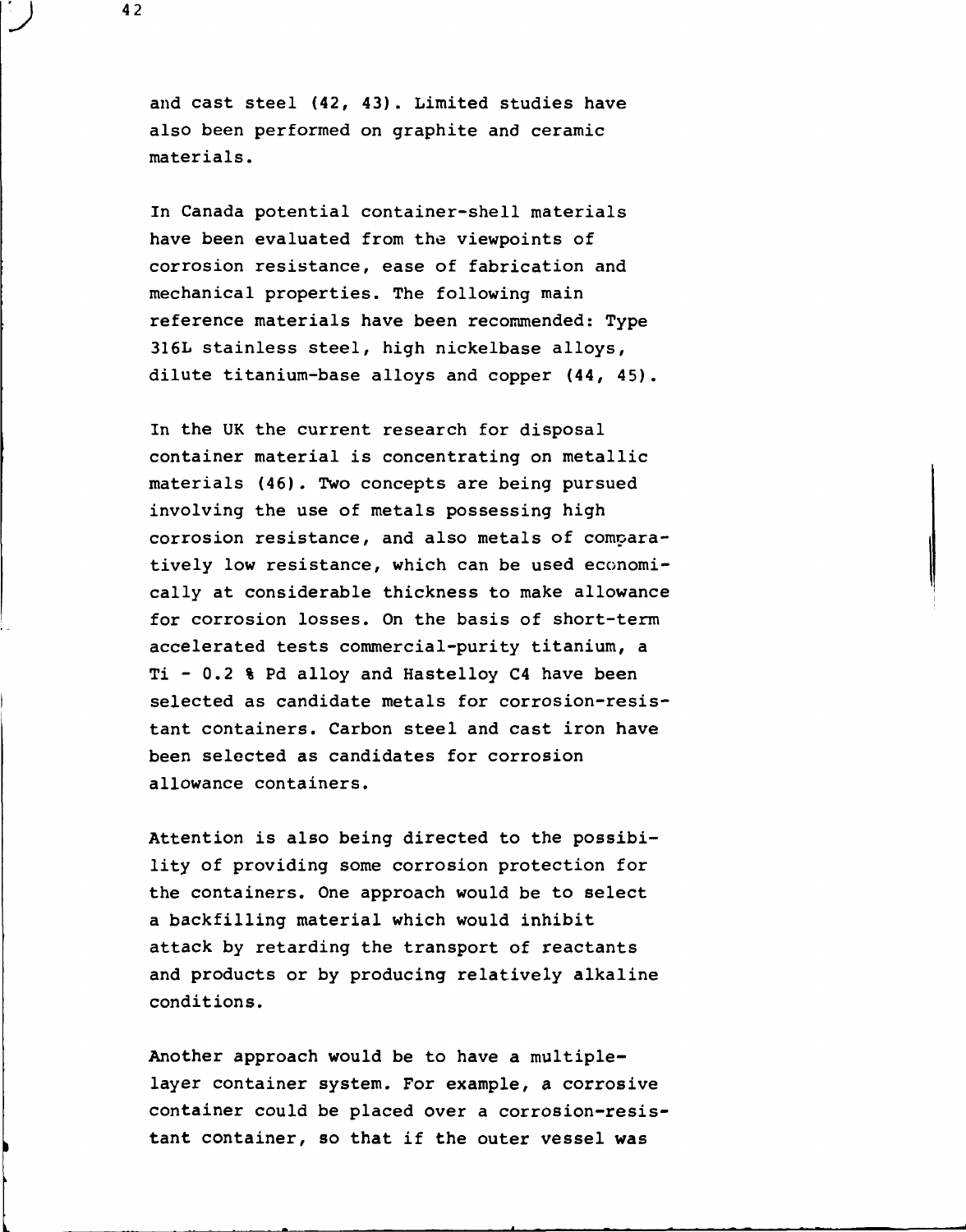and cast steel (42, 43). Limited studies have also been performed on graphite and ceramic materials.

In Canada potential container-shell materials have been evaluated from the viewpoints of corrosion resistance, ease of fabrication and mechanical properties. The following main reference materials have been recommended: Type 316L stainless steel, high nickelbase alloys, dilute titanium-base alloys and copper (44, 45).

In the UK the current research for disposal container material is concentrating on metallic materials (46). Two concepts are being pursued involving the use of metals possessing high corrosion resistance, and also metals of comparatively low resistance, which can be used economically at considerable thickness to make allowance for corrosion losses. On the basis of short-term accelerated tests commercial-purity titanium, a Ti - 0.2 % Pd alloy and Hastelloy C4 have been selected as candidate metals for corrosion-resistant containers. Carbon steel and cast iron have been selected as candidates for corrosion allowance containers.

Attention is also being directed to the possibility of providing some corrosion protection for the containers. One approach would be to select a backfilling material which would inhibit attack by retarding the transport of reactants and products or by producing relatively alkaline conditions.

Another approach would be to have a multiple-layer container system. For example, a corrosive container could be placed over a corrosion-resistant container, so that if the outer vessel was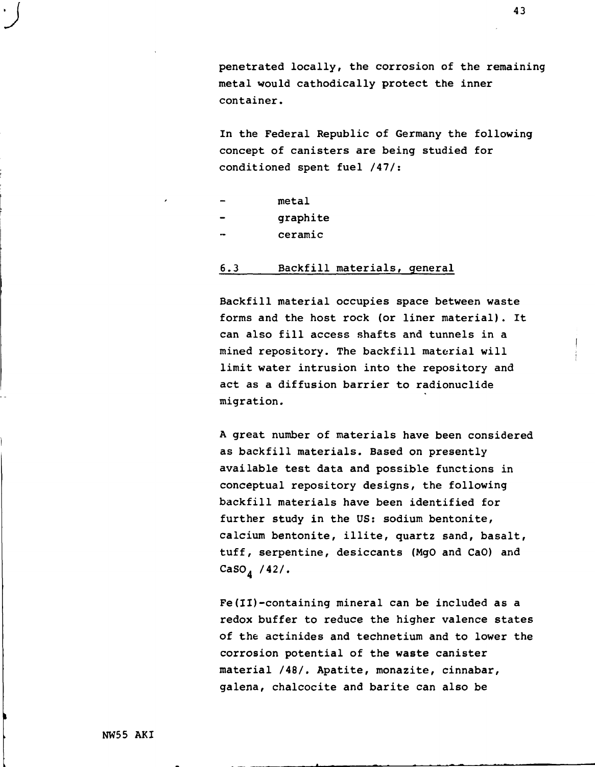penetrated locally, the corrosion of the remaining metal would cathodically protect the inner container.

In the Federal Republic of Germany the following concept of canisters are being studied for conditioned spent fuel /47/:

- metal
- graphite
- ceramic

## 6.3 Backfill materials, general

Backfill material occupies space between waste forms and the host rock (or liner material). It can also fill access shafts and tunnels in a mined repository. The backfill material will limit water intrusion into the repository and act as a diffusion barrier to radionuclide migration.

A great number of materials have been considered as backfill materials. Based on presently available test data and possible functions in conceptual repository designs, the following backfill materials have been identified for further study in the US: sodium bentonite, calcium bentonite, illite, quartz sand, basalt, tuff, serpentine, desiccants (MgO and CaO) and $CaSO_4$ /42/.

Fe(II)-containing mineral can be included as a redox buffer to reduce the higher valence states of the actinides and technetium and to lower the corrosion potential of the waste canister material /48/. Apatite, monazite, cinnabar, galena, chalcocite and barite can also be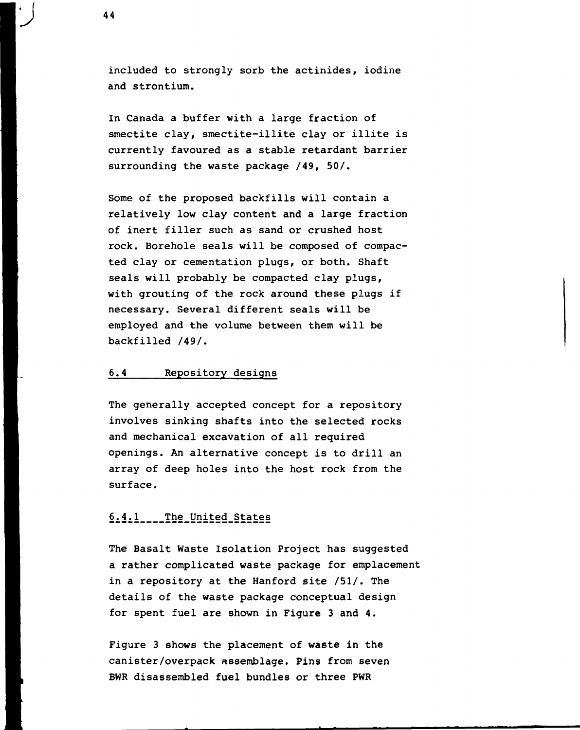included to strongly sorb the actinides, iodine and strontium.

In Canada a buffer with a large fraction of smectite clay, smectite-illite clay or illite is currently favoured as a stable retardant barrier surrounding the waste package /49, 50/.

Some of the proposed backfills will contain a relatively low clay content and a large fraction of inert filler such as sand or crushed host rock. Borehole seals will be composed of compacted clay or cementation plugs, or both. Shaft seals will probably be compacted clay plugs, with grouting of the rock around these plugs if necessary. Several different seals will be employed and the volume between them will be backfilled /49/.

## 6.4 Repository designs

The generally accepted concept for a repository involves sinking shafts into the selected rocks and mechanical excavation of all required openings. An alternative concept is to drill an array of deep holes into the host rock from the surface.

### 6.4.1 The United States

The Basalt Waste Isolation Project has suggested a rather complicated waste package for emplacement in a repository at the Hanford site /51/. The details of the waste package conceptual design for spent fuel are shown in Figure 3 and 4.

Figure 3 shows the placement of waste in the canister/overpack assemblage. Pins from seven BWR disassembled fuel bundles or three PWR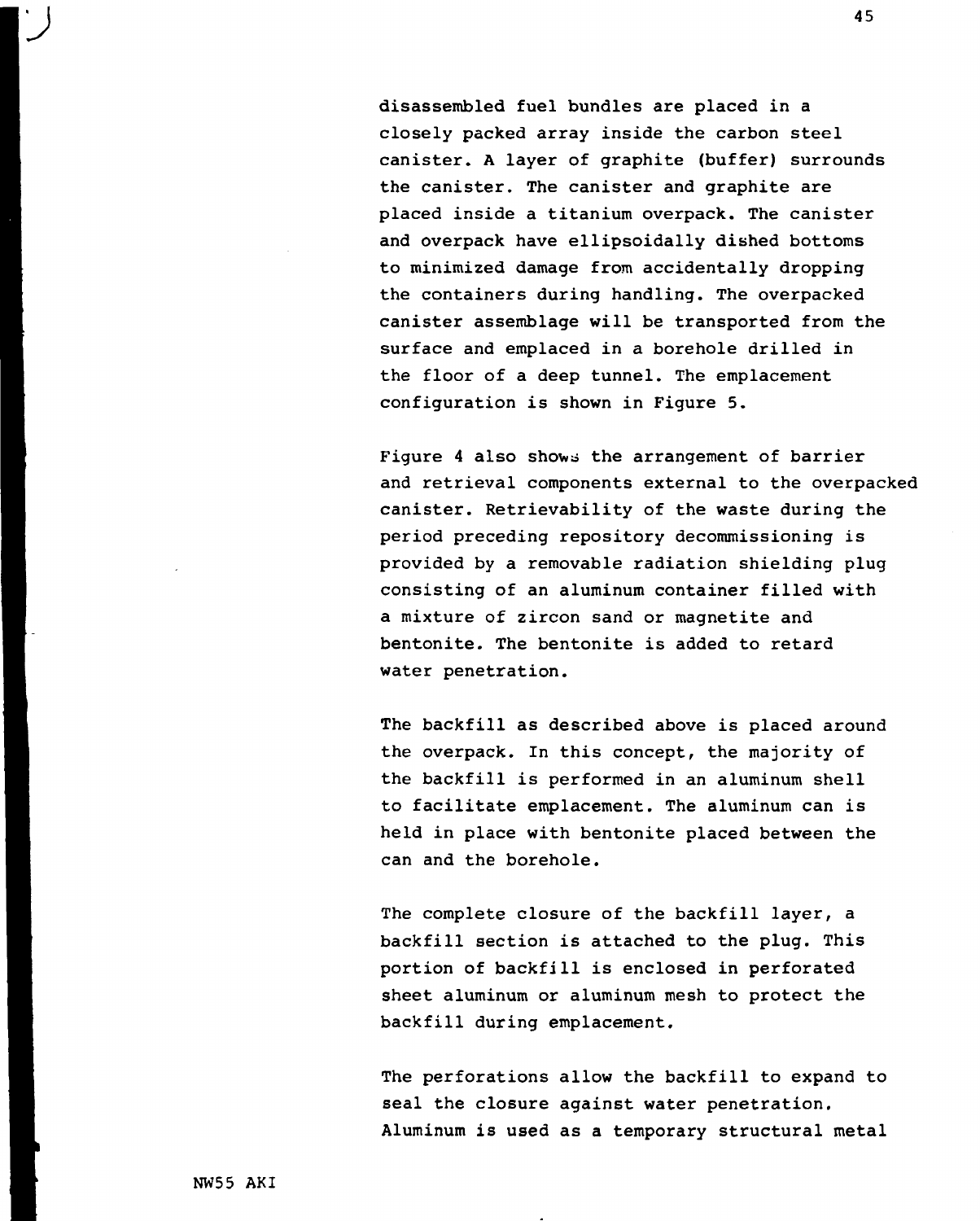disassembled fuel bundles are placed in a closely packed array inside the carbon steel canister. A layer of graphite (buffer) surrounds the canister. The canister and graphite are placed inside a titanium overpack. The canister and overpack have ellipsoidally dished bottoms to minimized damage from accidentally dropping the containers during handling. The overpacked canister assemblage will be transported from the surface and emplaced in a borehole drilled in the floor of a deep tunnel. The emplacement configuration is shown in Figure 5.

Figure 4 also shows the arrangement of barrier and retrieval components external to the overpacked canister. Retrievability of the waste during the period preceding repository decommissioning is provided by a removable radiation shielding plug consisting of an aluminum container filled with a mixture of zircon sand or magnetite and bentonite. The bentonite is added to retard water penetration.

The backfill as described above is placed around the overpack. In this concept, the majority of the backfill is performed in an aluminum shell to facilitate emplacement. The aluminum can is held in place with bentonite placed between the can and the borehole.

The complete closure of the backfill layer, a backfill section is attached to the plug. This portion of backfill is enclosed in perforated sheet aluminum or aluminum mesh to protect the backfill during emplacement.

The perforations allow the backfill to expand to seal the closure against water penetration. Aluminum is used as a temporary structural metal

NW55 AKI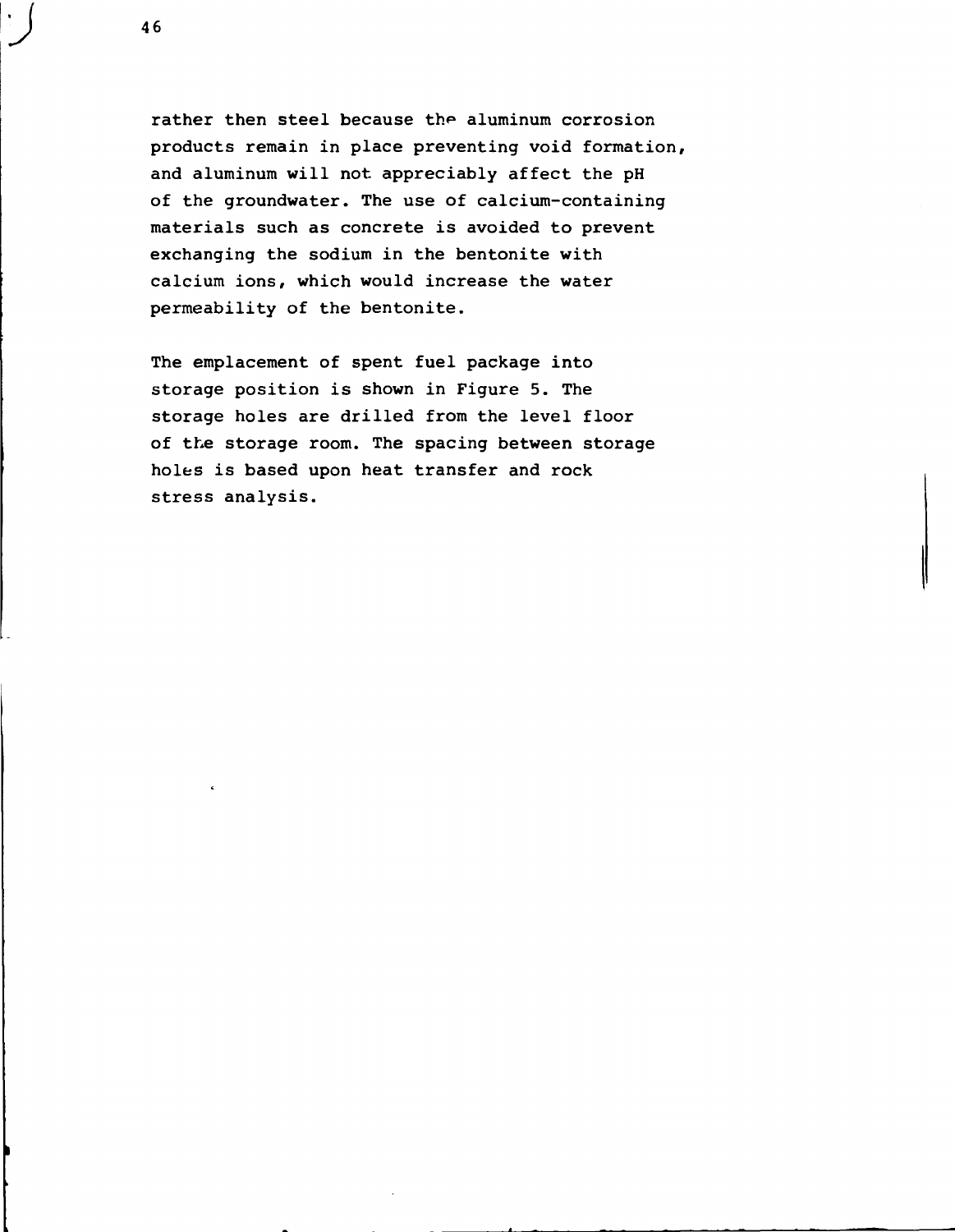rather then steel because the aluminum corrosion products remain in place preventing void formation, and aluminum will not appreciably affect the pH of the groundwater. The use of calcium-containing materials such as concrete is avoided to prevent exchanging the sodium in the bentonite with calcium ions, which would increase the water permeability of the bentonite.

The emplacement of spent fuel package into storage position is shown in Figure 5. The storage holes are drilled from the level floor of the storage room. The spacing between storage holes is based upon heat transfer and rock stress analysis.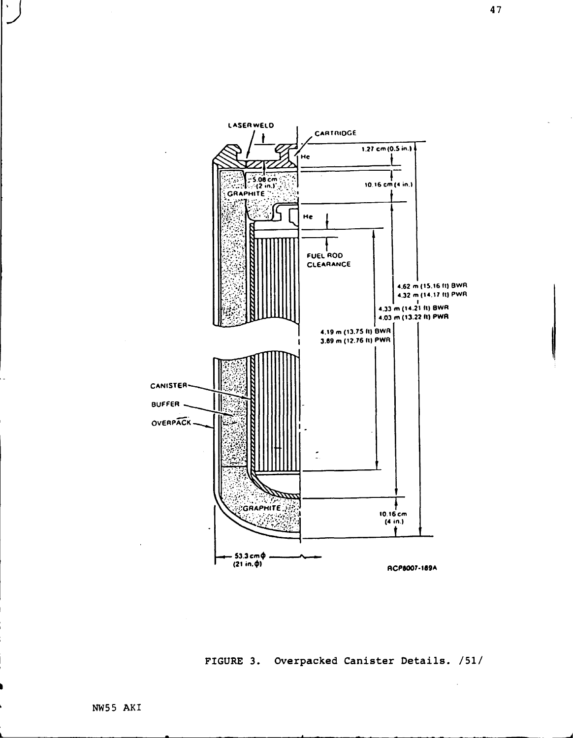FIGURE 3. Overpacked Canister Details. /51/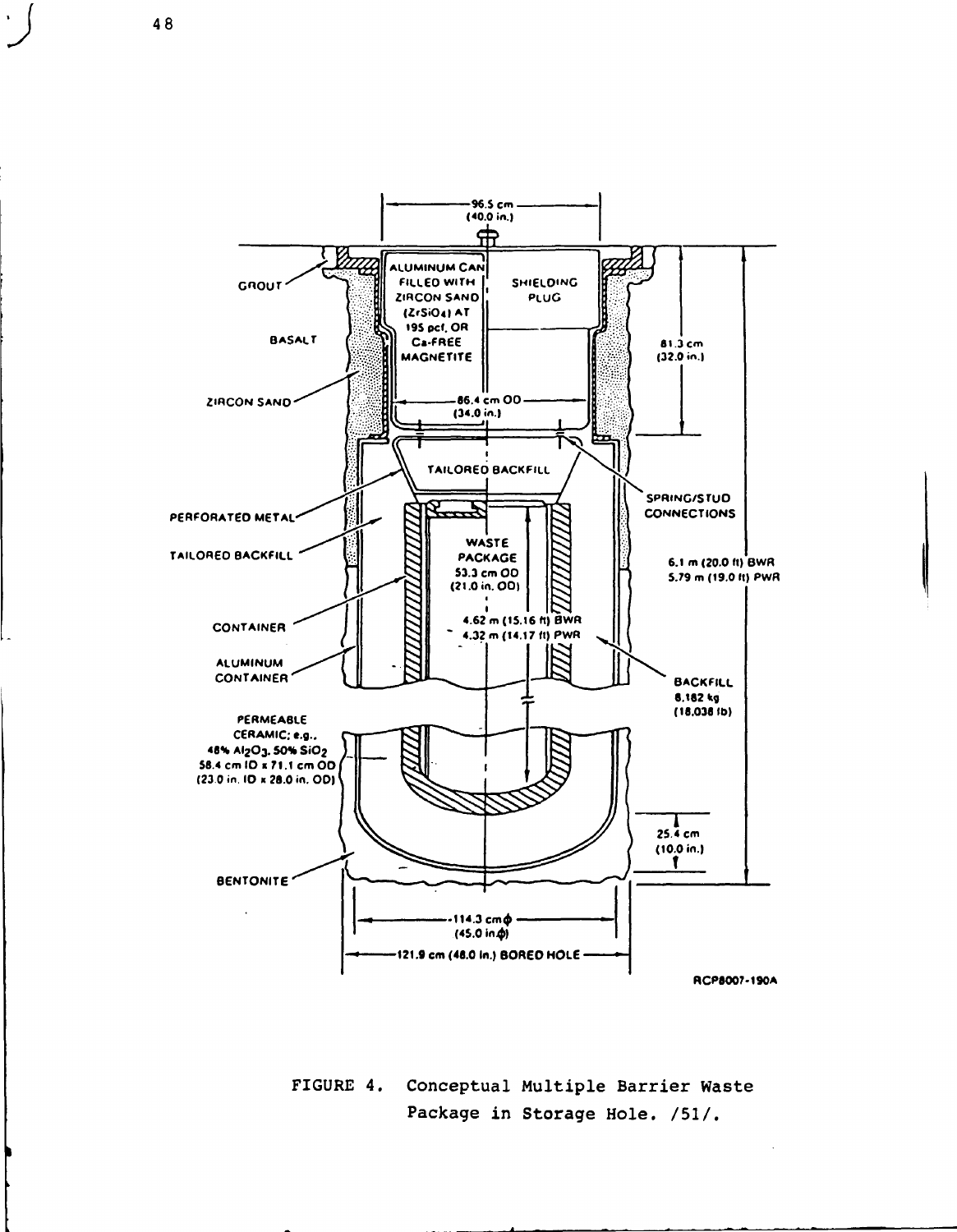FIGURE 4. Conceptual Multiple Barrier Waste Package in Storage Hole. /51/.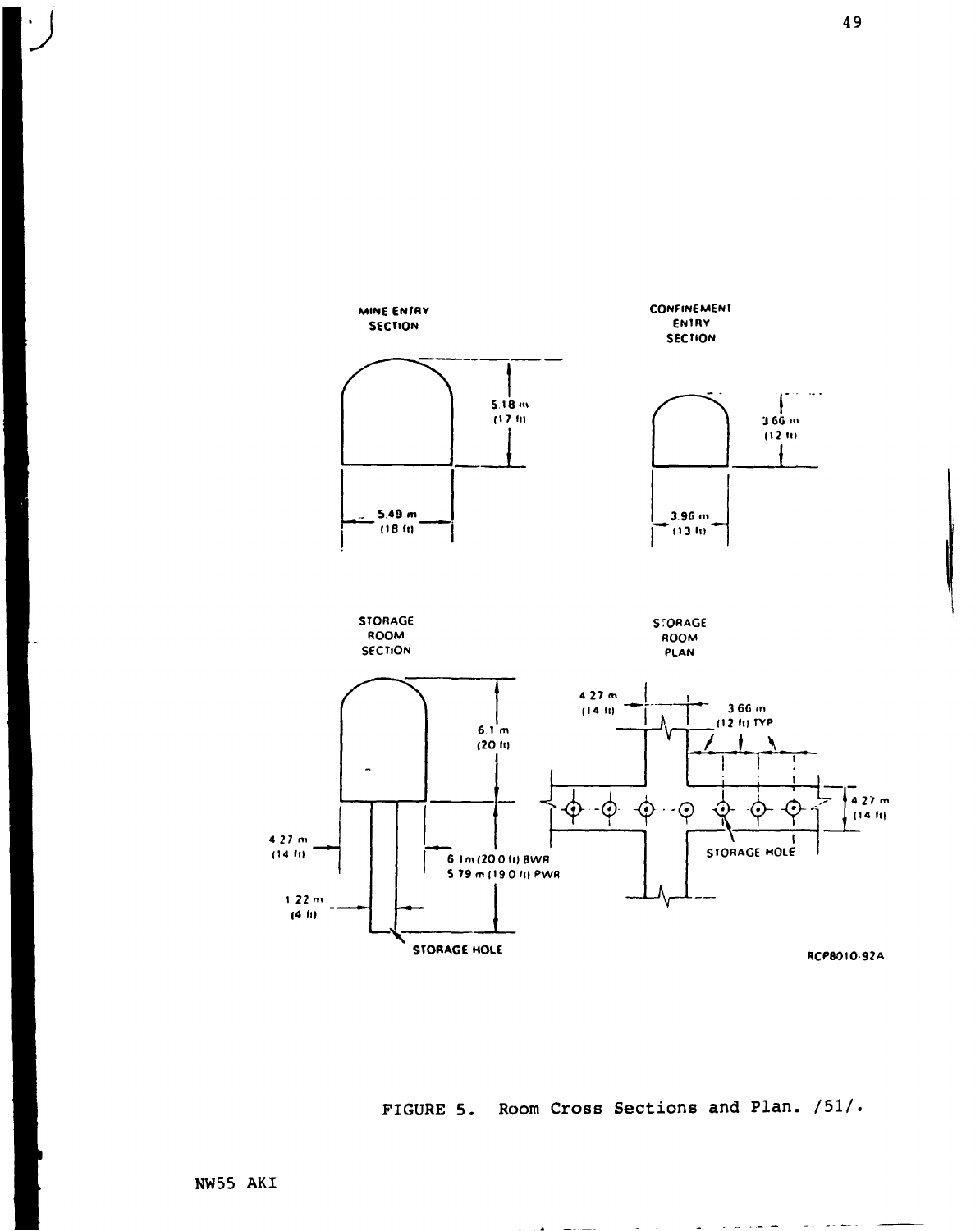MINE ENTRY SECTION

5.18 m (17 ft)

5.49 m (18 ft)

CONFINEMENT ENTRY SECTION

3.66 m (12 ft)

3.96 m (13 ft)

STORAGE ROOM SECTION

6.1 m (20 ft)

4.27 m (14 ft)

6.1 m (20.0 ft) BWR
5.79 m (19.0 ft) PWR

1.22 m (4 ft)

STORAGE HOLE

STORAGE ROOM PLAN

4.27 m (14 ft)

3.66 m (12 ft) TYP

4.27 m (14 ft)

STORAGE HOLE

RCP8010-92A

FIGURE 5. Room Cross Sections and Plan. /51/.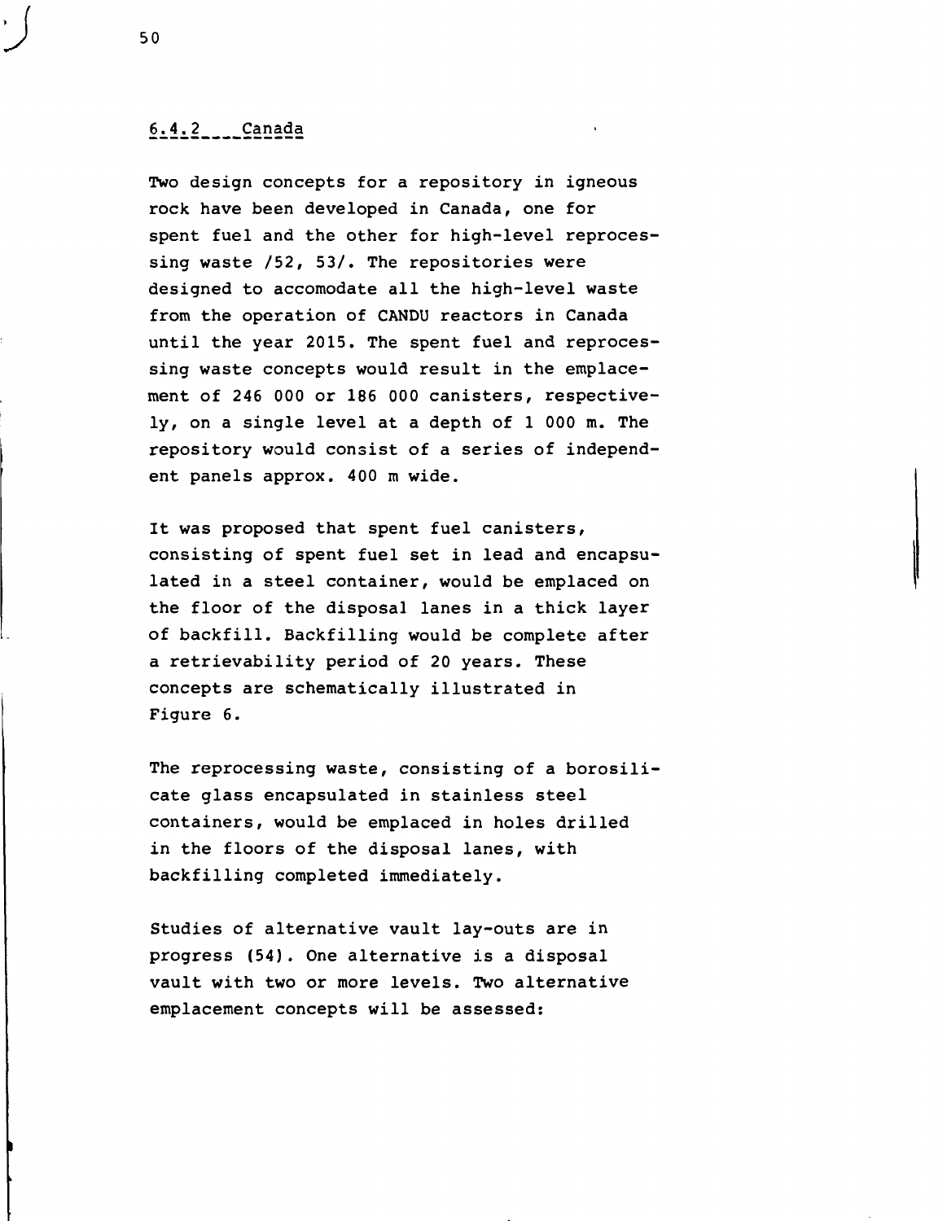### 6.4.2 Canada

Two design concepts for a repository in igneous rock have been developed in Canada, one for spent fuel and the other for high-level reprocessing waste /52, 53/. The repositories were designed to accomodate all the high-level waste from the operation of CANDU reactors in Canada until the year 2015. The spent fuel and reprocessing waste concepts would result in the emplacement of 246 000 or 186 000 canisters, respectively, on a single level at a depth of 1 000 m. The repository would consist of a series of independent panels approx. 400 m wide.

It was proposed that spent fuel canisters, consisting of spent fuel set in lead and encapsulated in a steel container, would be emplaced on the floor of the disposal lanes in a thick layer of backfill. Backfilling would be complete after a retrievability period of 20 years. These concepts are schematically illustrated in Figure 6.

The reprocessing waste, consisting of a borosilicate glass encapsulated in stainless steel containers, would be emplaced in holes drilled in the floors of the disposal lanes, with backfilling completed immediately.

Studies of alternative vault lay-outs are in progress (54). One alternative is a disposal vault with two or more levels. Two alternative emplacement concepts will be assessed: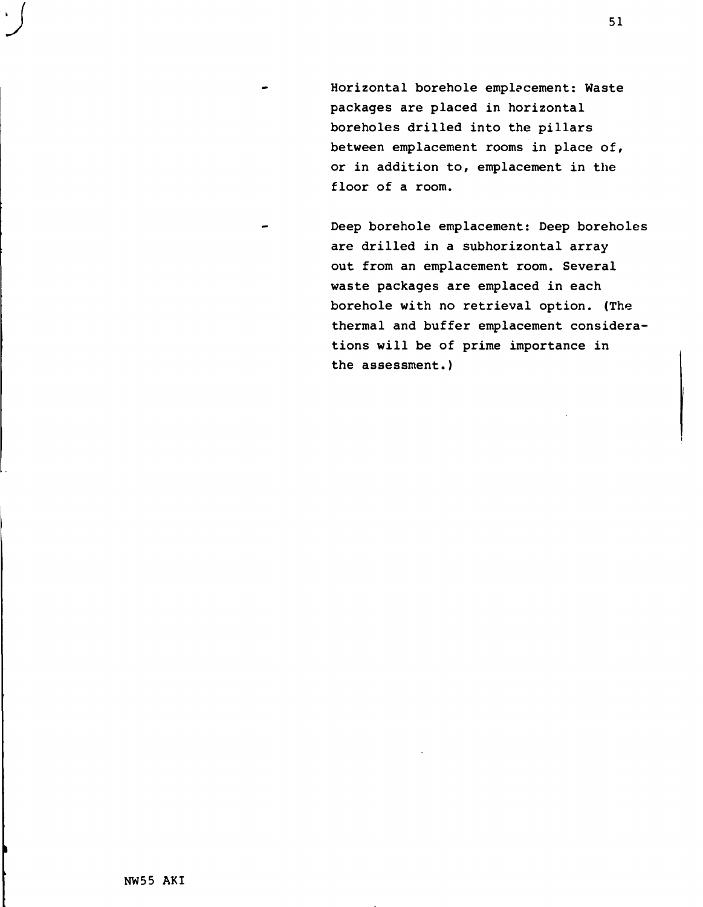- Horizontal borehole emplacement: Waste packages are placed in horizontal boreholes drilled into the pillars between emplacement rooms in place of, or in addition to, emplacement in the floor of a room.

- Deep borehole emplacement: Deep boreholes are drilled in a subhorizontal array out from an emplacement room. Several waste packages are emplaced in each borehole with no retrieval option. (The thermal and buffer emplacement considerations will be of prime importance in the assessment.)

NW55 AKI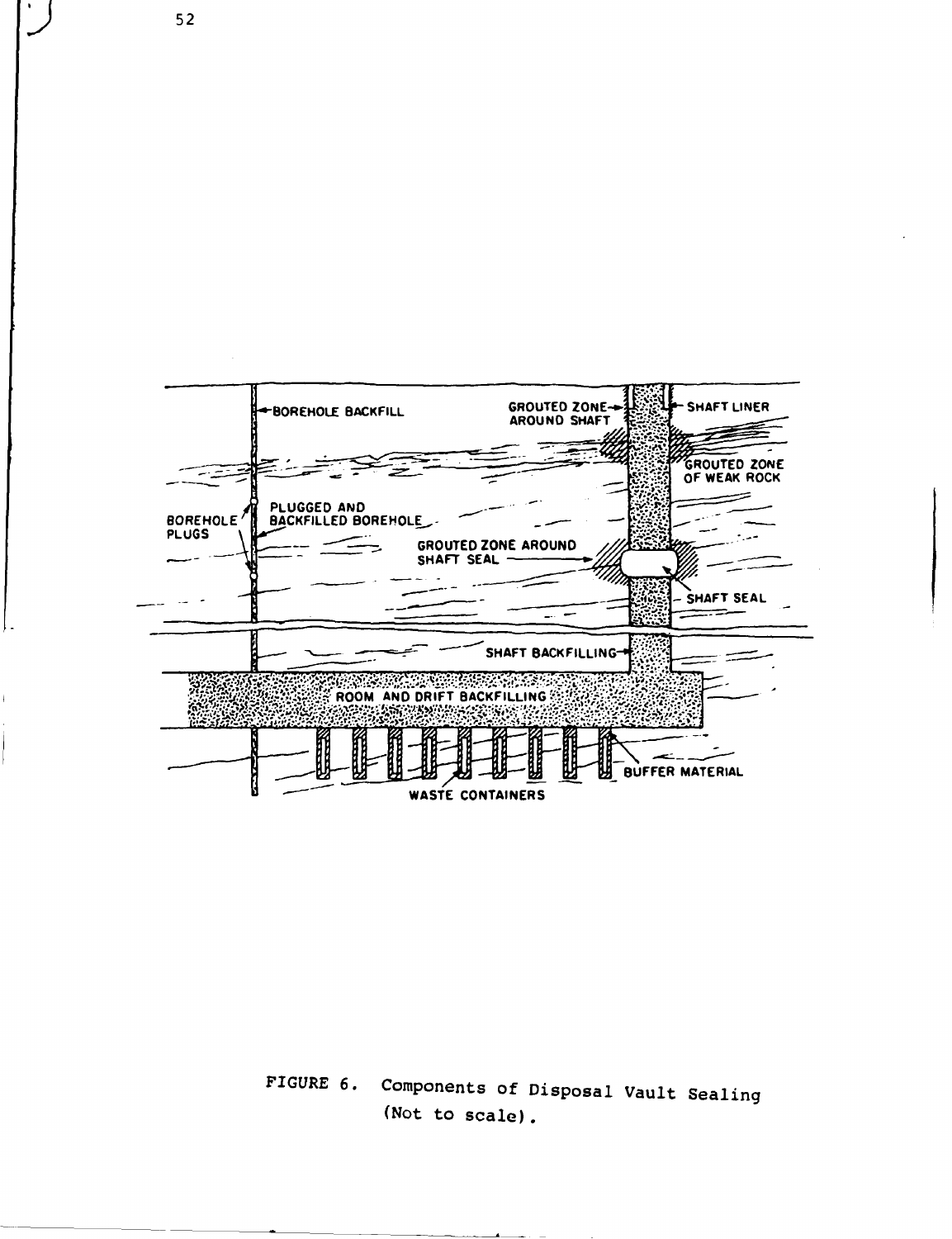FIGURE 6. Components of Disposal Vault Sealing (Not to scale).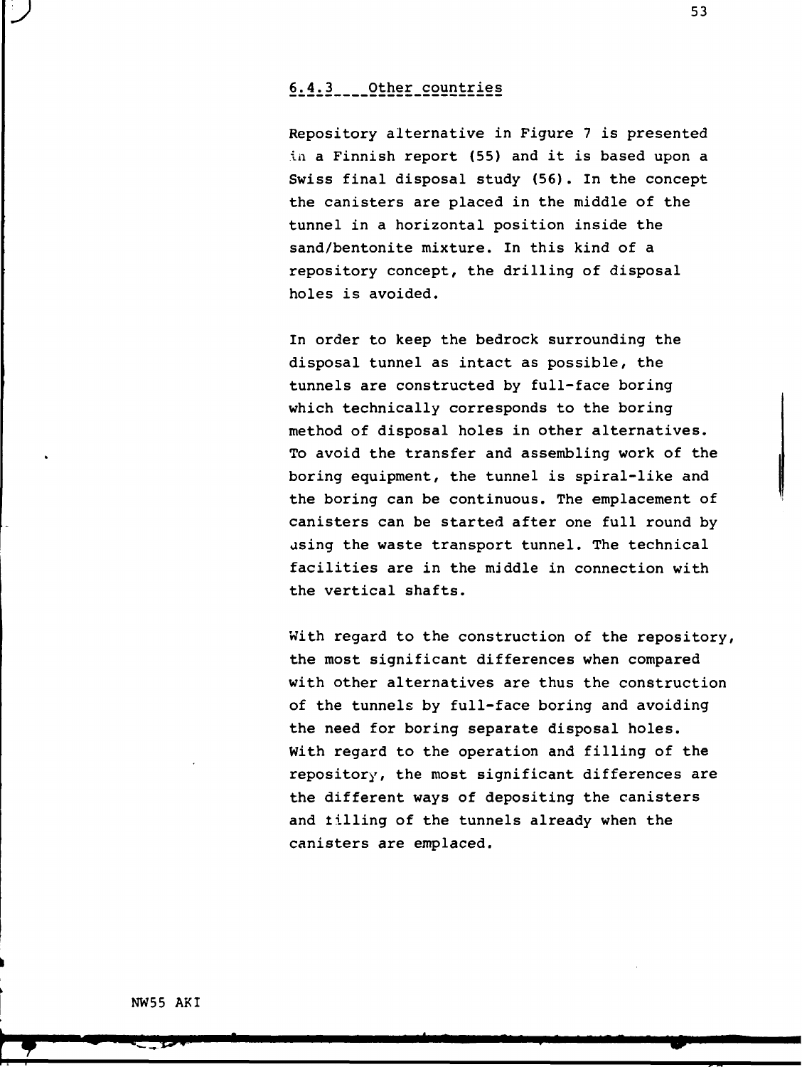### 6.4.3 Other countries

Repository alternative in Figure 7 is presented in a Finnish report (55) and it is based upon a Swiss final disposal study (56). In the concept the canisters are placed in the middle of the tunnel in a horizontal position inside the sand/bentonite mixture. In this kind of a repository concept, the drilling of disposal holes is avoided.

In order to keep the bedrock surrounding the disposal tunnel as intact as possible, the tunnels are constructed by full-face boring which technically corresponds to the boring method of disposal holes in other alternatives. To avoid the transfer and assembling work of the boring equipment, the tunnel is spiral-like and the boring can be continuous. The emplacement of canisters can be started after one full round by using the waste transport tunnel. The technical facilities are in the middle in connection with the vertical shafts.

With regard to the construction of the repository, the most significant differences when compared with other alternatives are thus the construction of the tunnels by full-face boring and avoiding the need for boring separate disposal holes. With regard to the operation and filling of the repository, the most significant differences are the different ways of depositing the canisters and filling of the tunnels already when the canisters are emplaced.

NW55 AKI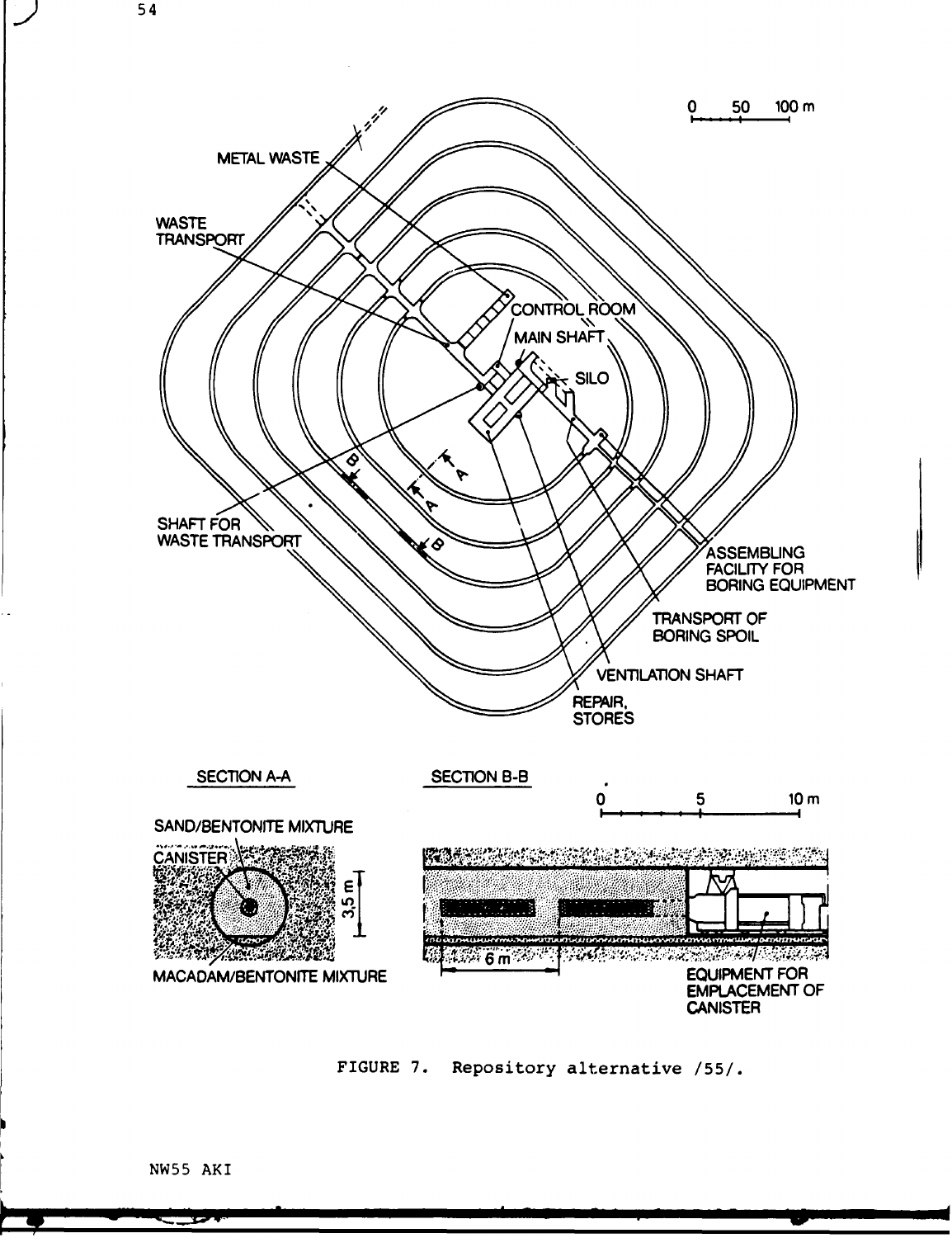FIGURE 7. Repository alternative /55/.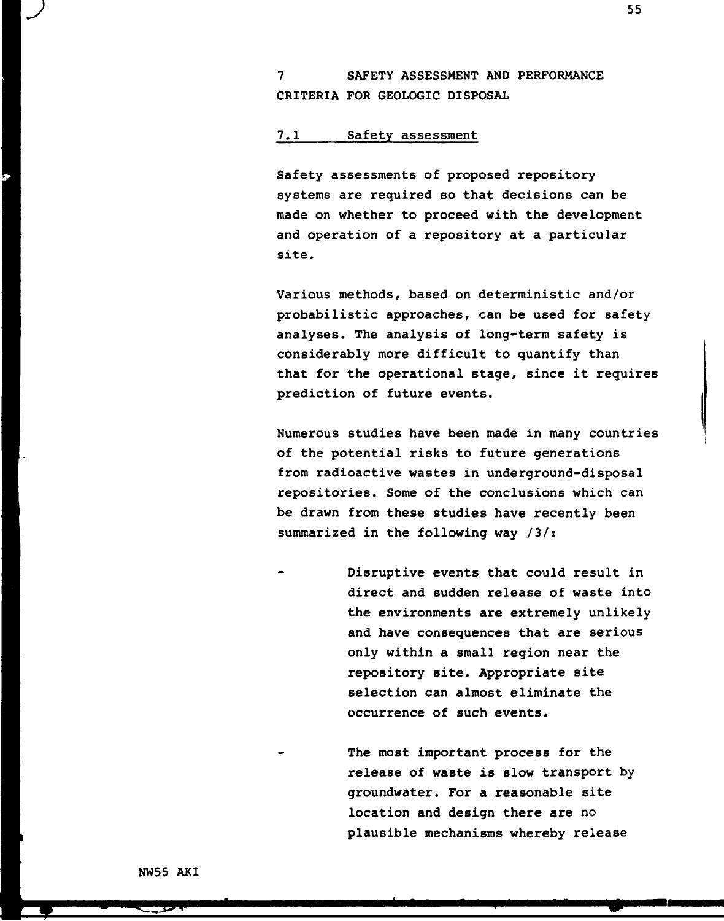## 7 SAFETY ASSESSMENT AND PERFORMANCE CRITERIA FOR GEOLOGIC DISPOSAL

### 7.1 Safety assessment

Safety assessments of proposed repository systems are required so that decisions can be made on whether to proceed with the development and operation of a repository at a particular site.

Various methods, based on deterministic and/or probabilistic approaches, can be used for safety analyses. The analysis of long-term safety is considerably more difficult to quantify than that for the operational stage, since it requires prediction of future events.

Numerous studies have been made in many countries of the potential risks to future generations from radioactive wastes in underground-disposal repositories. Some of the conclusions which can be drawn from these studies have recently been summarized in the following way /3/:

- Disruptive events that could result in direct and sudden release of waste into the environments are extremely unlikely and have consequences that are serious only within a small region near the repository site. Appropriate site selection can almost eliminate the occurrence of such events.

- The most important process for the release of waste is slow transport by groundwater. For a reasonable site location and design there are no plausible mechanisms whereby release

NW55 AKI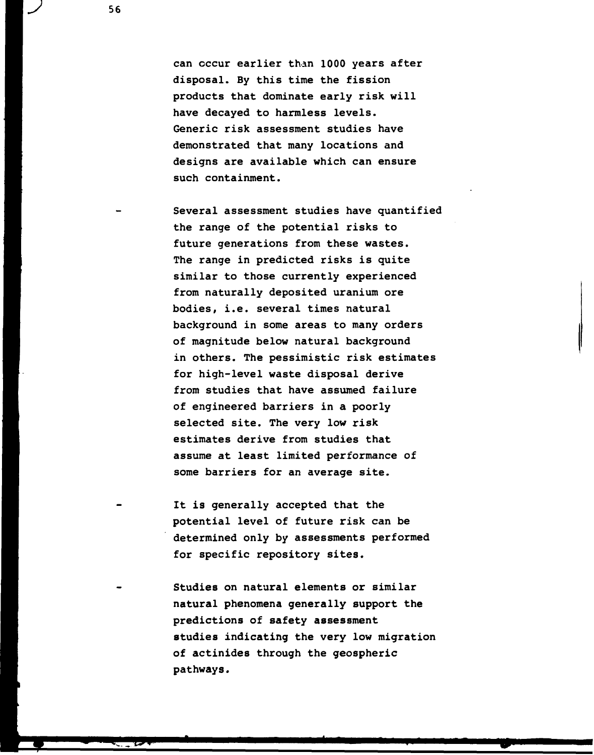can occur earlier than 1000 years after disposal. By this time the fission products that dominate early risk will have decayed to harmless levels. Generic risk assessment studies have demonstrated that many locations and designs are available which can ensure such containment.

- Several assessment studies have quantified the range of the potential risks to future generations from these wastes. The range in predicted risks is quite similar to those currently experienced from naturally deposited uranium ore bodies, i.e. several times natural background in some areas to many orders of magnitude below natural background in others. The pessimistic risk estimates for high-level waste disposal derive from studies that have assumed failure of engineered barriers in a poorly selected site. The very low risk estimates derive from studies that assume at least limited performance of some barriers for an average site.

- It is generally accepted that the potential level of future risk can be determined only by assessments performed for specific repository sites.

- Studies on natural elements or similar natural phenomena generally support the predictions of safety assessment studies indicating the very low migration of actinides through the geospheric pathways.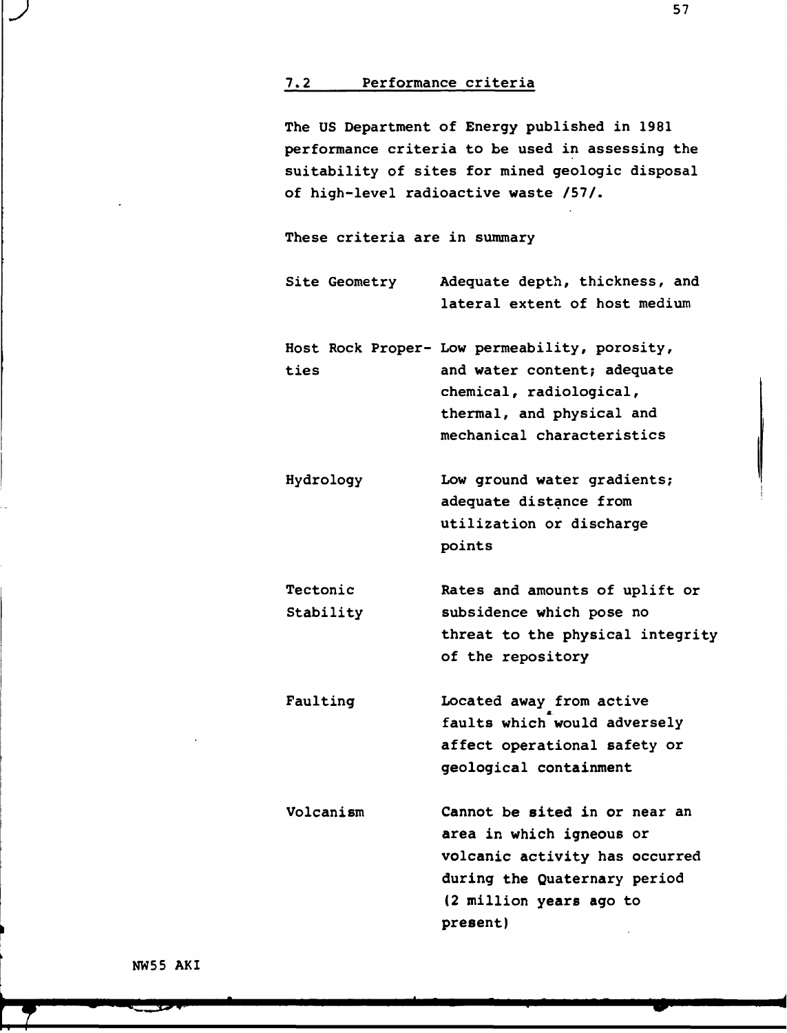## 7.2 Performance criteria

The US Department of Energy published in 1981 performance criteria to be used in assessing the suitability of sites for mined geologic disposal of high-level radioactive waste /57/.

These criteria are in summary

| | |
|---|---|
| Site Geometry | Adequate depth, thickness, and lateral extent of host medium |
| Host Rock Properties | Low permeability, porosity, and water content; adequate chemical, radiological, thermal, and physical and mechanical characteristics |
| Hydrology | Low ground water gradients; adequate distance from utilization or discharge points |
| Tectonic Stability | Rates and amounts of uplift or subsidence which pose no threat to the physical integrity of the repository |
| Faulting | Located away from active faults which would adversely affect operational safety or geological containment |
| Volcanism | Cannot be sited in or near an area in which igneous or volcanic activity has occurred during the Quaternary period (2 million years ago to present) |

NW55 AKI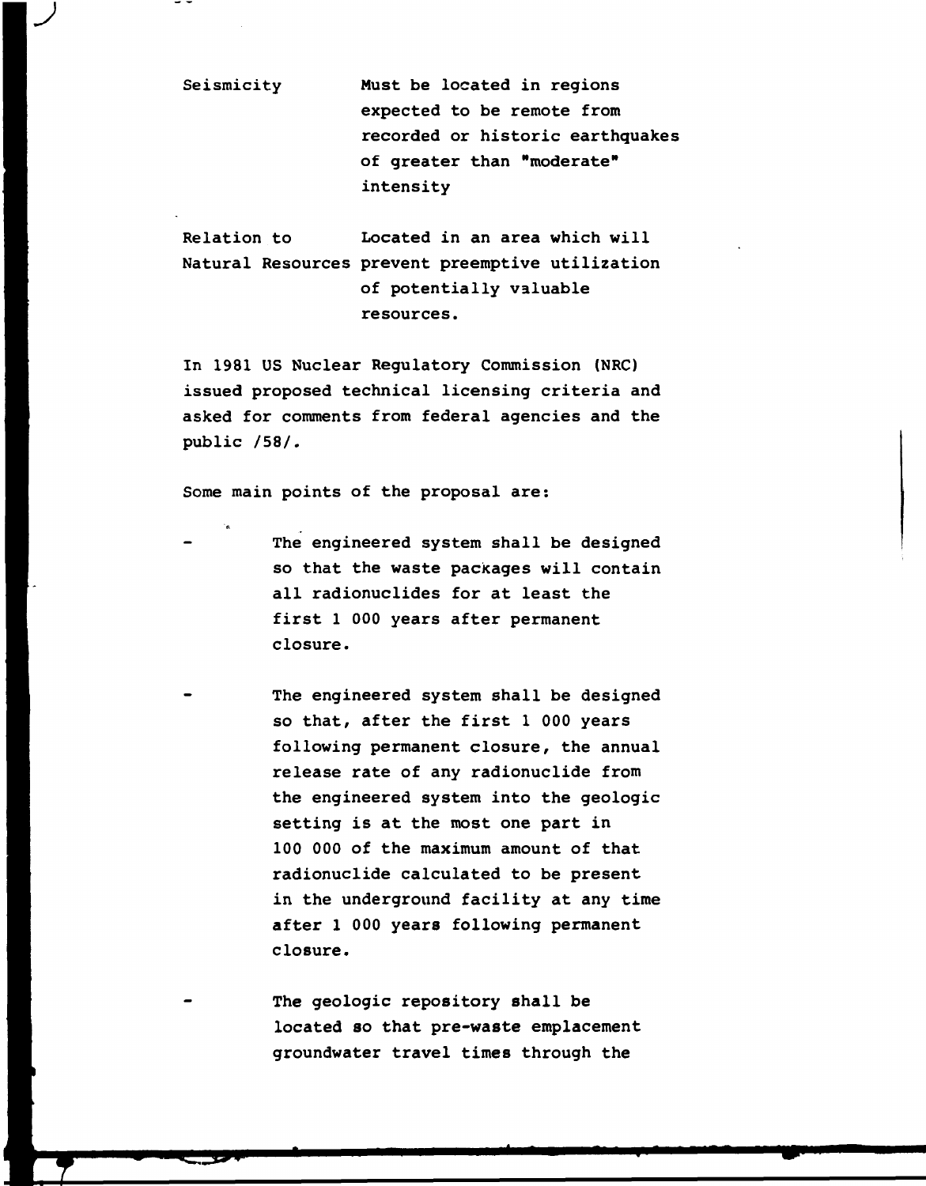| | |
|---|---|
| Seismicity | Must be located in regions expected to be remote from recorded or historic earthquakes of greater than "moderate" intensity |
| Relation to Natural Resources | Located in an area which will prevent preemptive utilization of potentially valuable resources. |

In 1981 US Nuclear Regulatory Commission (NRC) issued proposed technical licensing criteria and asked for comments from federal agencies and the public /58/.

Some main points of the proposal are:

- The engineered system shall be designed so that the waste packages will contain all radionuclides for at least the first 1 000 years after permanent closure.

- The engineered system shall be designed so that, after the first 1 000 years following permanent closure, the annual release rate of any radionuclide from the engineered system into the geologic setting is at the most one part in 100 000 of the maximum amount of that radionuclide calculated to be present in the underground facility at any time after 1 000 years following permanent closure.

- The geologic repository shall be located so that pre-waste emplacement groundwater travel times through the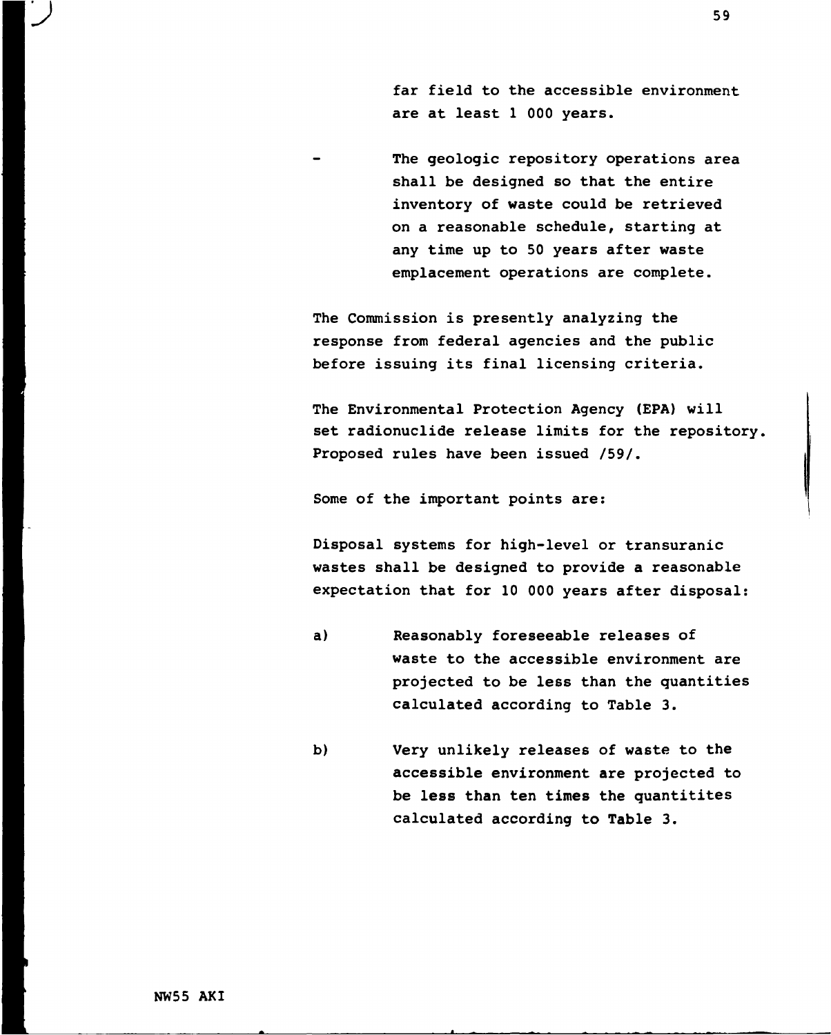far field to the accessible environment are at least 1 000 years.

- The geologic repository operations area shall be designed so that the entire inventory of waste could be retrieved on a reasonable schedule, starting at any time up to 50 years after waste emplacement operations are complete.

The Commission is presently analyzing the response from federal agencies and the public before issuing its final licensing criteria.

The Environmental Protection Agency (EPA) will set radionuclide release limits for the repository. Proposed rules have been issued /59/.

Some of the important points are:

Disposal systems for high-level or transuranic wastes shall be designed to provide a reasonable expectation that for 10 000 years after disposal:

a) Reasonably foreseeable releases of waste to the accessible environment are projected to be less than the quantities calculated according to Table 3.

b) Very unlikely releases of waste to the accessible environment are projected to be less than ten times the quantitites calculated according to Table 3.

NW55 AKI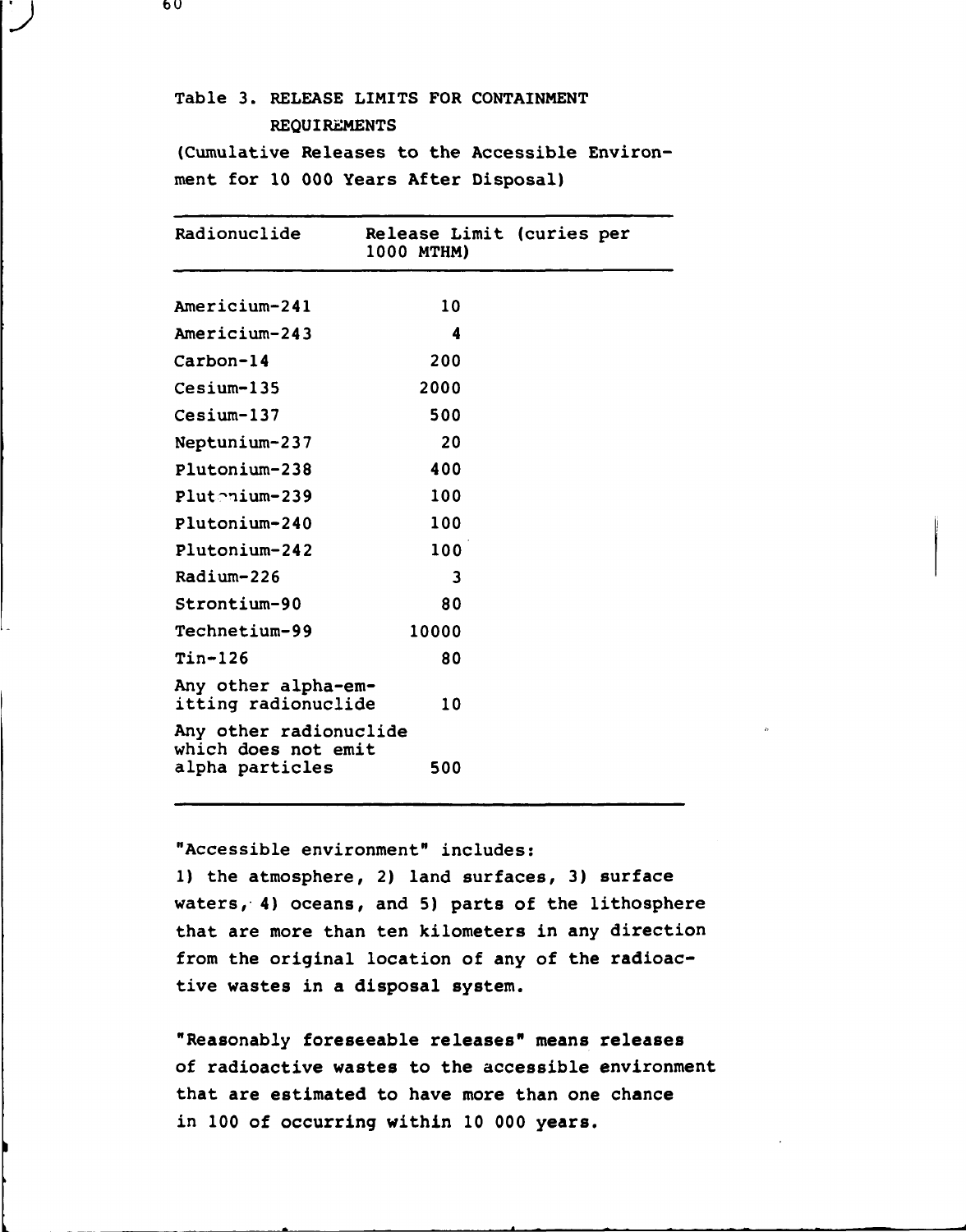Table 3. RELEASE LIMITS FOR CONTAINMENT REQUIREMENTS

(Cumulative Releases to the Accessible Environment for 10 000 Years After Disposal)

| Radionuclide | Release Limit (curies per 1000 MTHM) |
|---|---|
| Americium-241 | 10 |
| Americium-243 | 4 |
| Carbon-14 | 200 |
| Cesium-135 | 2000 |
| Cesium-137 | 500 |
| Neptunium-237 | 20 |
| Plutonium-238 | 400 |
| Plutonium-239 | 100 |
| Plutonium-240 | 100 |
| Plutonium-242 | 100 |
| Radium-226 | 3 |
| Strontium-90 | 80 |
| Technetium-99 | 10000 |
| Tin-126 | 80 |
| Any other alpha-emitting radionuclide | 10 |
| Any other radionuclide which does not emit alpha particles | 500 |

"Accessible environment" includes:
1) the atmosphere, 2) land surfaces, 3) surface waters, 4) oceans, and 5) parts of the lithosphere that are more than ten kilometers in any direction from the original location of any of the radioactive wastes in a disposal system.

"Reasonably foreseeable releases" means releases of radioactive wastes to the accessible environment that are estimated to have more than one chance in 100 of occurring within 10 000 years.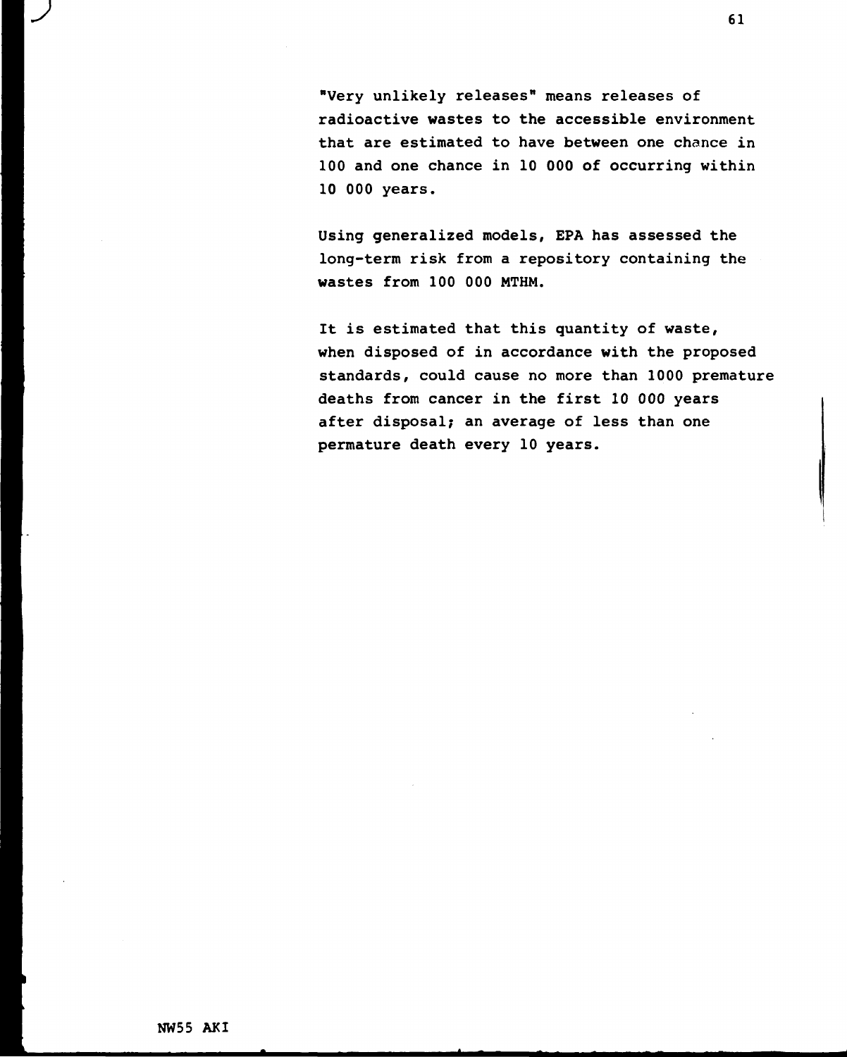"Very unlikely releases" means releases of radioactive wastes to the accessible environment that are estimated to have between one chance in 100 and one chance in 10 000 of occurring within 10 000 years.

Using generalized models, EPA has assessed the long-term risk from a repository containing the wastes from 100 000 MTHM.

It is estimated that this quantity of waste, when disposed of in accordance with the proposed standards, could cause no more than 1000 premature deaths from cancer in the first 10 000 years after disposal; an average of less than one permature death every 10 years.

NW55 AKI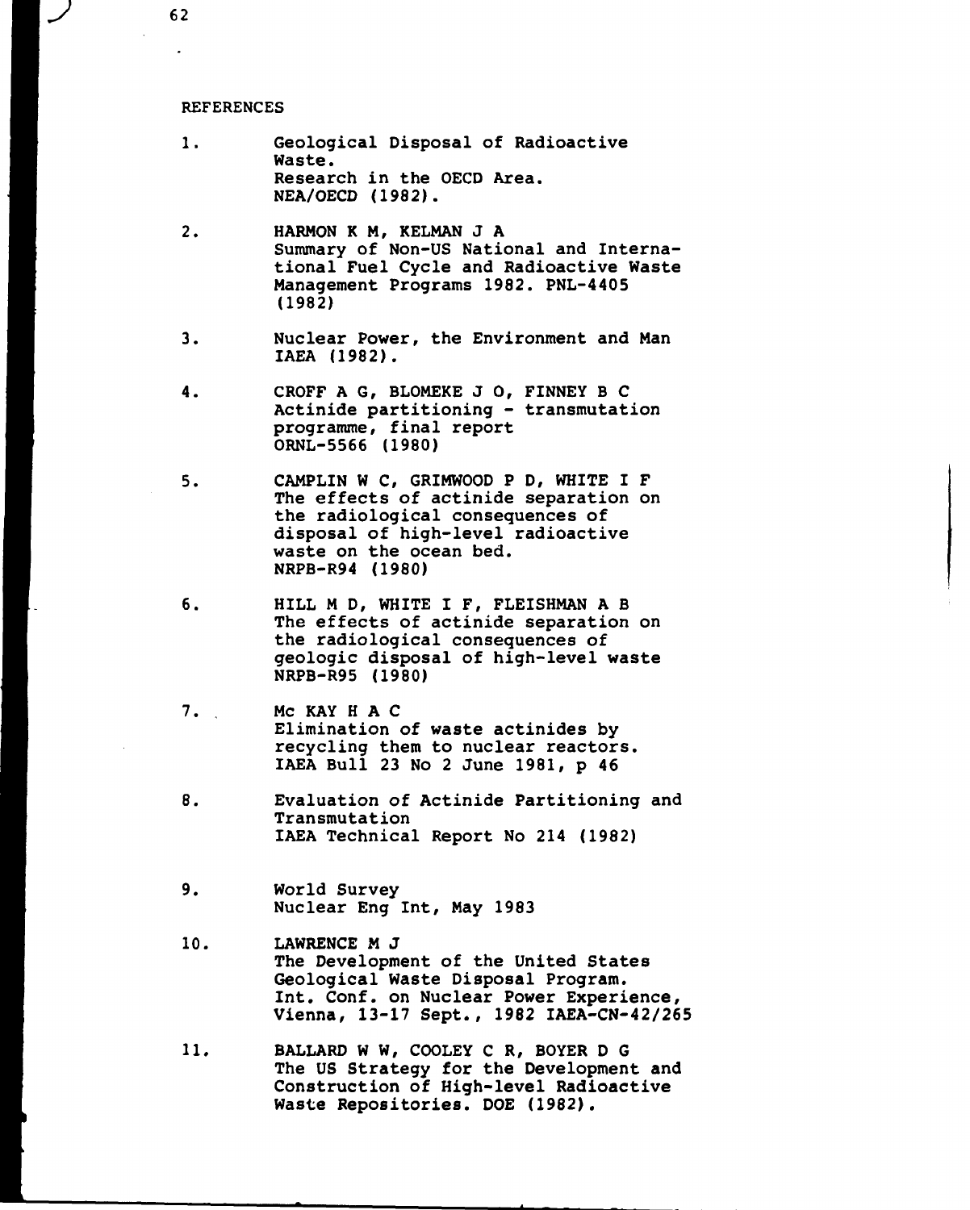## REFERENCES

1. Geological Disposal of Radioactive Waste.
   Research in the OECD Area.
   NEA/OECD (1982).

2. HARMON K M, KELMAN J A
   Summary of Non-US National and International Fuel Cycle and Radioactive Waste Management Programs 1982. PNL-4405 (1982)

3. Nuclear Power, the Environment and Man
   IAEA (1982).

4. CROFF A G, BLOMEKE J O, FINNEY B C
   Actinide partitioning - transmutation programme, final report
   ORNL-5566 (1980)

5. CAMPLIN W C, GRIMWOOD P D, WHITE I F
   The effects of actinide separation on the radiological consequences of disposal of high-level radioactive waste on the ocean bed.
   NRPB-R94 (1980)

6. HILL M D, WHITE I F, FLEISHMAN A B
   The effects of actinide separation on the radiological consequences of geologic disposal of high-level waste
   NRPB-R95 (1980)

7. Mc KAY H A C
   Elimination of waste actinides by recycling them to nuclear reactors.
   IAEA Bull 23 No 2 June 1981, p 46

8. Evaluation of Actinide Partitioning and Transmutation
   IAEA Technical Report No 214 (1982)

9. World Survey
   Nuclear Eng Int, May 1983

10. LAWRENCE M J
    The Development of the United States Geological Waste Disposal Program.
    Int. Conf. on Nuclear Power Experience, Vienna, 13-17 Sept., 1982 IAEA-CN-42/265

11. BALLARD W W, COOLEY C R, BOYER D G
    The US Strategy for the Development and Construction of High-level Radioactive Waste Repositories. DOE (1982).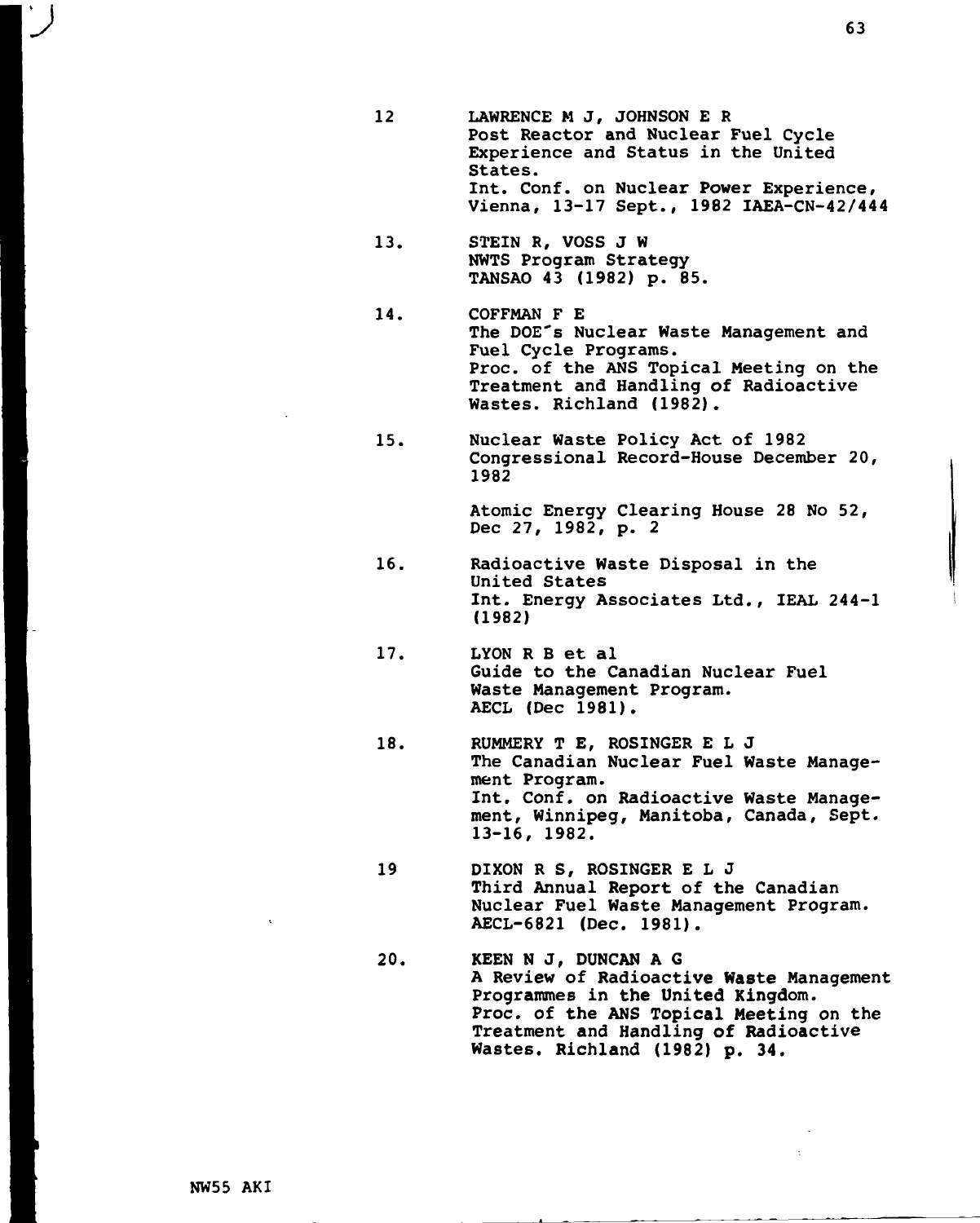12 LAWRENCE M J, JOHNSON E R
Post Reactor and Nuclear Fuel Cycle Experience and Status in the United States.
Int. Conf. on Nuclear Power Experience, Vienna, 13-17 Sept., 1982 IAEA-CN-42/444

13. STEIN R, VOSS J W
NWTS Program Strategy
TANSAO 43 (1982) p. 85.

14. COFFMAN F E
The DOE's Nuclear Waste Management and Fuel Cycle Programs.
Proc. of the ANS Topical Meeting on the Treatment and Handling of Radioactive Wastes. Richland (1982).

15. Nuclear Waste Policy Act of 1982
Congressional Record-House December 20, 1982

Atomic Energy Clearing House 28 No 52, Dec 27, 1982, p. 2

16. Radioactive Waste Disposal in the United States
Int. Energy Associates Ltd., IEAL 244-1 (1982)

17. LYON R B et al
Guide to the Canadian Nuclear Fuel Waste Management Program.
AECL (Dec 1981).

18. RUMMERY T E, ROSINGER E L J
The Canadian Nuclear Fuel Waste Management Program.
Int. Conf. on Radioactive Waste Management, Winnipeg, Manitoba, Canada, Sept. 13-16, 1982.

19 DIXON R S, ROSINGER E L J
Third Annual Report of the Canadian Nuclear Fuel Waste Management Program.
AECL-6821 (Dec. 1981).

20. KEEN N J, DUNCAN A G
A Review of Radioactive Waste Management Programmes in the United Kingdom.
Proc. of the ANS Topical Meeting on the Treatment and Handling of Radioactive Wastes. Richland (1982) p. 34.

NW55 AKI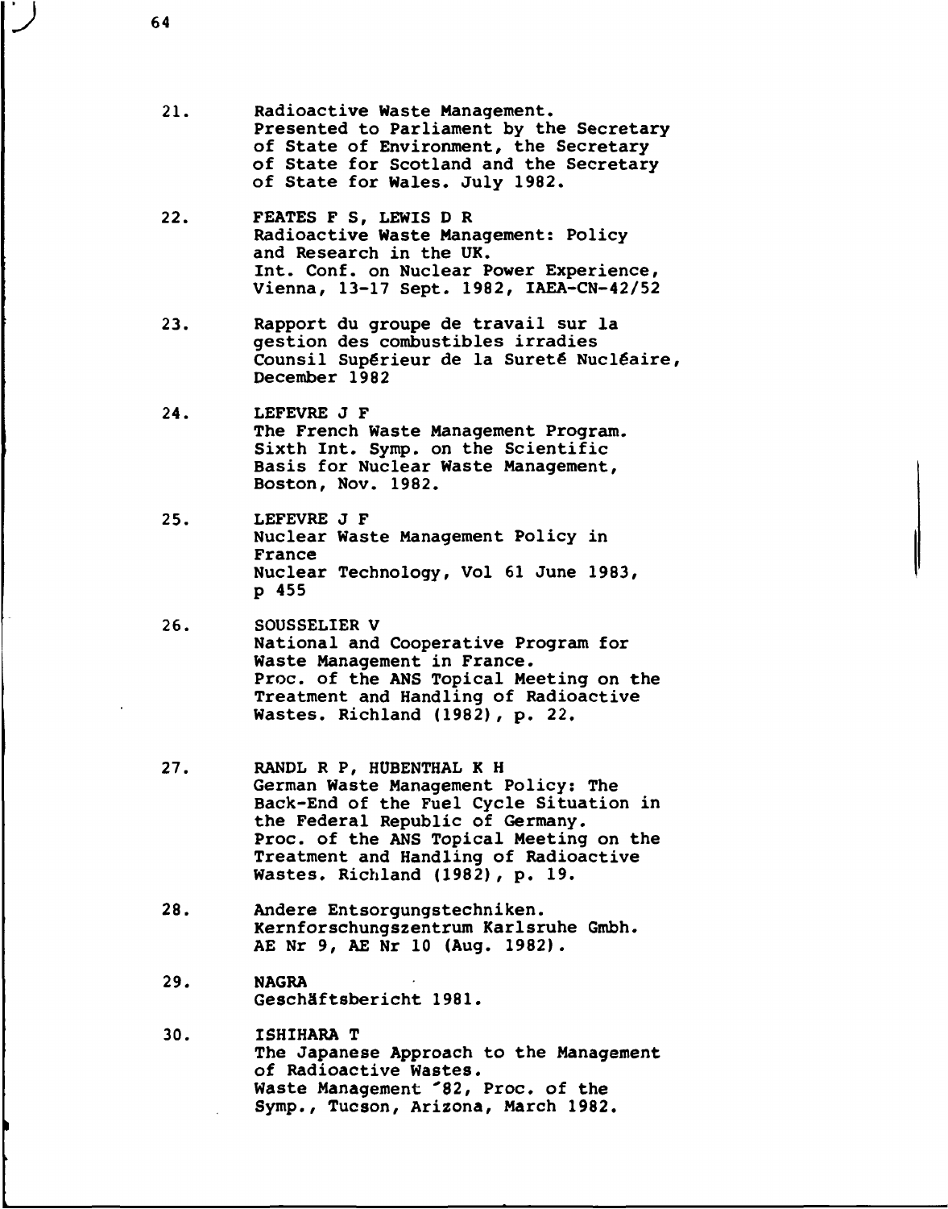21. Radioactive Waste Management.
    Presented to Parliament by the Secretary of State of Environment, the Secretary of State for Scotland and the Secretary of State for Wales. July 1982.

22. FEATES F S, LEWIS D R
    Radioactive Waste Management: Policy and Research in the UK.
    Int. Conf. on Nuclear Power Experience, Vienna, 13-17 Sept. 1982, IAEA-CN-42/52

23. Rapport du groupe de travail sur la gestion des combustibles irradies
    Counsil Supérieur de la Sureté Nucléaire, December 1982

24. LEFEVRE J F
    The French Waste Management Program.
    Sixth Int. Symp. on the Scientific Basis for Nuclear Waste Management, Boston, Nov. 1982.

25. LEFEVRE J F
    Nuclear Waste Management Policy in France
    Nuclear Technology, Vol 61 June 1983, p 455

26. SOUSSELIER V
    National and Cooperative Program for Waste Management in France.
    Proc. of the ANS Topical Meeting on the Treatment and Handling of Radioactive Wastes. Richland (1982), p. 22.

27. RANDL R P, HÜBENTHAL K H
    German Waste Management Policy: The Back-End of the Fuel Cycle Situation in the Federal Republic of Germany.
    Proc. of the ANS Topical Meeting on the Treatment and Handling of Radioactive Wastes. Richland (1982), p. 19.

28. Andere Entsorgungstechniken.
    Kernforschungszentrum Karlsruhe Gmbh.
    AE Nr 9, AE Nr 10 (Aug. 1982).

29. NAGRA
    Geschäftsbericht 1981.

30. ISHIHARA T
    The Japanese Approach to the Management of Radioactive Wastes.
    Waste Management '82, Proc. of the Symp., Tucson, Arizona, March 1982.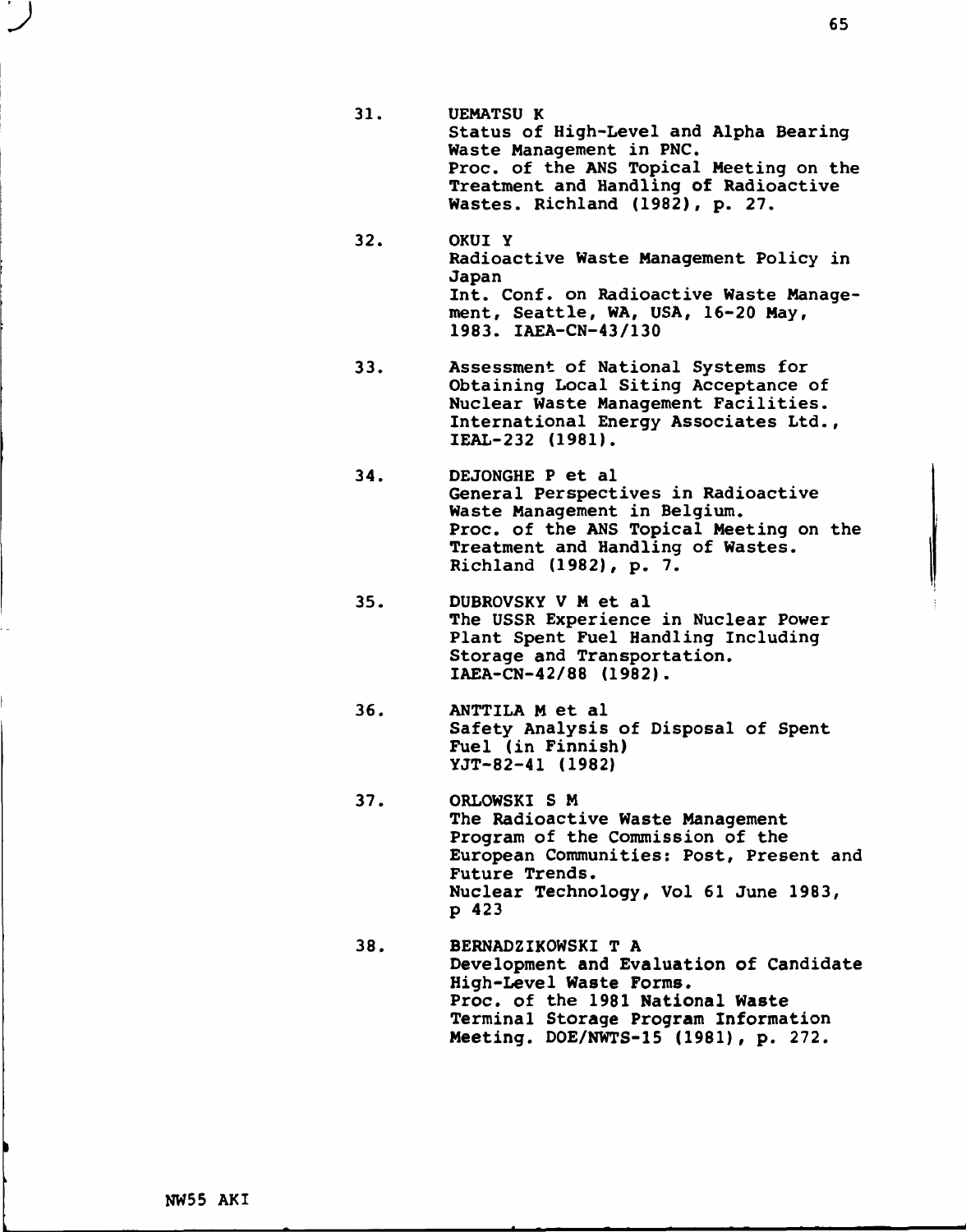31. UEMATSU K
Status of High-Level and Alpha Bearing Waste Management in PNC.
Proc. of the ANS Topical Meeting on the Treatment and Handling of Radioactive Wastes. Richland (1982), p. 27.

32. OKUI Y
Radioactive Waste Management Policy in Japan
Int. Conf. on Radioactive Waste Management, Seattle, WA, USA, 16-20 May, 1983. IAEA-CN-43/130

33. Assessment of National Systems for Obtaining Local Siting Acceptance of Nuclear Waste Management Facilities.
International Energy Associates Ltd., IEAL-232 (1981).

34. DEJONGHE P et al
General Perspectives in Radioactive Waste Management in Belgium.
Proc. of the ANS Topical Meeting on the Treatment and Handling of Wastes. Richland (1982), p. 7.

35. DUBROVSKY V M et al
The USSR Experience in Nuclear Power Plant Spent Fuel Handling Including Storage and Transportation.
IAEA-CN-42/88 (1982).

36. ANTTILA M et al
Safety Analysis of Disposal of Spent Fuel (in Finnish)
YJT-82-41 (1982)

37. ORLOWSKI S M
The Radioactive Waste Management Program of the Commission of the European Communities: Post, Present and Future Trends.
Nuclear Technology, Vol 61 June 1983, p 423

38. BERNADZIKOWSKI T A
Development and Evaluation of Candidate High-Level Waste Forms.
Proc. of the 1981 National Waste Terminal Storage Program Information Meeting. DOE/NWTS-15 (1981), p. 272.

NW55 AKI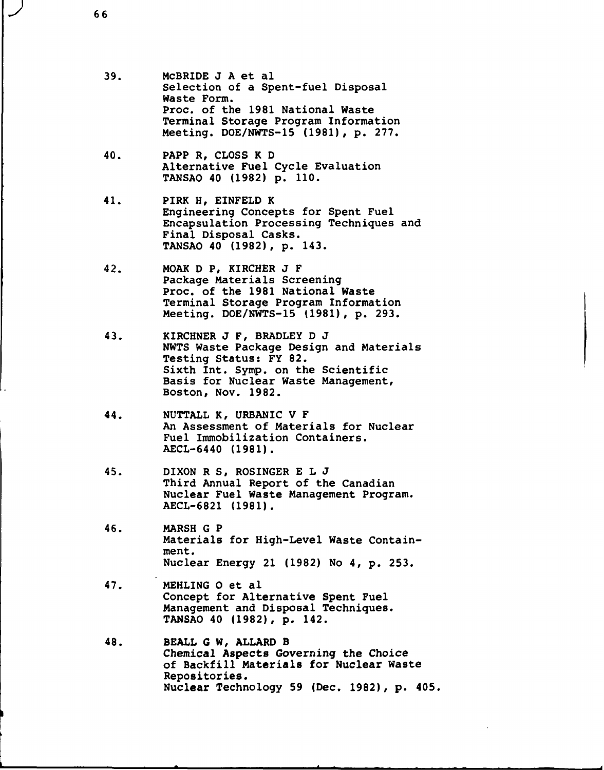39. McBRIDE J A et al
    Selection of a Spent-fuel Disposal
    Waste Form.
    Proc. of the 1981 National Waste
    Terminal Storage Program Information
    Meeting. DOE/NWTS-15 (1981), p. 277.

40. PAPP R, CLOSS K D
    Alternative Fuel Cycle Evaluation
    TANSAO 40 (1982) p. 110.

41. PIRK H, EINFELD K
    Engineering Concepts for Spent Fuel
    Encapsulation Processing Techniques and
    Final Disposal Casks.
    TANSAO 40 (1982), p. 143.

42. MOAK D P, KIRCHER J F
    Package Materials Screening
    Proc. of the 1981 National Waste
    Terminal Storage Program Information
    Meeting. DOE/NWTS-15 (1981), p. 293.

43. KIRCHNER J F, BRADLEY D J
    NWTS Waste Package Design and Materials
    Testing Status: FY 82.
    Sixth Int. Symp. on the Scientific
    Basis for Nuclear Waste Management,
    Boston, Nov. 1982.

44. NUTTALL K, URBANIC V F
    An Assessment of Materials for Nuclear
    Fuel Immobilization Containers.
    AECL-6440 (1981).

45. DIXON R S, ROSINGER E L J
    Third Annual Report of the Canadian
    Nuclear Fuel Waste Management Program.
    AECL-6821 (1981).

46. MARSH G P
    Materials for High-Level Waste Contain-
    ment.
    Nuclear Energy 21 (1982) No 4, p. 253.

47. MEHLING O et al
    Concept for Alternative Spent Fuel
    Management and Disposal Techniques.
    TANSAO 40 (1982), p. 142.

48. BEALL G W, ALLARD B
    Chemical Aspects Governing the Choice
    of Backfill Materials for Nuclear Waste
    Repositories.
    Nuclear Technology 59 (Dec. 1982), p. 405.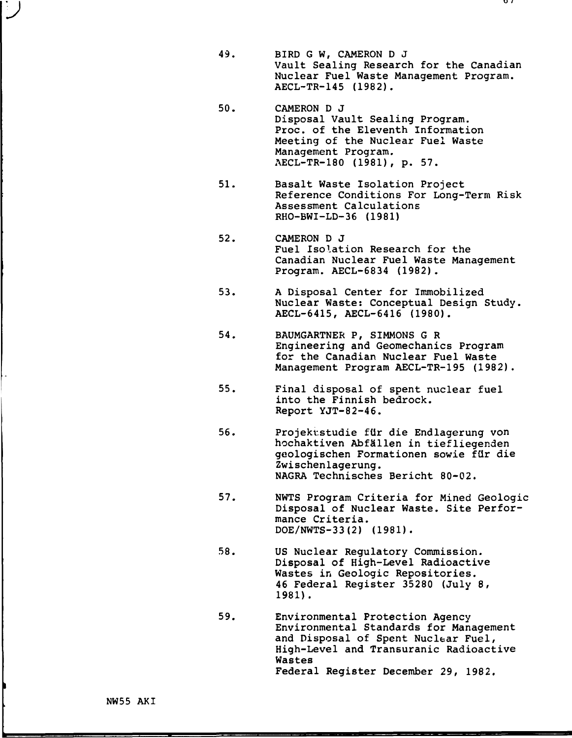49. BIRD G W, CAMERON D J
    Vault Sealing Research for the Canadian Nuclear Fuel Waste Management Program.
    AECL-TR-145 (1982).

50. CAMERON D J
    Disposal Vault Sealing Program.
    Proc. of the Eleventh Information Meeting of the Nuclear Fuel Waste Management Program.
    AECL-TR-180 (1981), p. 57.

51. Basalt Waste Isolation Project
    Reference Conditions For Long-Term Risk Assessment Calculations
    RHO-BWI-LD-36 (1981)

52. CAMERON D J
    Fuel Isolation Research for the Canadian Nuclear Fuel Waste Management Program. AECL-6834 (1982).

53. A Disposal Center for Immobilized Nuclear Waste: Conceptual Design Study.
    AECL-6415, AECL-6416 (1980).

54. BAUMGARTNER P, SIMMONS G R
    Engineering and Geomechanics Program for the Canadian Nuclear Fuel Waste Management Program AECL-TR-195 (1982).

55. Final disposal of spent nuclear fuel into the Finnish bedrock.
    Report YJT-82-46.

56. Projektstudie für die Endlagerung von hochaktiven Abfällen in tiefliegenden geologischen Formationen sowie für die Zwischenlagerung.
    NAGRA Technisches Bericht 80-02.

57. NWTS Program Criteria for Mined Geologic Disposal of Nuclear Waste. Site Performance Criteria.
    DOE/NWTS-33(2) (1981).

58. US Nuclear Regulatory Commission.
    Disposal of High-Level Radioactive Wastes in Geologic Repositories.
    46 Federal Register 35280 (July 8, 1981).

59. Environmental Protection Agency
    Environmental Standards for Management and Disposal of Spent Nuclear Fuel, High-Level and Transuranic Radioactive Wastes
    Federal Register December 29, 1982.

NW55 AKI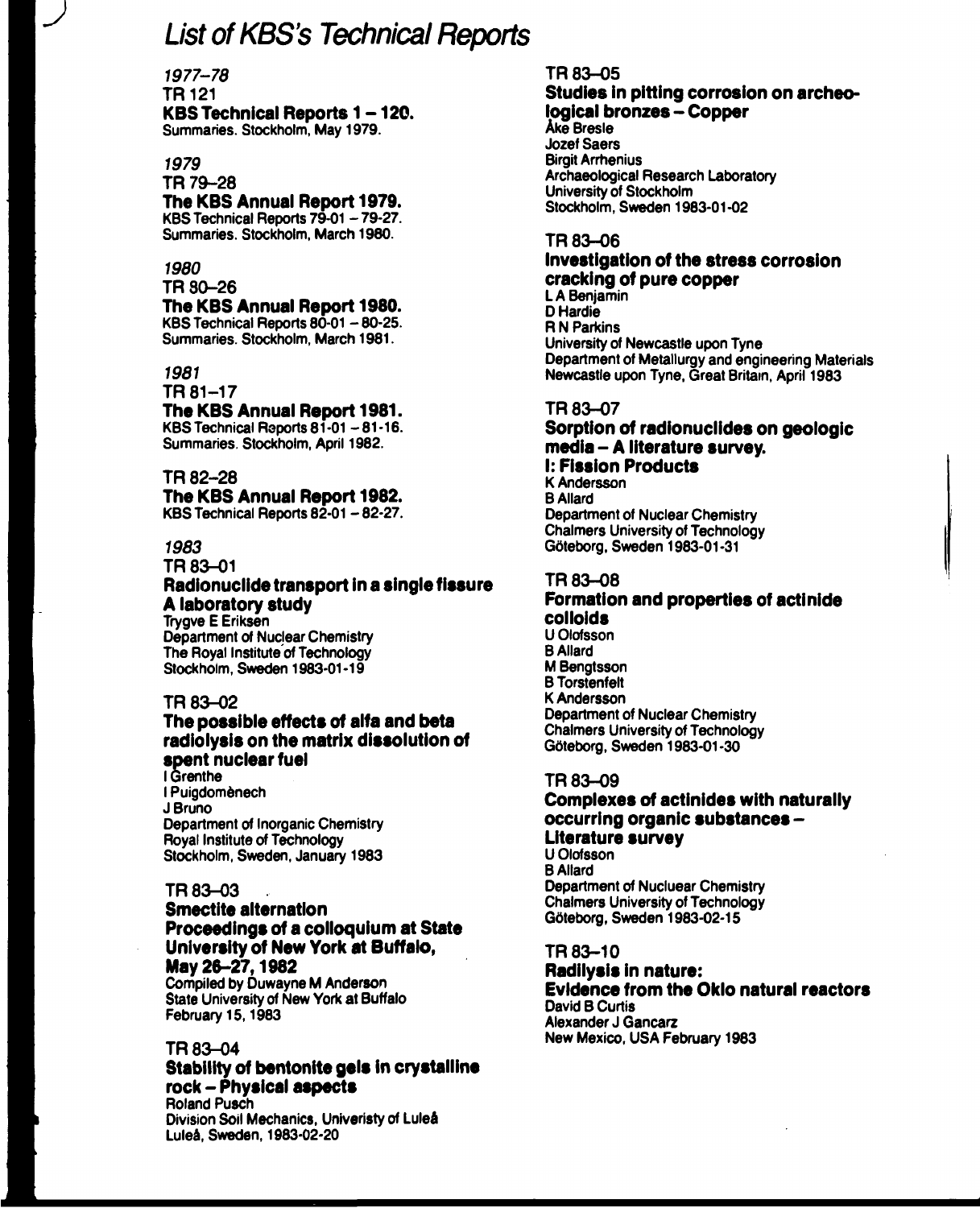# *List of KBS's Technical Reports*

*1977–78*

TR 121

**KBS Technical Reports 1 – 120.**

Summaries. Stockholm, May 1979.

*1979*

TR 79–28

**The KBS Annual Report 1979.**

KBS Technical Reports 79-01 – 79-27.
Summaries. Stockholm, March 1980.

*1980*

TR 80–26

**The KBS Annual Report 1980.**

KBS Technical Reports 80-01 – 80-25.
Summaries. Stockholm, March 1981.

*1981*

TR 81–17

**The KBS Annual Report 1981.**

KBS Technical Reports 81-01 – 81-16.
Summaries. Stockholm, April 1982.

TR 82–28

**The KBS Annual Report 1982.**

KBS Technical Reports 82-01 – 82-27.

*1983*

TR 83–01

**Radionuclide transport in a single fissure A laboratory study**

Trygve E Eriksen
Department of Nuclear Chemistry
The Royal Institute of Technology
Stockholm, Sweden 1983-01-19

TR 83–02

**The possible effects of alfa and beta radiolysis on the matrix dissolution of spent nuclear fuel**

I Grenthe
I Puigdomènech
J Bruno
Department of Inorganic Chemistry
Royal Institute of Technology
Stockholm, Sweden, January 1983

TR 83–03

**Smectite alternation
Proceedings of a colloquium at State University of New York at Buffalo, May 26–27, 1982**

Compiled by Duwayne M Anderson
State University of New York at Buffalo
February 15, 1983

TR 83–04

**Stability of bentonite gels in crystalline rock – Physical aspects**

Roland Pusch
Division Soil Mechanics, Univeristy of Luleå
Luleå, Sweden, 1983-02-20

TR 83–05

**Studies in pitting corrosion on archeological bronzes – Copper**

Åke Bresle
Jozef Saers
Birgit Arrhenius
Archaeological Research Laboratory
University of Stockholm
Stockholm, Sweden 1983-01-02

TR 83–06

**Investigation of the stress corrosion cracking of pure copper**

L A Benjamin
D Hardie
R N Parkins
University of Newcastle upon Tyne
Department of Metallurgy and engineering Materials
Newcastle upon Tyne, Great Britain, April 1983

TR 83–07

**Sorption of radionuclides on geologic media – A literature survey.
I: Fission Products**

K Andersson
B Allard
Department of Nuclear Chemistry
Chalmers University of Technology
Göteborg, Sweden 1983-01-31

TR 83–08

**Formation and properties of actinide colloids**

U Olofsson
B Allard
M Bengtsson
B Torstenfelt
K Andersson
Department of Nuclear Chemistry
Chalmers University of Technology
Göteborg, Sweden 1983-01-30

TR 83–09

**Complexes of actinides with naturally occurring organic substances – Literature survey**

U Olofsson
B Allard
Department of Nucluear Chemistry
Chalmers University of Technology
Göteborg, Sweden 1983-02-15

TR 83–10

**Radilysis in nature:
Evidence from the Oklo natural reactors**

David B Curtis
Alexander J Gancarz
New Mexico, USA February 1983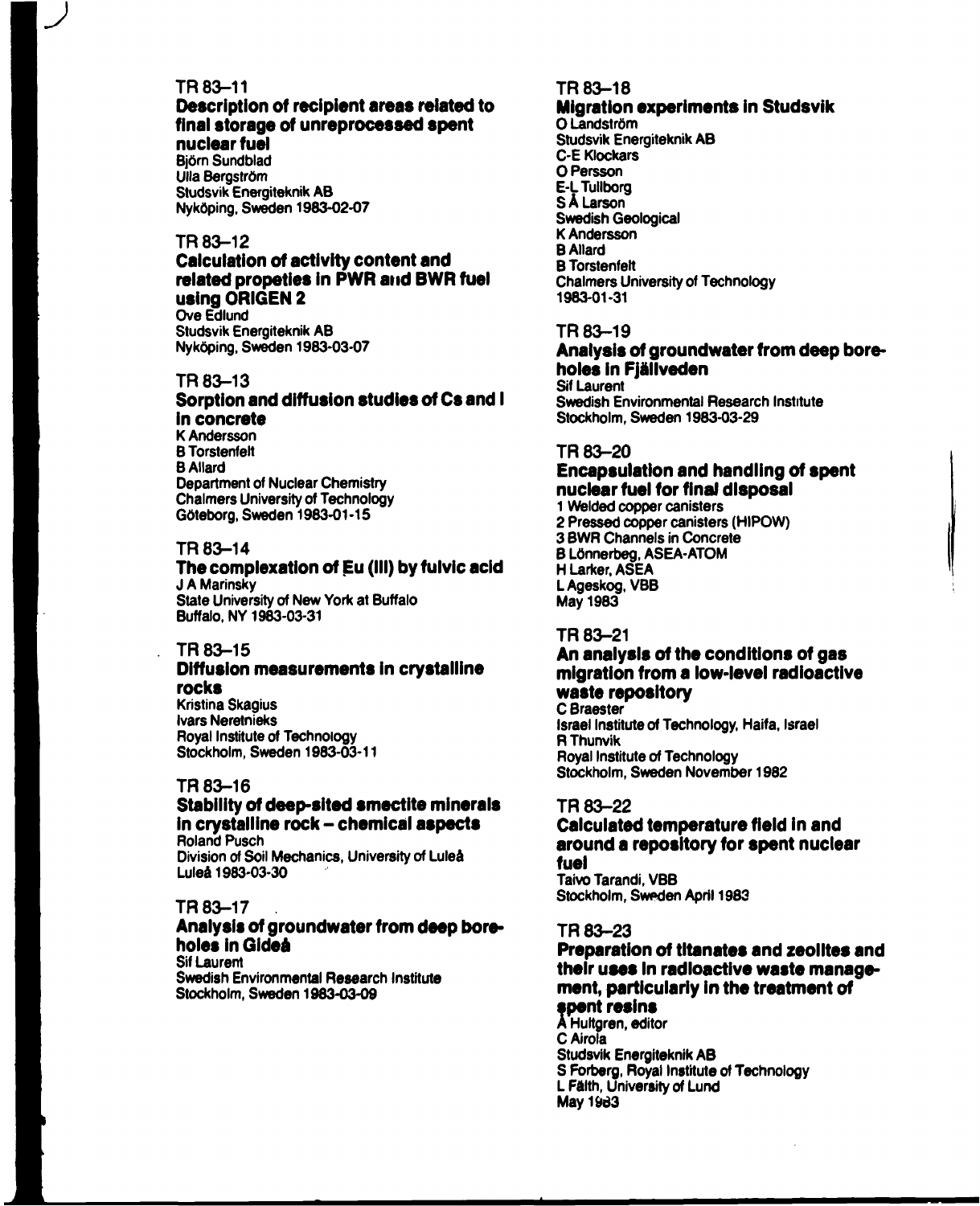### TR 83–11

**Description of recipient areas related to final storage of unreprocessed spent nuclear fuel**

Björn Sundblad
Ulla Bergström
Studsvik Energiteknik AB
Nyköping, Sweden 1983-02-07

### TR 83–12

**Calculation of activity content and related propeties in PWR and BWR fuel using ORIGEN 2**

Ove Edlund
Studsvik Energiteknik AB
Nyköping, Sweden 1983-03-07

### TR 83–13

**Sorption and diffusion studies of Cs and I in concrete**

K Andersson
B Torstenfelt
B Allard
Department of Nuclear Chemistry
Chalmers University of Technology
Göteborg, Sweden 1983-01-15

### TR 83–14

**The complexation of Eu (III) by fulvic acid**

J A Marinsky
State University of New York at Buffalo
Buffalo, NY 1983-03-31

### TR 83–15

**Diffusion measurements in crystalline rocks**

Kristina Skagius
Ivars Neretnieks
Royal Institute of Technology
Stockholm, Sweden 1983-03-11

### TR 83–16

**Stability of deep-sited smectite minerals in crystalline rock – chemical aspects**

Roland Pusch
Division of Soil Mechanics, University of Luleå
Luleå 1983-03-30

### TR 83–17

**Analysis of groundwater from deep boreholes in Gideå**

Sif Laurent
Swedish Environmental Research Institute
Stockholm, Sweden 1983-03-09

### TR 83–18

**Migration experiments in Studsvik**

O Landström
Studsvik Energiteknik AB
C-E Klockars
O Persson
E-L Tullborg
S Å Larson
Swedish Geological
K Andersson
B Allard
B Torstenfelt
Chalmers University of Technology
1983-01-31

### TR 83–19

**Analysis of groundwater from deep boreholes in Fjällveden**

Sif Laurent
Swedish Environmental Research Institute
Stockholm, Sweden 1983-03-29

### TR 83–20

**Encapsulation and handling of spent nuclear fuel for final disposal**

1 Welded copper canisters
2 Pressed copper canisters (HIPOW)
3 BWR Channels in Concrete
B Lönnerbeg, ASEA-ATOM
H Larker, ASEA
L Ageskog, VBB
May 1983

### TR 83–21

**An analysis of the conditions of gas migration from a low-level radioactive waste repository**

C Braester
Israel Institute of Technology, Haifa, Israel
R Thunvik
Royal Institute of Technology
Stockholm, Sweden November 1982

### TR 83–22

**Calculated temperature field in and around a repository for spent nuclear fuel**

Taivo Tarandi, VBB
Stockholm, Sweden April 1983

### TR 83–23

**Preparation of titanates and zeolites and their uses in radioactive waste management, particularly in the treatment of spent resins**

Å Hultgren, editor
C Airola
Studsvik Energiteknik AB
S Forberg, Royal Institute of Technology
L Fälth, University of Lund
May 1983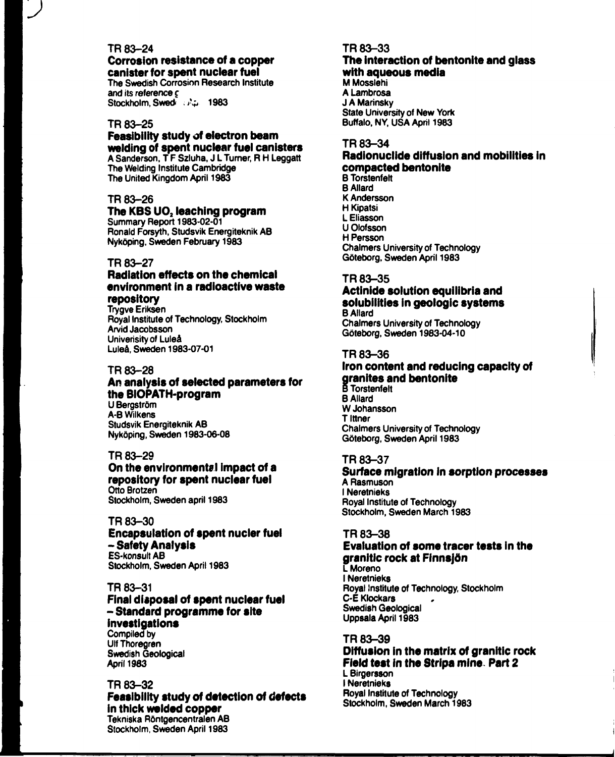TR 83–24
**Corrosion resistance of a copper canister for spent nuclear fuel**
The Swedish Corrosion Research Institute
and its reference g
Stockholm, Swed ... 1983

TR 83–25
**Feasibility study of electron beam welding of spent nuclear fuel canisters**
A Sanderson, T F Szluha, J L Turner, R H Leggatt
The Welding Institute Cambridge
The United Kingdom April 1983

TR 83–26
**The KBS $UO_2$ leaching program**
Summary Report 1983-02-01
Ronald Forsyth, Studsvik Energiteknik AB
Nyköping, Sweden February 1983

TR 83–27
**Radiation effects on the chemical environment in a radioactive waste repository**
Trygve Eriksen
Royal Institute of Technology, Stockholm
Arvid Jacobsson
Univerisity of Luleå
Luleå, Sweden 1983-07-01

TR 83–28
**An analysis of selected parameters for the BIOPATH-program**
U Bergström
A-B Wilkens
Studsvik Energiteknik AB
Nyköping, Sweden 1983-06-08

TR 83–29
**On the environmental impact of a repository for spent nuclear fuel**
Otto Brotzen
Stockholm, Sweden april 1983

TR 83–30
**Encapsulation of spent nucler fuel – Safety Analysis**
ES-konsult AB
Stockholm, Sweden April 1983

TR 83–31
**Final disposal of spent nuclear fuel – Standard programme for site investigations**
Compiled by
Ulf Thoregren
Swedish Geological
April 1983

TR 83–32
**Feasibility study of detection of defects in thick welded copper**
Tekniska Röntgencentralen AB
Stockholm, Sweden April 1983

TR 83–33
**The interaction of bentonite and glass with aqueous media**
M Mosslehi
A Lambrosa
J A Marinsky
State University of New York
Buffalo, NY, USA April 1983

TR 83–34
**Radionuclide diffusion and mobilities in compacted bentonite**
B Torstenfelt
B Allard
K Andersson
H Kipatsi
L Eliasson
U Olofsson
H Persson
Chalmers University of Technology
Göteborg, Sweden April 1983

TR 83–35
**Actinide solution equilibria and solubilities in geologic systems**
B Allard
Chalmers University of Technology
Göteborg, Sweden 1983-04-10

TR 83–36
**Iron content and reducing capacity of granites and bentonite**
B Torstenfelt
B Allard
W Johansson
T Ittner
Chalmers University of Technology
Göteborg, Sweden April 1983

TR 83–37
**Surface migration in sorption processes**
A Rasmuson
I Neretnieks
Royal Institute of Technology
Stockholm, Sweden March 1983

TR 83–38
**Evaluation of some tracer tests in the granitic rock at Finnsjön**
L Moreno
I Neretnieks
Royal Institute of Technology, Stockholm
C-E Klockars
Swedish Geological
Uppsala April 1983

TR 83–39
**Diffusion in the matrix of granitic rock Field test in the Stripa mine. Part 2**
L Birgersson
I Neretnieks
Royal Institute of Technology
Stockholm, Sweden March 1983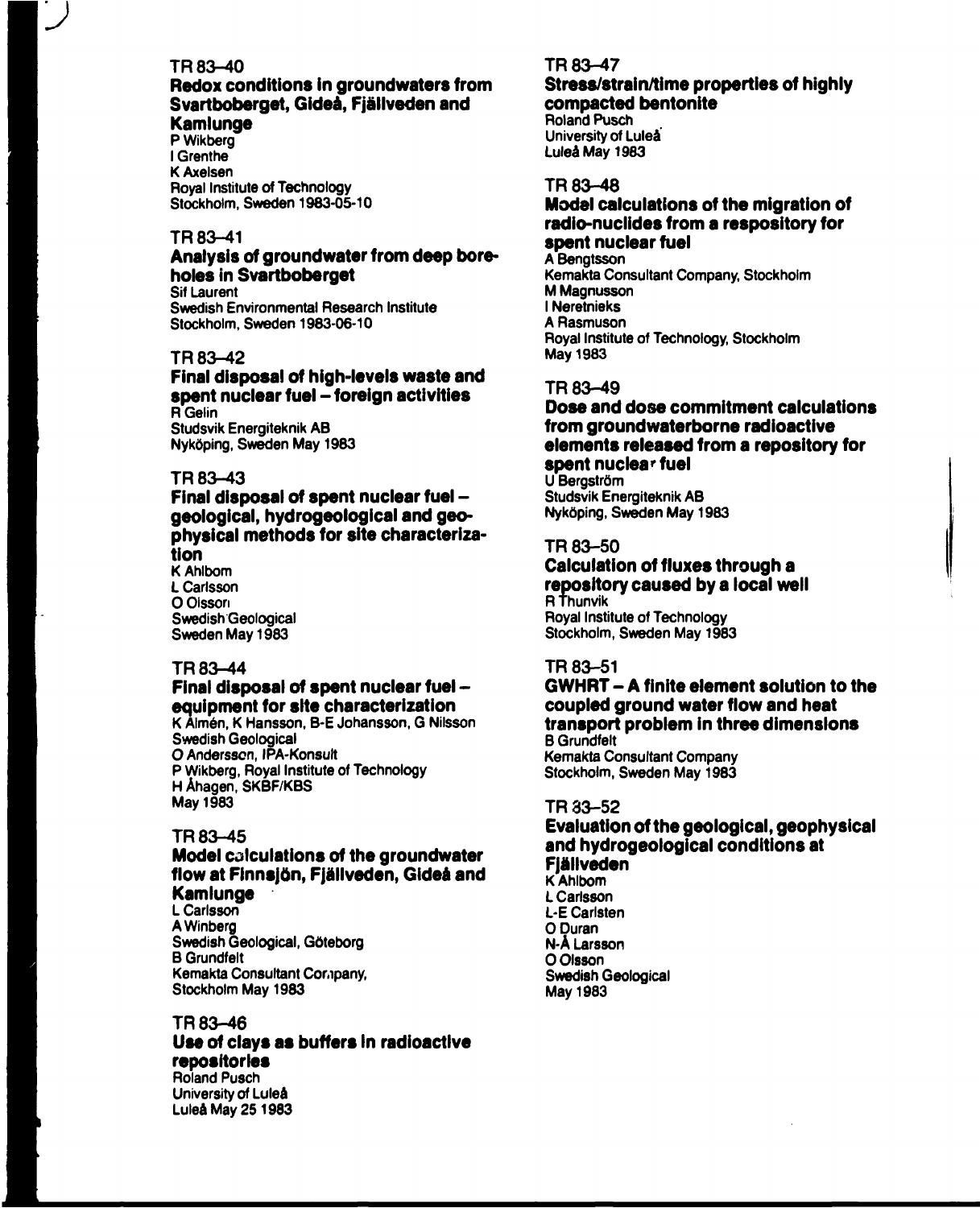TR 83–40

**Redox conditions in groundwaters from Svartboberget, Gideå, Fjällveden and Kamlunge**

P Wikberg
I Grenthe
K Axelsen
Royal Institute of Technology
Stockholm, Sweden 1983-05-10

TR 83–41

**Analysis of groundwater from deep boreholes in Svartboberget**

Sif Laurent
Swedish Environmental Research Institute
Stockholm, Sweden 1983-06-10

TR 83–42

**Final disposal of high-levels waste and spent nuclear fuel – foreign activities**

R Gelin
Studsvik Energiteknik AB
Nyköping, Sweden May 1983

TR 83–43

**Final disposal of spent nuclear fuel – geological, hydrogeological and geophysical methods for site characterization**

K Ahlbom
L Carlsson
O Olsson
Swedish Geological
Sweden May 1983

TR 83–44

**Final disposal of spent nuclear fuel – equipment for site characterization**

K Almén, K Hansson, B-E Johansson, G Nilsson
Swedish Geological
O Andersson, IPA-Konsult
P Wikberg, Royal Institute of Technology
H Åhagen, SKBF/KBS
May 1983

TR 83–45

**Model calculations of the groundwater flow at Finnsjön, Fjällveden, Gideå and Kamlunge**

L Carlsson
A Winberg
Swedish Geological, Göteborg
B Grundfelt
Kemakta Consultant Company,
Stockholm May 1983

TR 83–46

**Use of clays as buffers in radioactive repositories**

Roland Pusch
University of Luleå
Luleå May 25 1983

TR 83–47

**Stress/strain/time properties of highly compacted bentonite**

Roland Pusch
University of Luleå
Luleå May 1983

TR 83–48

**Model calculations of the migration of radio-nuclides from a respository for spent nuclear fuel**

A Bengtsson
Kemakta Consultant Company, Stockholm
M Magnusson
I Neretnieks
A Rasmuson
Royal Institute of Technology, Stockholm
May 1983

TR 83–49

**Dose and dose commitment calculations from groundwaterborne radioactive elements released from a repository for spent nuclear fuel**

U Bergström
Studsvik Energiteknik AB
Nyköping, Sweden May 1983

TR 83–50

**Calculation of fluxes through a repository caused by a local well**

R Thunvik
Royal Institute of Technology
Stockholm, Sweden May 1983

TR 83–51

**GWHRT – A finite element solution to the coupled ground water flow and heat transport problem in three dimensions**

B Grundfelt
Kemakta Consultant Company
Stockholm, Sweden May 1983

TR 83–52

**Evaluation of the geological, geophysical and hydrogeological conditions at Fjällveden**

K Ahlbom
L Carlsson
L-E Carlsten
O Duran
N-Å Larsson
O Olsson
Swedish Geological
May 1983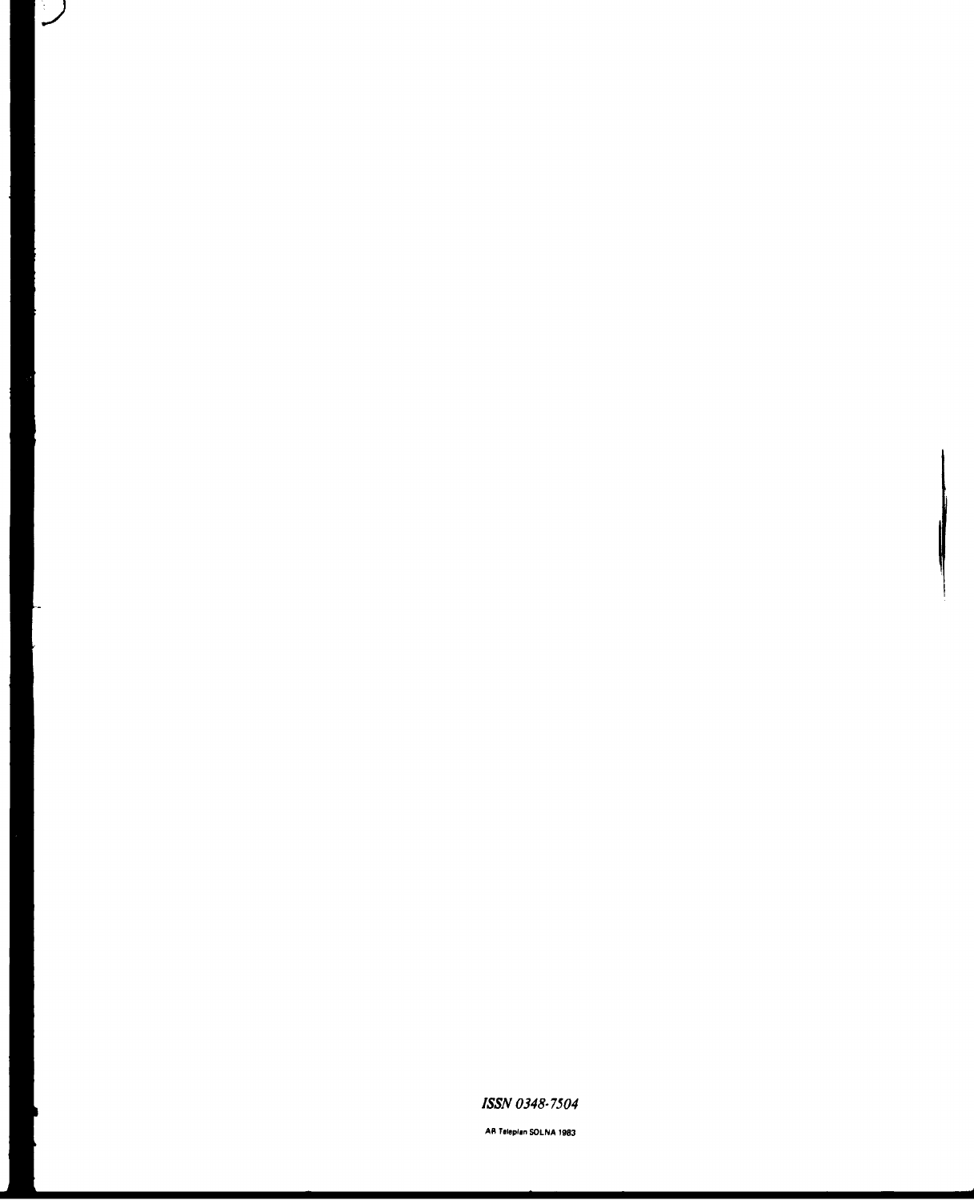*ISSN 0348-7504*

AB Teleplan SOLNA 1983